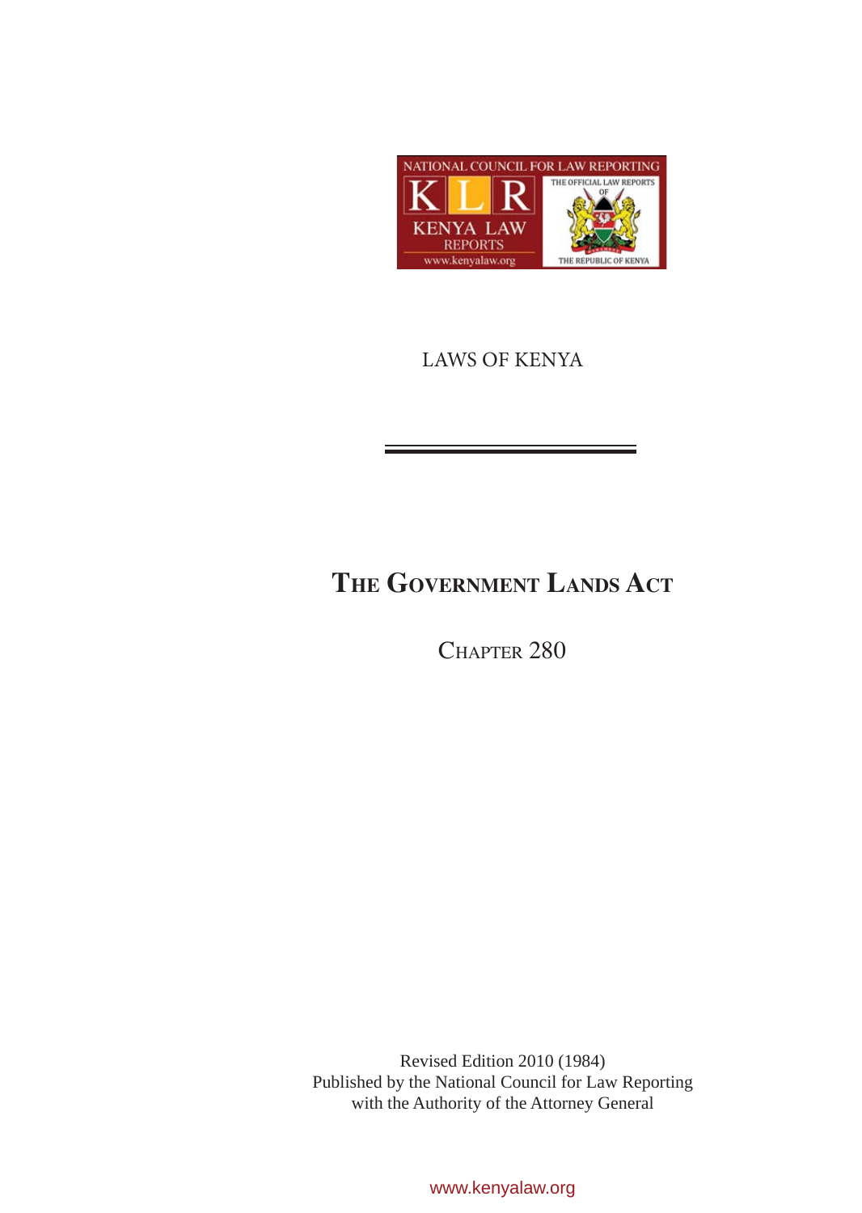NATIONAL COUNCIL FOR LAW REPORTING

KLR

KENYA LAW REPORTS

www.kenyalaw.org

THE OFFICIAL LAW REPORTS OF THE REPUBLIC OF KENYA

LAWS OF KENYA

# THE GOVERNMENT LANDS ACT

CHAPTER 280

Revised Edition 2010 (1984)
Published by the National Council for Law Reporting
with the Authority of the Attorney General

www.kenyalaw.org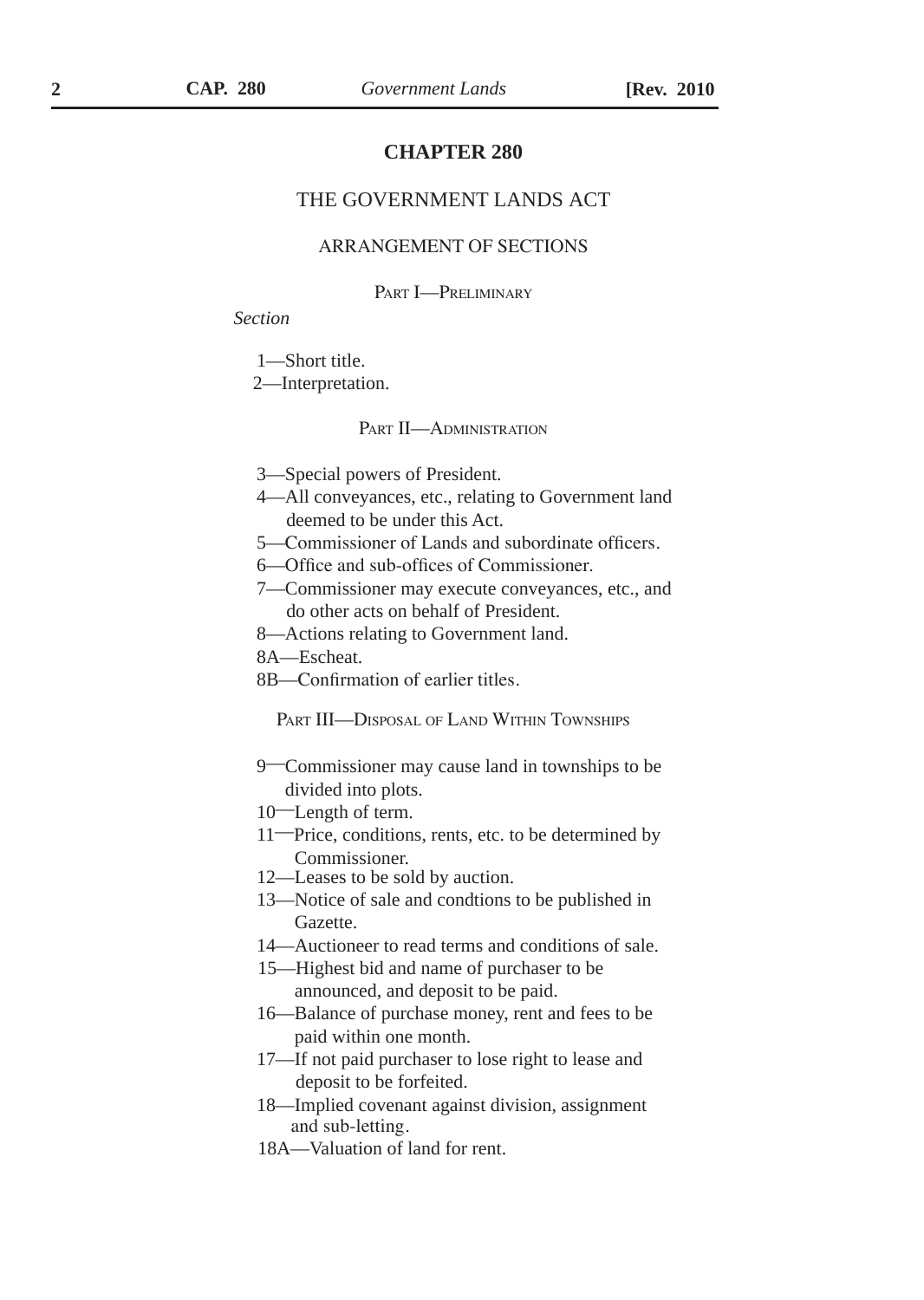# CHAPTER 280

## THE GOVERNMENT LANDS ACT

### ARRANGEMENT OF SECTIONS

PART I—PRELIMINARY

*Section*

1—Short title.
2—Interpretation.

PART II—ADMINISTRATION

3—Special powers of President.
4—All conveyances, etc., relating to Government land deemed to be under this Act.
5—Commissioner of Lands and subordinate officers.
6—Office and sub-offices of Commissioner.
7—Commissioner may execute conveyances, etc., and do other acts on behalf of President.
8—Actions relating to Government land.
8A—Escheat.
8B—Confirmation of earlier titles.

PART III—DISPOSAL OF LAND WITHIN TOWNSHIPS

9—Commissioner may cause land in townships to be divided into plots.
10—Length of term.
11—Price, conditions, rents, etc. to be determined by Commissioner.
12—Leases to be sold by auction.
13—Notice of sale and condtions to be published in Gazette.
14—Auctioneer to read terms and conditions of sale.
15—Highest bid and name of purchaser to be announced, and deposit to be paid.
16—Balance of purchase money, rent and fees to be paid within one month.
17—If not paid purchaser to lose right to lease and deposit to be forfeited.
18—Implied covenant against division, assignment and sub-letting.
18A—Valuation of land for rent.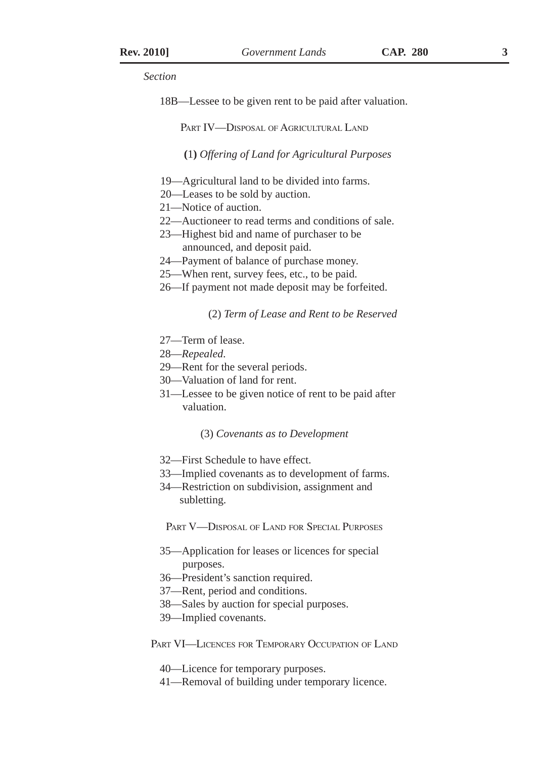*Section*

18B—Lessee to be given rent to be paid after valuation.

PART IV—DISPOSAL OF AGRICULTURAL LAND

(1) *Offering of Land for Agricultural Purposes*

19—Agricultural land to be divided into farms.
20—Leases to be sold by auction.
21—Notice of auction.
22—Auctioneer to read terms and conditions of sale.
23—Highest bid and name of purchaser to be announced, and deposit paid.
24—Payment of balance of purchase money.
25—When rent, survey fees, etc., to be paid.
26—If payment not made deposit may be forfeited.

(2) *Term of Lease and Rent to be Reserved*

27—Term of lease.
28—*Repealed.*
29—Rent for the several periods.
30—Valuation of land for rent.
31—Lessee to be given notice of rent to be paid after valuation.

(3) *Covenants as to Development*

32—First Schedule to have effect.
33—Implied covenants as to development of farms.
34—Restriction on subdivision, assignment and subletting.

PART V—DISPOSAL OF LAND FOR SPECIAL PURPOSES

35—Application for leases or licences for special purposes.
36—President's sanction required.
37—Rent, period and conditions.
38—Sales by auction for special purposes.
39—Implied covenants.

PART VI—LICENCES FOR TEMPORARY OCCUPATION OF LAND

40—Licence for temporary purposes.
41—Removal of building under temporary licence.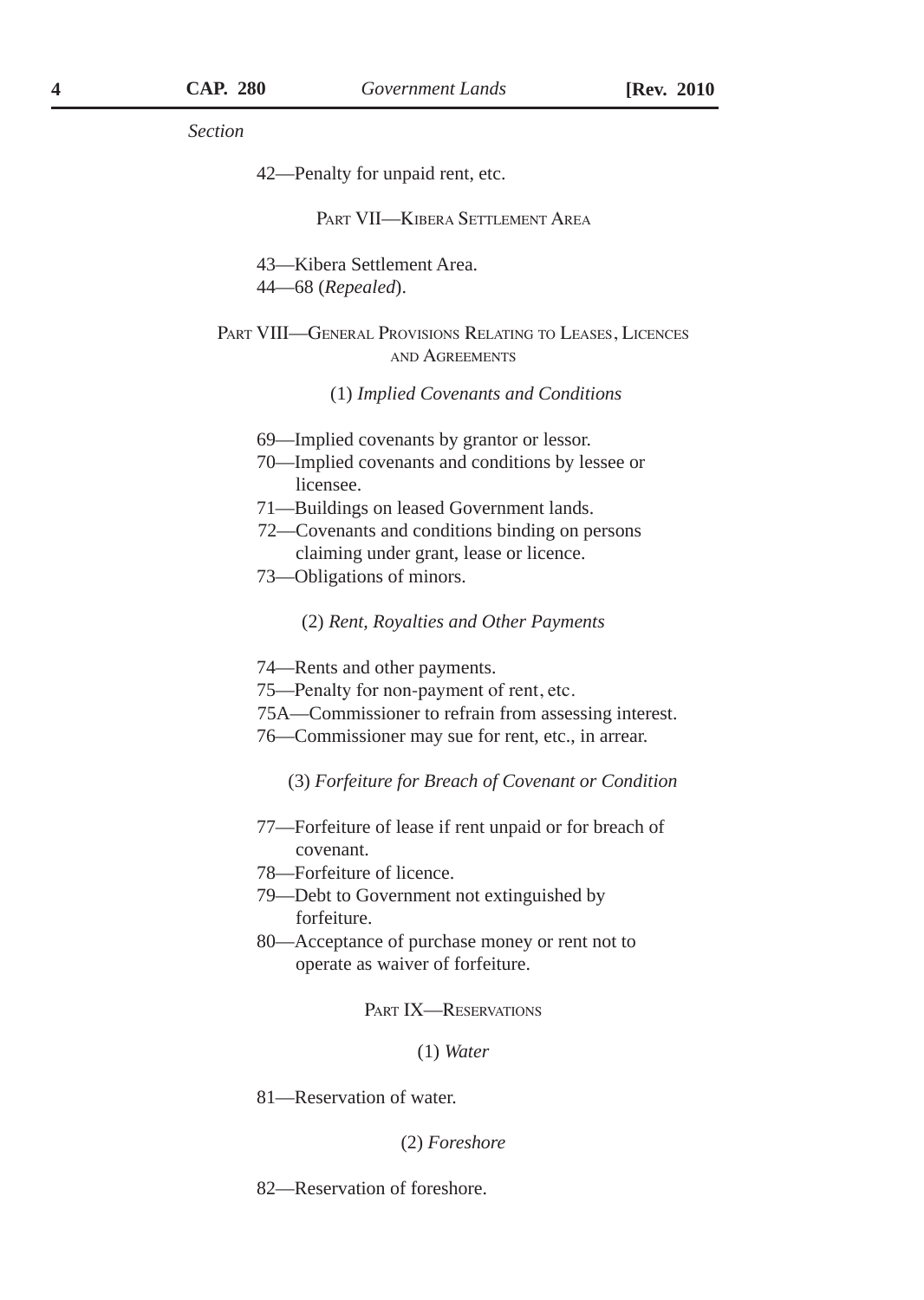*Section*

42—Penalty for unpaid rent, etc.

PART VII—KIBERA SETTLEMENT AREA

43—Kibera Settlement Area.
44—68 (*Repealed*).

PART VIII—GENERAL PROVISIONS RELATING TO LEASES, LICENCES AND AGREEMENTS

(1) *Implied Covenants and Conditions*

69—Implied covenants by grantor or lessor.
70—Implied covenants and conditions by lessee or licensee.
71—Buildings on leased Government lands.
72—Covenants and conditions binding on persons claiming under grant, lease or licence.
73—Obligations of minors.

(2) *Rent, Royalties and Other Payments*

74—Rents and other payments.
75—Penalty for non-payment of rent, etc.
75A—Commissioner to refrain from assessing interest.
76—Commissioner may sue for rent, etc., in arrear.

(3) *Forfeiture for Breach of Covenant or Condition*

77—Forfeiture of lease if rent unpaid or for breach of covenant.
78—Forfeiture of licence.
79—Debt to Government not extinguished by forfeiture.
80—Acceptance of purchase money or rent not to operate as waiver of forfeiture.

PART IX—RESERVATIONS

(1) *Water*

81—Reservation of water.

(2) *Foreshore*

82—Reservation of foreshore.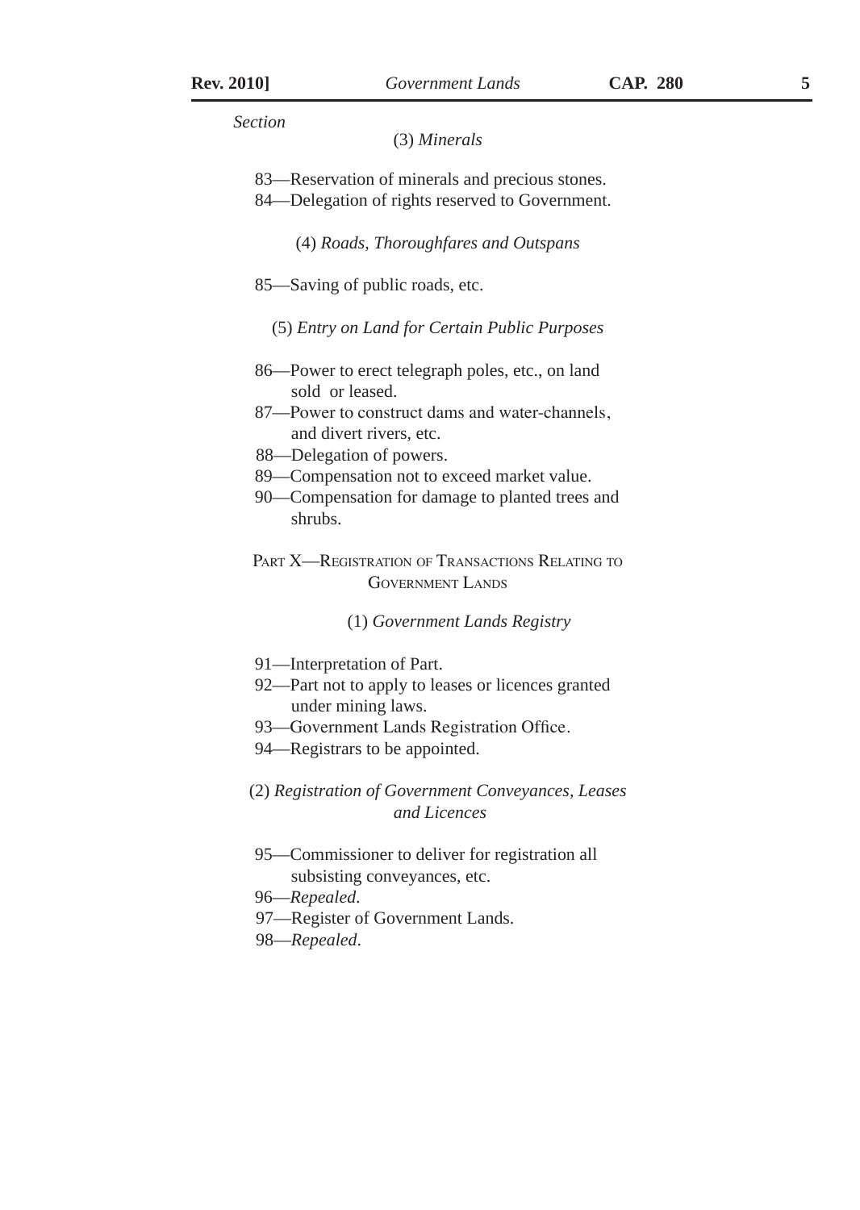*Section*

(3) *Minerals*

83—Reservation of minerals and precious stones.
84—Delegation of rights reserved to Government.

(4) *Roads, Thoroughfares and Outspans*

85—Saving of public roads, etc.

(5) *Entry on Land for Certain Public Purposes*

86—Power to erect telegraph poles, etc., on land sold or leased.
87—Power to construct dams and water-channels, and divert rivers, etc.
88—Delegation of powers.
89—Compensation not to exceed market value.
90—Compensation for damage to planted trees and shrubs.

## PART X—REGISTRATION OF TRANSACTIONS RELATING TO GOVERNMENT LANDS

(1) *Government Lands Registry*

91—Interpretation of Part.
92—Part not to apply to leases or licences granted under mining laws.
93—Government Lands Registration Office.
94—Registrars to be appointed.

(2) *Registration of Government Conveyances, Leases and Licences*

95—Commissioner to deliver for registration all subsisting conveyances, etc.
96—*Repealed.*
97—Register of Government Lands.
98—*Repealed*.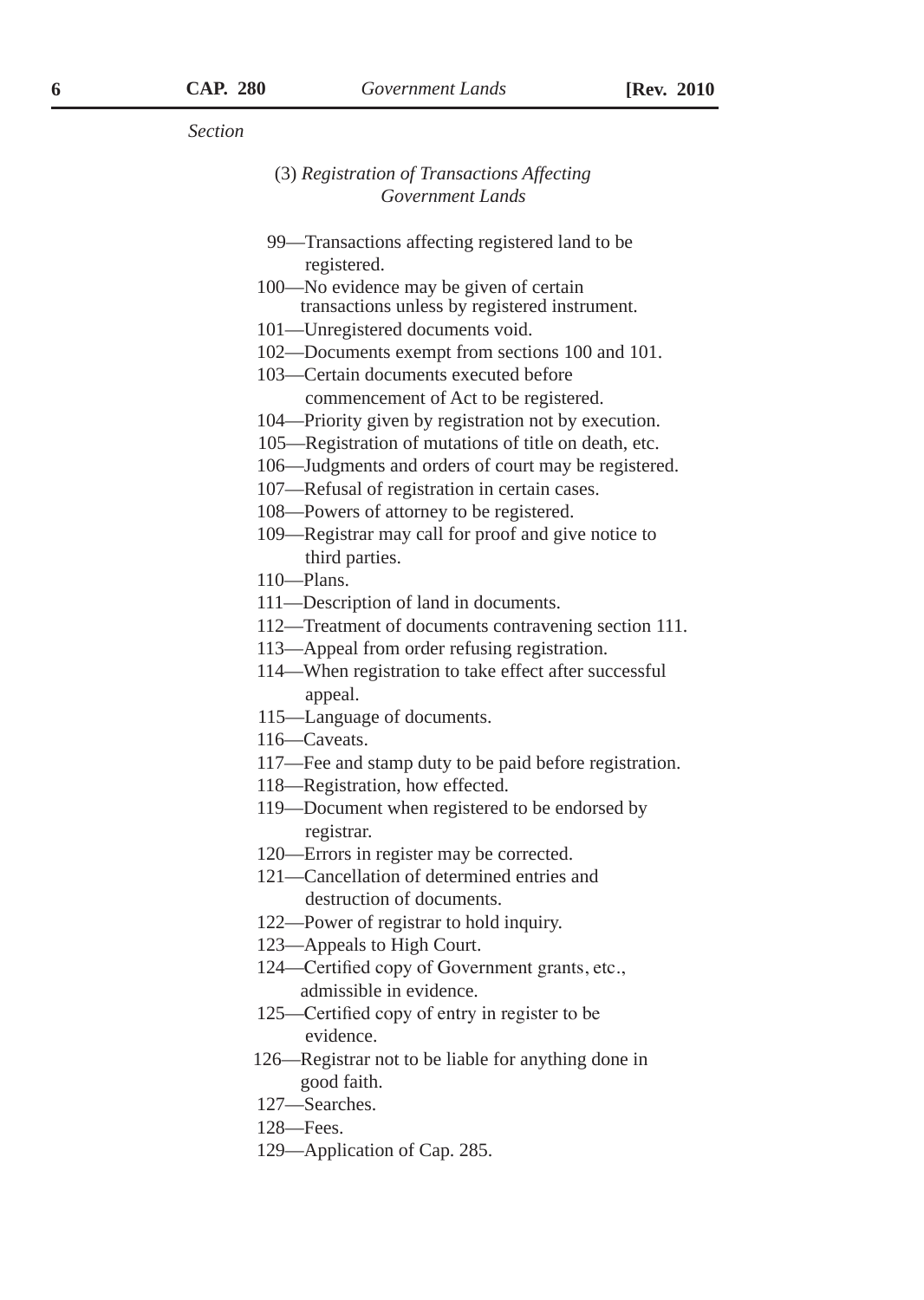*Section*

(3) *Registration of Transactions Affecting Government Lands*

99—Transactions affecting registered land to be registered.
100—No evidence may be given of certain transactions unless by registered instrument.
101—Unregistered documents void.
102—Documents exempt from sections 100 and 101.
103—Certain documents executed before commencement of Act to be registered.
104—Priority given by registration not by execution.
105—Registration of mutations of title on death, etc.
106—Judgments and orders of court may be registered.
107—Refusal of registration in certain cases.
108—Powers of attorney to be registered.
109—Registrar may call for proof and give notice to third parties.
110—Plans.
111—Description of land in documents.
112—Treatment of documents contravening section 111.
113—Appeal from order refusing registration.
114—When registration to take effect after successful appeal.
115—Language of documents.
116—Caveats.
117—Fee and stamp duty to be paid before registration.
118—Registration, how effected.
119—Document when registered to be endorsed by registrar.
120—Errors in register may be corrected.
121—Cancellation of determined entries and destruction of documents.
122—Power of registrar to hold inquiry.
123—Appeals to High Court.
124—Certified copy of Government grants, etc., admissible in evidence.
125—Certified copy of entry in register to be evidence.
126—Registrar not to be liable for anything done in good faith.
127—Searches.
128—Fees.
129—Application of Cap. 285.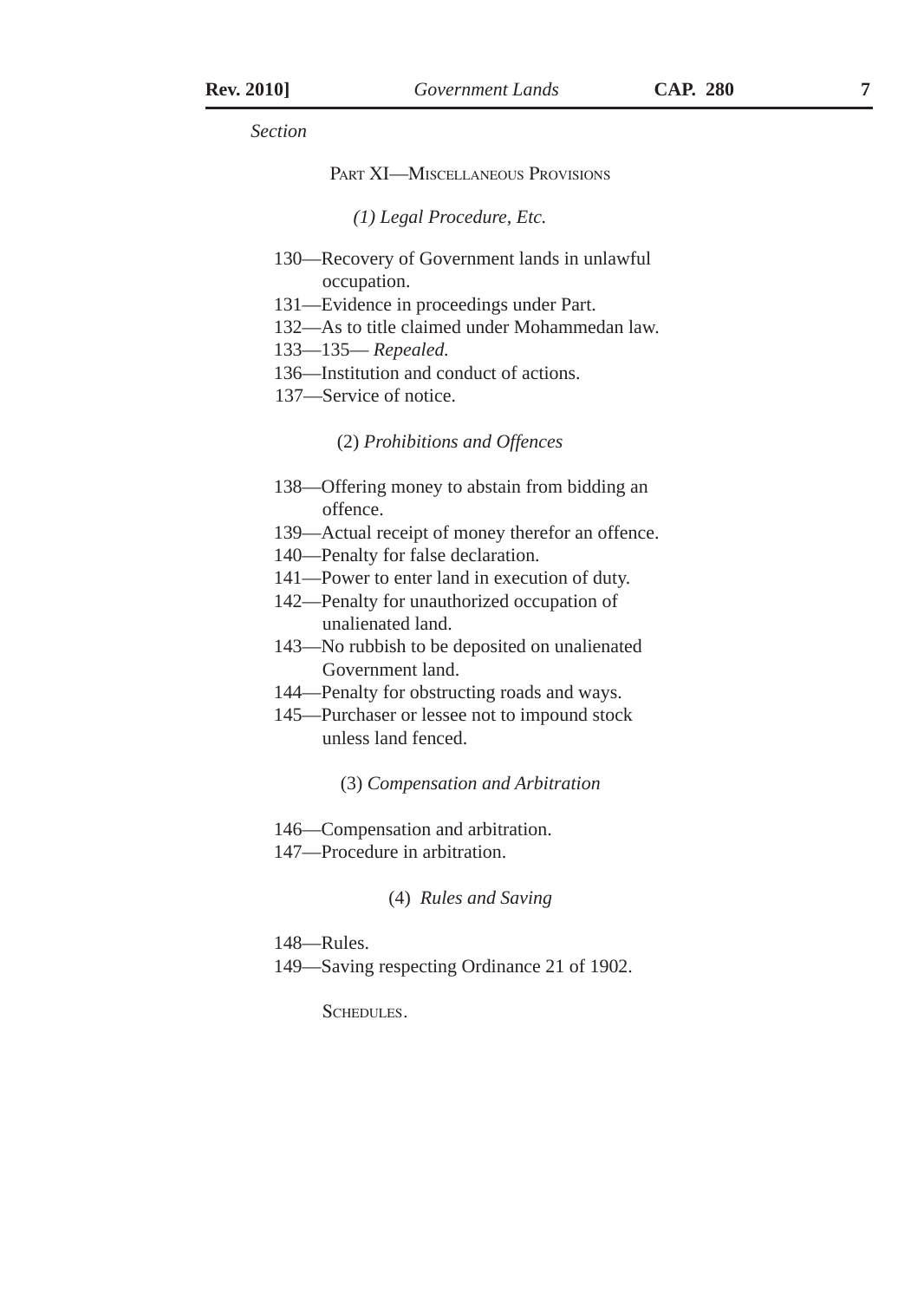*Section*

PART XI—MISCELLANEOUS PROVISIONS

*(1) Legal Procedure, Etc.*

130—Recovery of Government lands in unlawful occupation.
131—Evidence in proceedings under Part.
132—As to title claimed under Mohammedan law.
133—135— *Repealed.*
136—Institution and conduct of actions.
137—Service of notice.

(2) *Prohibitions and Offences*

138—Offering money to abstain from bidding an offence.
139—Actual receipt of money therefor an offence.
140—Penalty for false declaration.
141—Power to enter land in execution of duty.
142—Penalty for unauthorized occupation of unalienated land.
143—No rubbish to be deposited on unalienated Government land.
144—Penalty for obstructing roads and ways.
145—Purchaser or lessee not to impound stock unless land fenced.

(3) *Compensation and Arbitration*

146—Compensation and arbitration.
147—Procedure in arbitration.

(4) *Rules and Saving*

148—Rules.
149—Saving respecting Ordinance 21 of 1902.

SCHEDULES.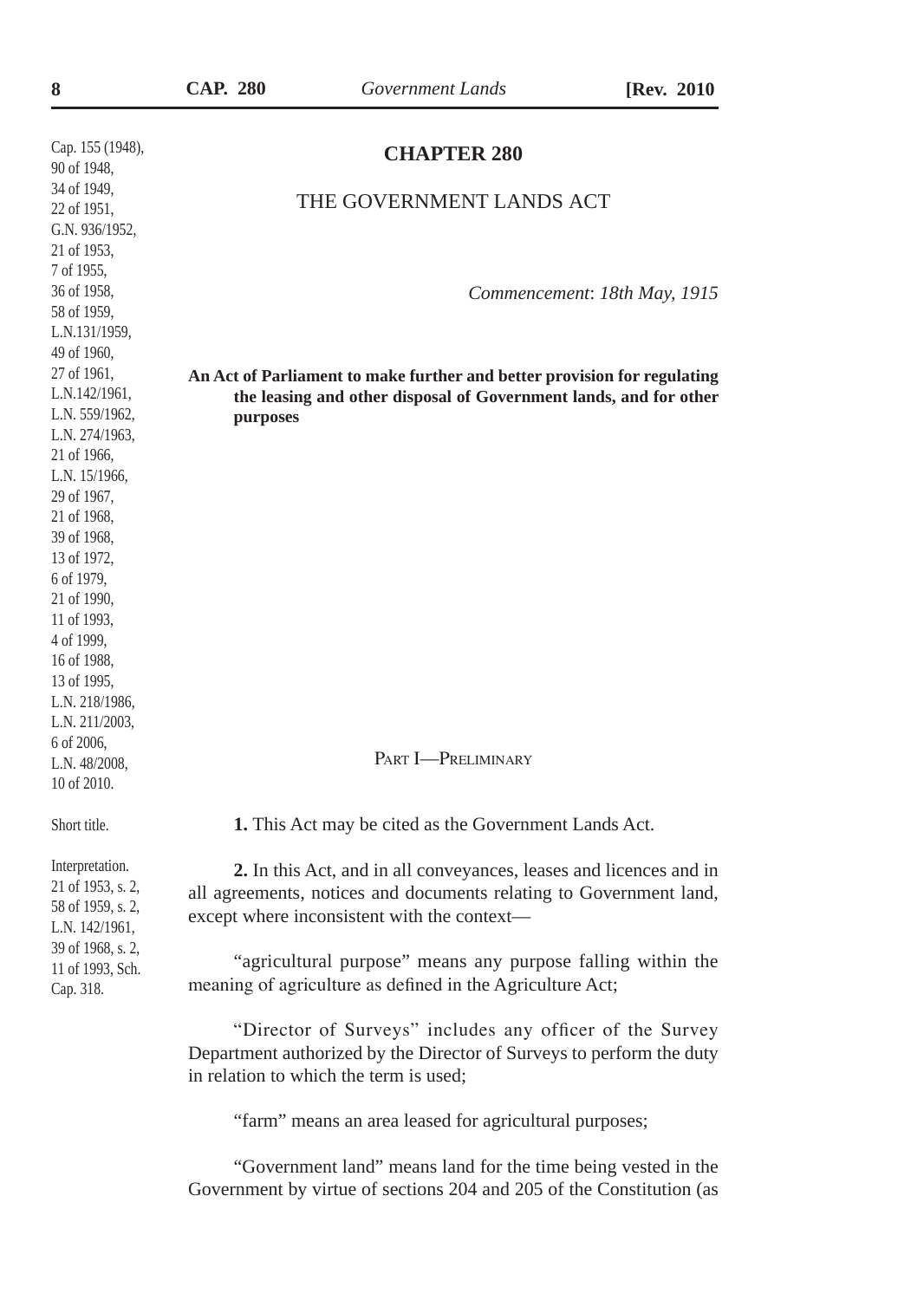Cap. 155 (1948), 90 of 1948, 34 of 1949, 22 of 1951, G.N. 936/1952, 21 of 1953, 7 of 1955, 36 of 1958, 58 of 1959, L.N.131/1959, 49 of 1960, 27 of 1961, L.N.142/1961, L.N. 559/1962, L.N. 274/1963, 21 of 1966, L.N. 15/1966, 29 of 1967, 21 of 1968, 39 of 1968, 13 of 1972, 6 of 1979, 21 of 1990, 11 of 1993, 4 of 1999, 16 of 1988, 13 of 1995, L.N. 218/1986, L.N. 211/2003, 6 of 2006, L.N. 48/2008, 10 of 2010.

# CHAPTER 280

## THE GOVERNMENT LANDS ACT

*Commencement: 18th May, 1915*

**An Act of Parliament to make further and better provision for regulating the leasing and other disposal of Government lands, and for other purposes**

### PART I—PRELIMINARY

Short title.

**1.** This Act may be cited as the Government Lands Act.

Interpretation. 21 of 1953, s. 2, 58 of 1959, s. 2, L.N. 142/1961, 39 of 1968, s. 2, 11 of 1993, Sch. Cap. 318.

**2.** In this Act, and in all conveyances, leases and licences and in all agreements, notices and documents relating to Government land, except where inconsistent with the context—

"agricultural purpose" means any purpose falling within the meaning of agriculture as defined in the Agriculture Act;

"Director of Surveys" includes any officer of the Survey Department authorized by the Director of Surveys to perform the duty in relation to which the term is used;

"farm" means an area leased for agricultural purposes;

"Government land" means land for the time being vested in the Government by virtue of sections 204 and 205 of the Constitution (as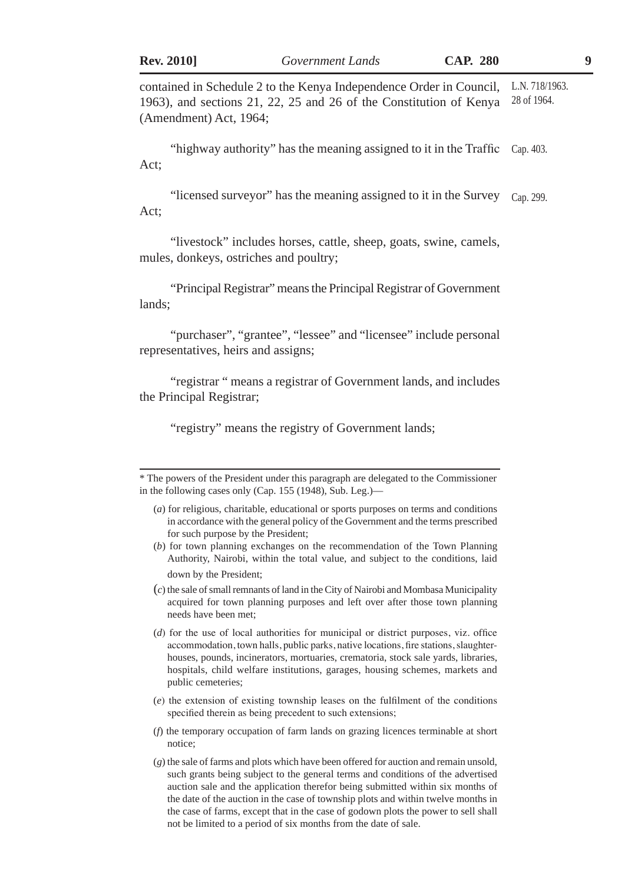contained in Schedule 2 to the Kenya Independence Order in Council, 1963), and sections 21, 22, 25 and 26 of the Constitution of Kenya (Amendment) Act, 1964; L.N. 718/1963. 28 of 1964.

"highway authority" has the meaning assigned to it in the Traffic Act; Cap. 403.

"licensed surveyor" has the meaning assigned to it in the Survey Act; Cap. 299.

"livestock" includes horses, cattle, sheep, goats, swine, camels, mules, donkeys, ostriches and poultry;

"Principal Registrar" means the Principal Registrar of Government lands;

"purchaser", "grantee", "lessee" and "licensee" include personal representatives, heirs and assigns;

"registrar " means a registrar of Government lands, and includes the Principal Registrar;

"registry" means the registry of Government lands;

---

\* The powers of the President under this paragraph are delegated to the Commissioner in the following cases only (Cap. 155 (1948), Sub. Leg.)—

(*a*) for religious, charitable, educational or sports purposes on terms and conditions in accordance with the general policy of the Government and the terms prescribed for such purpose by the President;

(*b*) for town planning exchanges on the recommendation of the Town Planning Authority, Nairobi, within the total value, and subject to the conditions, laid down by the President;

(*c*) the sale of small remnants of land in the City of Nairobi and Mombasa Municipality acquired for town planning purposes and left over after those town planning needs have been met;

(*d*) for the use of local authorities for municipal or district purposes, viz. office accommodation, town halls, public parks, native locations, fire stations, slaughter-houses, pounds, incinerators, mortuaries, crematoria, stock sale yards, libraries, hospitals, child welfare institutions, garages, housing schemes, markets and public cemeteries;

(*e*) the extension of existing township leases on the fulfilment of the conditions specified therein as being precedent to such extensions;

(*f*) the temporary occupation of farm lands on grazing licences terminable at short notice;

(*g*) the sale of farms and plots which have been offered for auction and remain unsold, such grants being subject to the general terms and conditions of the advertised auction sale and the application therefor being submitted within six months of the date of the auction in the case of township plots and within twelve months in the case of farms, except that in the case of godown plots the power to sell shall not be limited to a period of six months from the date of sale.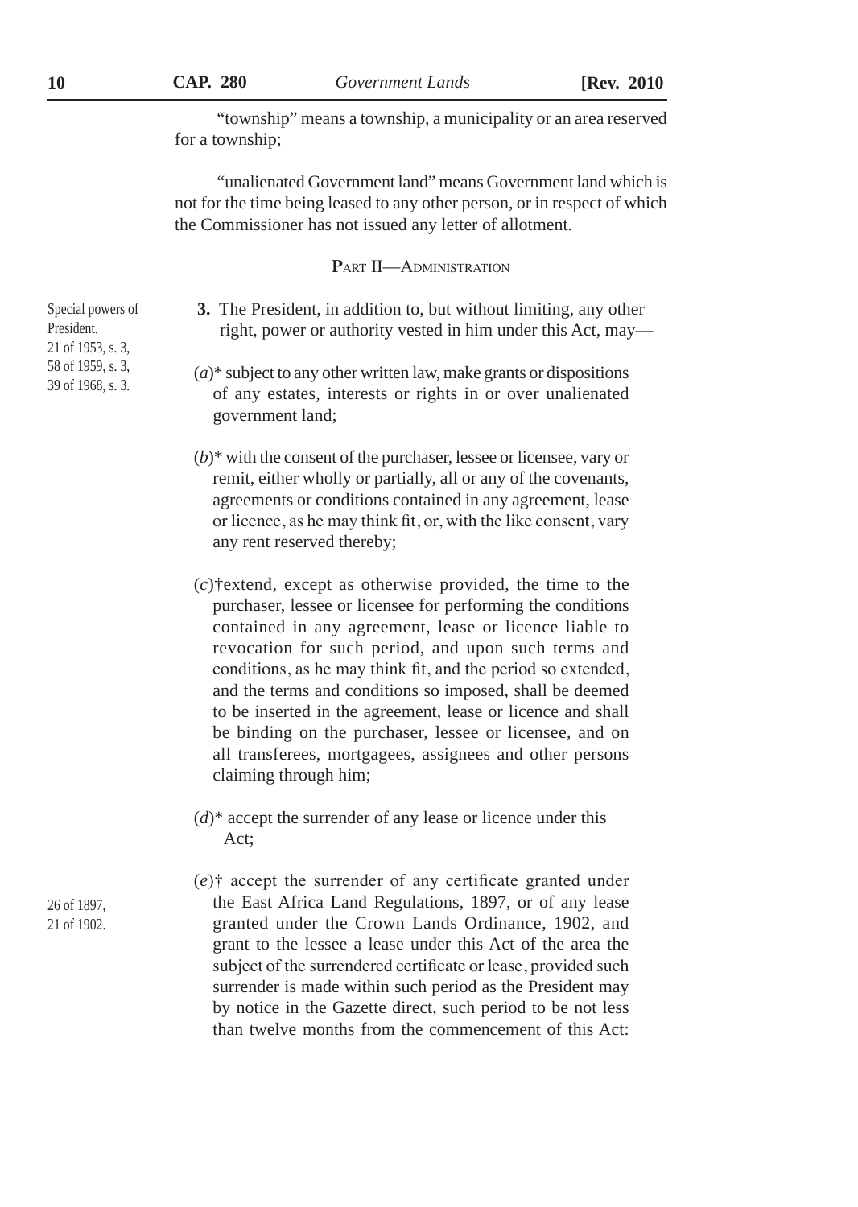"township" means a township, a municipality or an area reserved for a township;

"unalienated Government land" means Government land which is not for the time being leased to any other person, or in respect of which the Commissioner has not issued any letter of allotment.

## PART II—ADMINISTRATION

Special powers of President.
21 of 1953, s. 3,
58 of 1959, s. 3,
39 of 1968, s. 3.

**3.** The President, in addition to, but without limiting, any other right, power or authority vested in him under this Act, may—

(*a*)* subject to any other written law, make grants or dispositions of any estates, interests or rights in or over unalienated government land;

(*b*)* with the consent of the purchaser, lessee or licensee, vary or remit, either wholly or partially, all or any of the covenants, agreements or conditions contained in any agreement, lease or licence, as he may think fit, or, with the like consent, vary any rent reserved thereby;

(*c*)†extend, except as otherwise provided, the time to the purchaser, lessee or licensee for performing the conditions contained in any agreement, lease or licence liable to revocation for such period, and upon such terms and conditions, as he may think fit, and the period so extended, and the terms and conditions so imposed, shall be deemed to be inserted in the agreement, lease or licence and shall be binding on the purchaser, lessee or licensee, and on all transferees, mortgagees, assignees and other persons claiming through him;

(*d*)* accept the surrender of any lease or licence under this Act;

26 of 1897,
21 of 1902.

(*e*)† accept the surrender of any certificate granted under the East Africa Land Regulations, 1897, or of any lease granted under the Crown Lands Ordinance, 1902, and grant to the lessee a lease under this Act of the area the subject of the surrendered certificate or lease, provided such surrender is made within such period as the President may by notice in the Gazette direct, such period to be not less than twelve months from the commencement of this Act: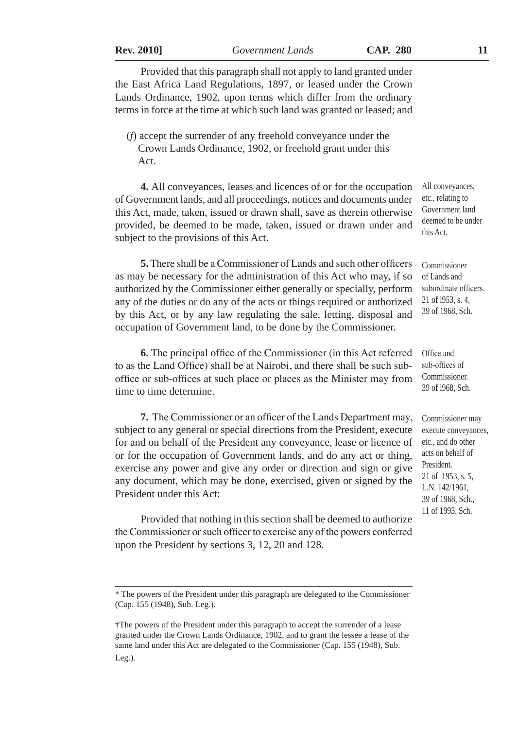Provided that this paragraph shall not apply to land granted under the East Africa Land Regulations, 1897, or leased under the Crown Lands Ordinance, 1902, upon terms which differ from the ordinary terms in force at the time at which such land was granted or leased; and

(*f*) accept the surrender of any freehold conveyance under the Crown Lands Ordinance, 1902, or freehold grant under this Act.

All conveyances, etc., relating to Government land deemed to be under this Act.

**4.** All conveyances, leases and licences of or for the occupation of Government lands, and all proceedings, notices and documents under this Act, made, taken, issued or drawn shall, save as therein otherwise provided, be deemed to be made, taken, issued or drawn under and subject to the provisions of this Act.

Commissioner of Lands and subordinate officers. 21 of l953, s. 4, 39 of 1968, Sch.

**5.** There shall be a Commissioner of Lands and such other officers as may be necessary for the administration of this Act who may, if so authorized by the Commissioner either generally or specially, perform any of the duties or do any of the acts or things required or authorized by this Act, or by any law regulating the sale, letting, disposal and occupation of Government land, to be done by the Commissioner.

Office and sub-offices of Commissioner. 39 of l968, Sch.

**6.** The principal office of the Commissioner (in this Act referred to as the Land Office) shall be at Nairobi, and there shall be such sub-office or sub-offices at such place or places as the Minister may from time to time determine.

Commissioner may execute conveyances, etc., and do other acts on behalf of President. 21 of 1953, s. 5, L.N. 142/1961, 39 of 1968, Sch., 11 of 1993, Sch.

**7.** The Commissioner or an officer of the Lands Department may, subject to any general or special directions from the President, execute for and on behalf of the President any conveyance, lease or licence of or for the occupation of Government lands, and do any act or thing, exercise any power and give any order or direction and sign or give any document, which may be done, exercised, given or signed by the President under this Act:

Provided that nothing in this section shall be deemed to authorize the Commissioner or such officer to exercise any of the powers conferred upon the President by sections 3, 12, 20 and 128.

---

\* The powers of the President under this paragraph are delegated to the Commissioner (Cap. 155 (1948), Sub. Leg.).

†The powers of the President under this paragraph to accept the surrender of a lease granted under the Crown Lands Ordinance, 1902, and to grant the lessee a lease of the same land under this Act are delegated to the Commissioner (Cap. 155 (1948), Sub. Leg.).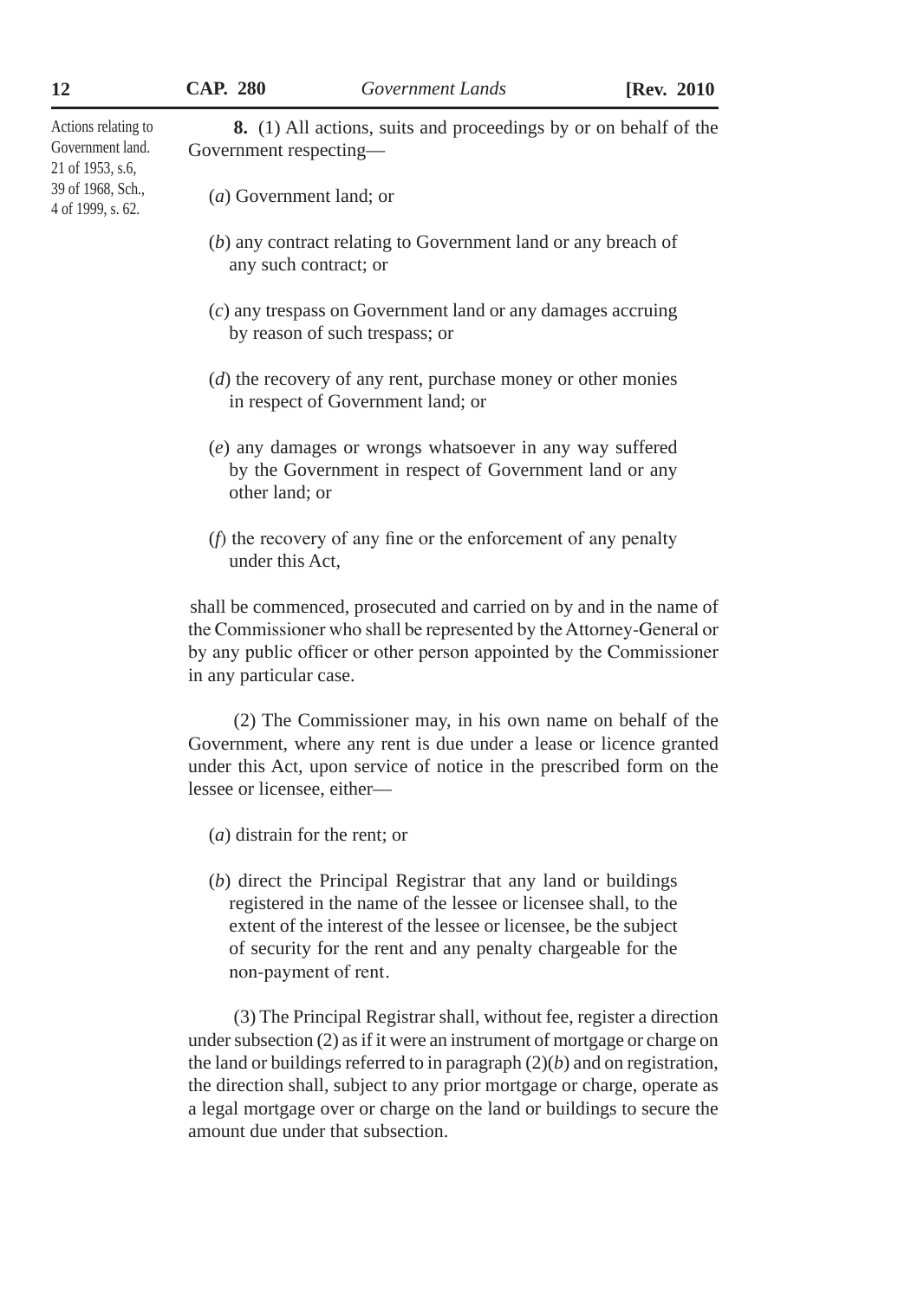Actions relating to Government land. 21 of 1953, s.6, 39 of 1968, Sch., 4 of 1999, s. 62.

**8.** (1) All actions, suits and proceedings by or on behalf of the Government respecting—

(*a*) Government land; or

(*b*) any contract relating to Government land or any breach of any such contract; or

(*c*) any trespass on Government land or any damages accruing by reason of such trespass; or

(*d*) the recovery of any rent, purchase money or other monies in respect of Government land; or

(*e*) any damages or wrongs whatsoever in any way suffered by the Government in respect of Government land or any other land; or

(*f*) the recovery of any fine or the enforcement of any penalty under this Act,

shall be commenced, prosecuted and carried on by and in the name of the Commissioner who shall be represented by the Attorney-General or by any public officer or other person appointed by the Commissioner in any particular case.

(2) The Commissioner may, in his own name on behalf of the Government, where any rent is due under a lease or licence granted under this Act, upon service of notice in the prescribed form on the lessee or licensee, either—

(*a*) distrain for the rent; or

(*b*) direct the Principal Registrar that any land or buildings registered in the name of the lessee or licensee shall, to the extent of the interest of the lessee or licensee, be the subject of security for the rent and any penalty chargeable for the non-payment of rent.

(3) The Principal Registrar shall, without fee, register a direction under subsection (2) as if it were an instrument of mortgage or charge on the land or buildings referred to in paragraph (2)(*b*) and on registration, the direction shall, subject to any prior mortgage or charge, operate as a legal mortgage over or charge on the land or buildings to secure the amount due under that subsection.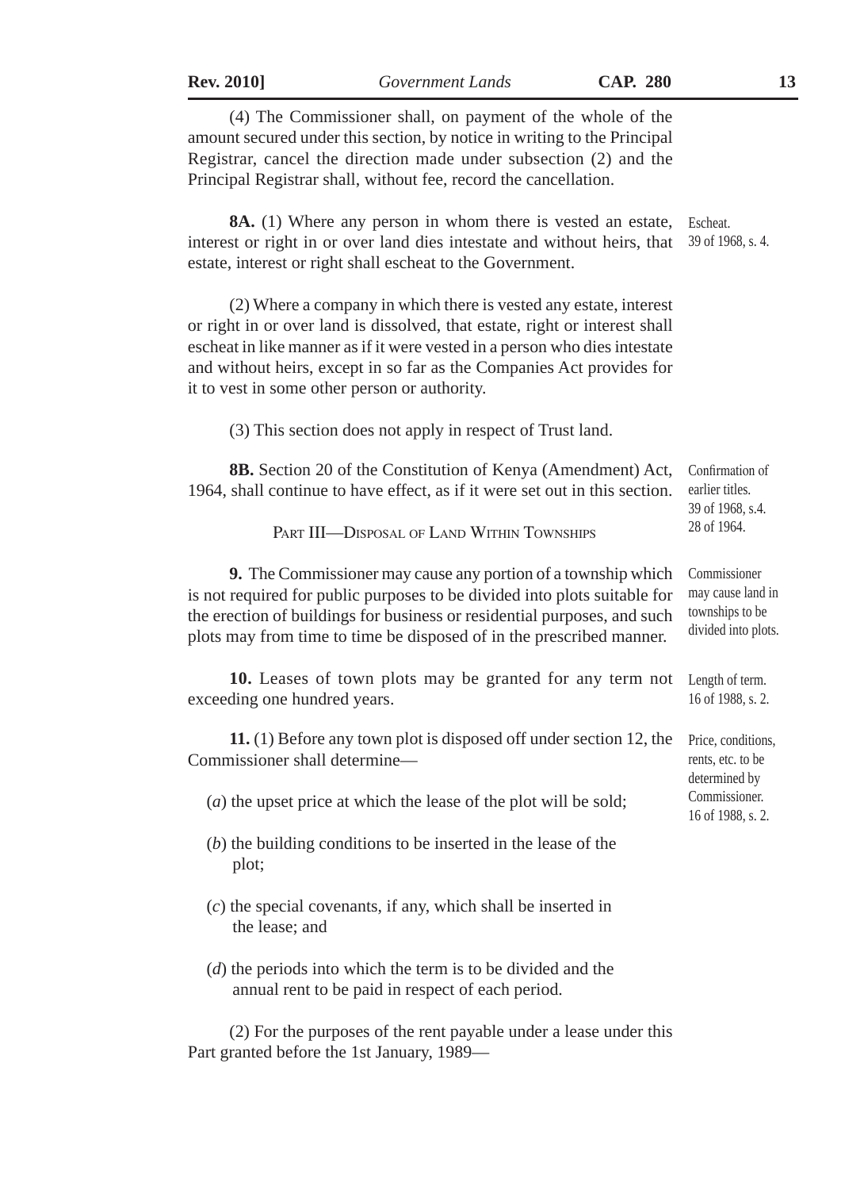(4) The Commissioner shall, on payment of the whole of the amount secured under this section, by notice in writing to the Principal Registrar, cancel the direction made under subsection (2) and the Principal Registrar shall, without fee, record the cancellation.

Escheat.
39 of 1968, s. 4.

**8A.** (1) Where any person in whom there is vested an estate, interest or right in or over land dies intestate and without heirs, that estate, interest or right shall escheat to the Government.

(2) Where a company in which there is vested any estate, interest or right in or over land is dissolved, that estate, right or interest shall escheat in like manner as if it were vested in a person who dies intestate and without heirs, except in so far as the Companies Act provides for it to vest in some other person or authority.

(3) This section does not apply in respect of Trust land.

Confirmation of earlier titles.
39 of 1968, s.4.
28 of 1964.

**8B.** Section 20 of the Constitution of Kenya (Amendment) Act, 1964, shall continue to have effect, as if it were set out in this section.

## PART III—DISPOSAL OF LAND WITHIN TOWNSHIPS

Commissioner may cause land in townships to be divided into plots.

**9.** The Commissioner may cause any portion of a township which is not required for public purposes to be divided into plots suitable for the erection of buildings for business or residential purposes, and such plots may from time to time be disposed of in the prescribed manner.

Length of term.
16 of 1988, s. 2.

**10.** Leases of town plots may be granted for any term not exceeding one hundred years.

Price, conditions, rents, etc. to be determined by Commissioner.
16 of 1988, s. 2.

**11.** (1) Before any town plot is disposed off under section 12, the Commissioner shall determine—

(*a*) the upset price at which the lease of the plot will be sold;

(*b*) the building conditions to be inserted in the lease of the plot;

(*c*) the special covenants, if any, which shall be inserted in the lease; and

(*d*) the periods into which the term is to be divided and the annual rent to be paid in respect of each period.

(2) For the purposes of the rent payable under a lease under this Part granted before the 1st January, 1989—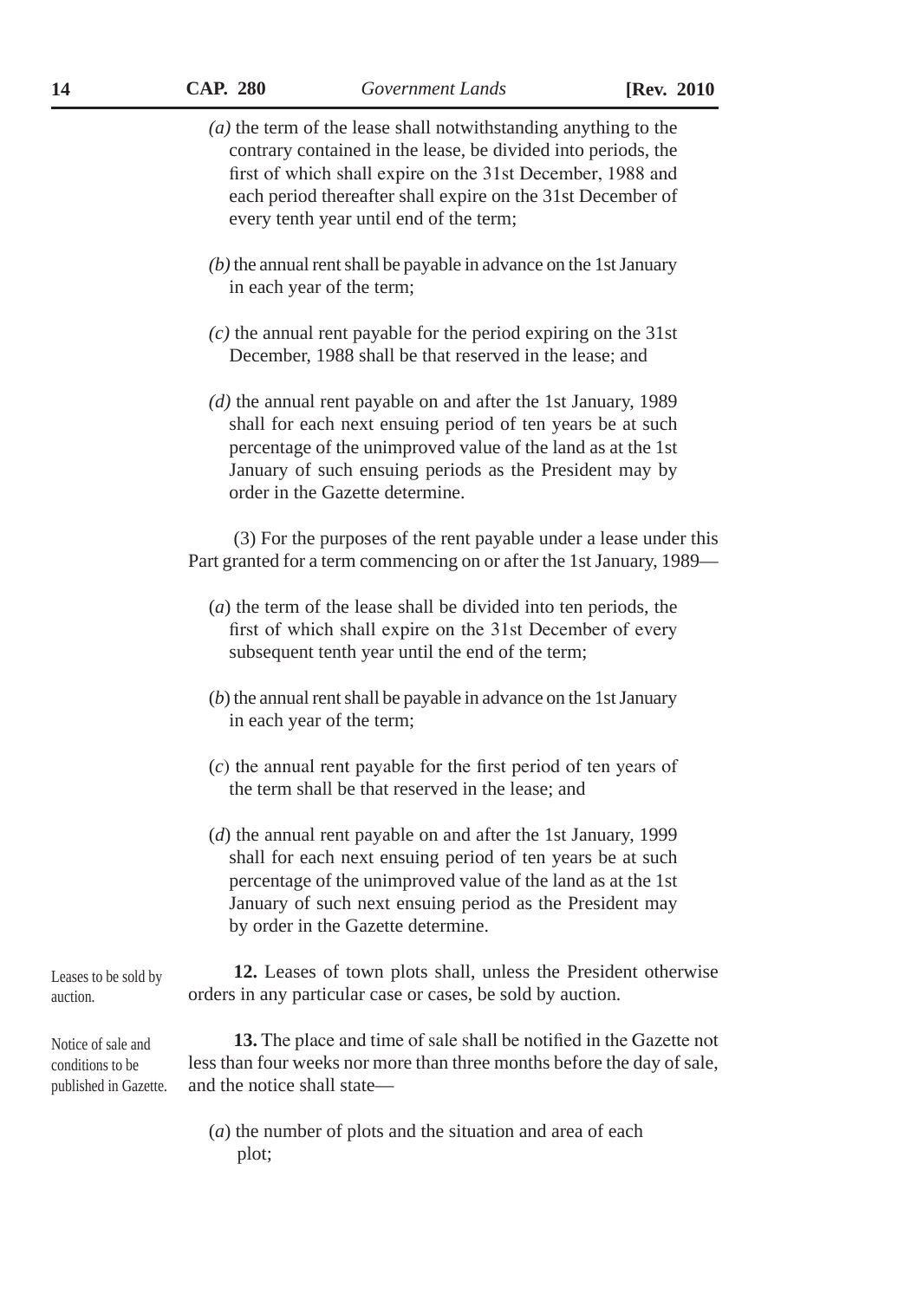(a) the term of the lease shall notwithstanding anything to the contrary contained in the lease, be divided into periods, the first of which shall expire on the 31st December, 1988 and each period thereafter shall expire on the 31st December of every tenth year until end of the term;

(b) the annual rent shall be payable in advance on the 1st January in each year of the term;

(c) the annual rent payable for the period expiring on the 31st December, 1988 shall be that reserved in the lease; and

(d) the annual rent payable on and after the 1st January, 1989 shall for each next ensuing period of ten years be at such percentage of the unimproved value of the land as at the 1st January of such ensuing periods as the President may by order in the Gazette determine.

(3) For the purposes of the rent payable under a lease under this Part granted for a term commencing on or after the 1st January, 1989—

(a) the term of the lease shall be divided into ten periods, the first of which shall expire on the 31st December of every subsequent tenth year until the end of the term;

(b) the annual rent shall be payable in advance on the 1st January in each year of the term;

(c) the annual rent payable for the first period of ten years of the term shall be that reserved in the lease; and

(d) the annual rent payable on and after the 1st January, 1999 shall for each next ensuing period of ten years be at such percentage of the unimproved value of the land as at the 1st January of such next ensuing period as the President may by order in the Gazette determine.

*Leases to be sold by auction.*

**12.** Leases of town plots shall, unless the President otherwise orders in any particular case or cases, be sold by auction.

*Notice of sale and conditions to be published in Gazette.*

**13.** The place and time of sale shall be notified in the Gazette not less than four weeks nor more than three months before the day of sale, and the notice shall state—

(a) the number of plots and the situation and area of each plot;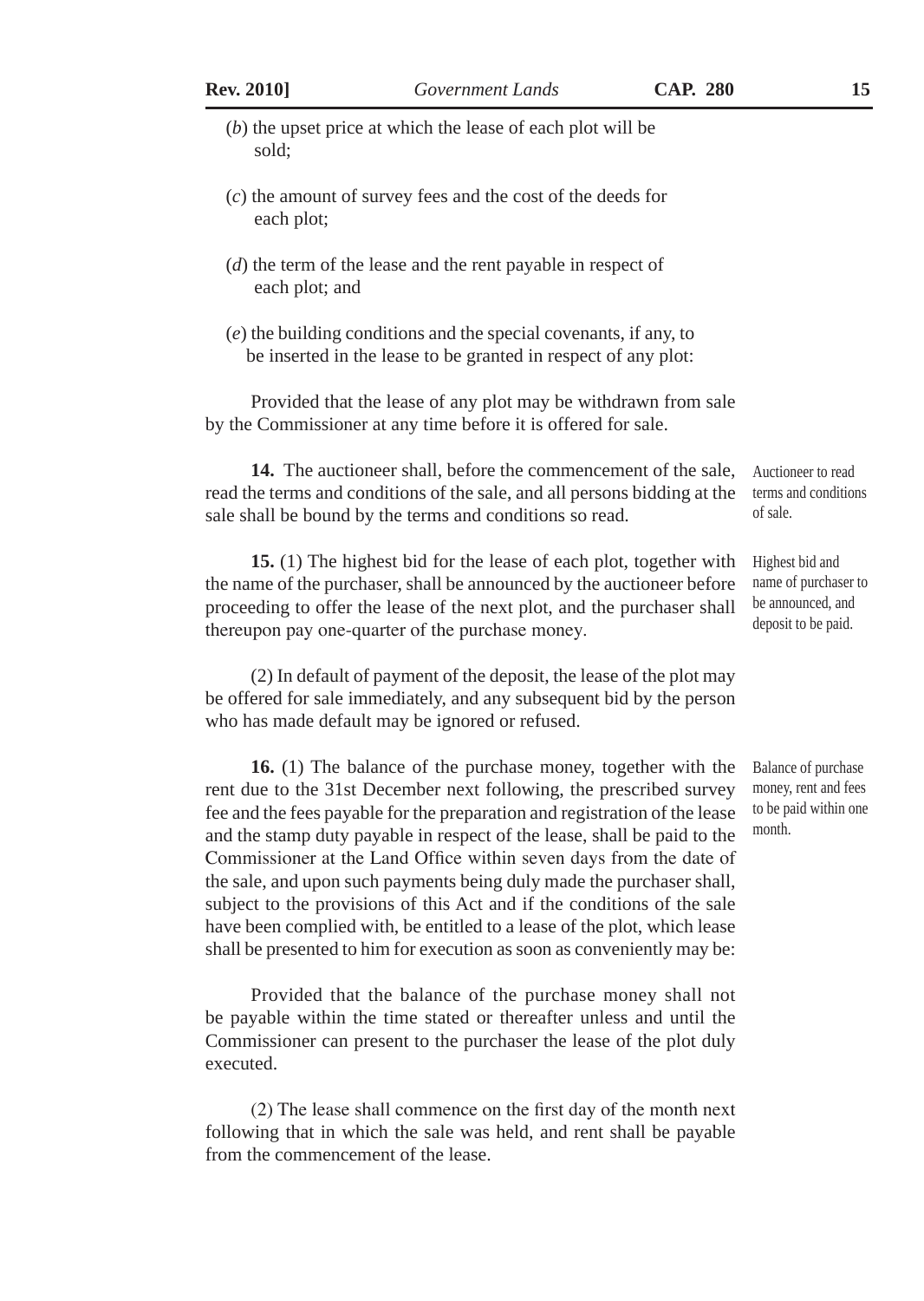(*b*) the upset price at which the lease of each plot will be sold;

(*c*) the amount of survey fees and the cost of the deeds for each plot;

(*d*) the term of the lease and the rent payable in respect of each plot; and

(*e*) the building conditions and the special covenants, if any, to be inserted in the lease to be granted in respect of any plot:

Provided that the lease of any plot may be withdrawn from sale by the Commissioner at any time before it is offered for sale.

*Auctioneer to read terms and conditions of sale.*

**14.** The auctioneer shall, before the commencement of the sale, read the terms and conditions of the sale, and all persons bidding at the sale shall be bound by the terms and conditions so read.

*Highest bid and name of purchaser to be announced, and deposit to be paid.*

**15.** (1) The highest bid for the lease of each plot, together with the name of the purchaser, shall be announced by the auctioneer before proceeding to offer the lease of the next plot, and the purchaser shall thereupon pay one-quarter of the purchase money.

(2) In default of payment of the deposit, the lease of the plot may be offered for sale immediately, and any subsequent bid by the person who has made default may be ignored or refused.

*Balance of purchase money, rent and fees to be paid within one month.*

**16.** (1) The balance of the purchase money, together with the rent due to the 31st December next following, the prescribed survey fee and the fees payable for the preparation and registration of the lease and the stamp duty payable in respect of the lease, shall be paid to the Commissioner at the Land Office within seven days from the date of the sale, and upon such payments being duly made the purchaser shall, subject to the provisions of this Act and if the conditions of the sale have been complied with, be entitled to a lease of the plot, which lease shall be presented to him for execution as soon as conveniently may be:

Provided that the balance of the purchase money shall not be payable within the time stated or thereafter unless and until the Commissioner can present to the purchaser the lease of the plot duly executed.

(2) The lease shall commence on the first day of the month next following that in which the sale was held, and rent shall be payable from the commencement of the lease.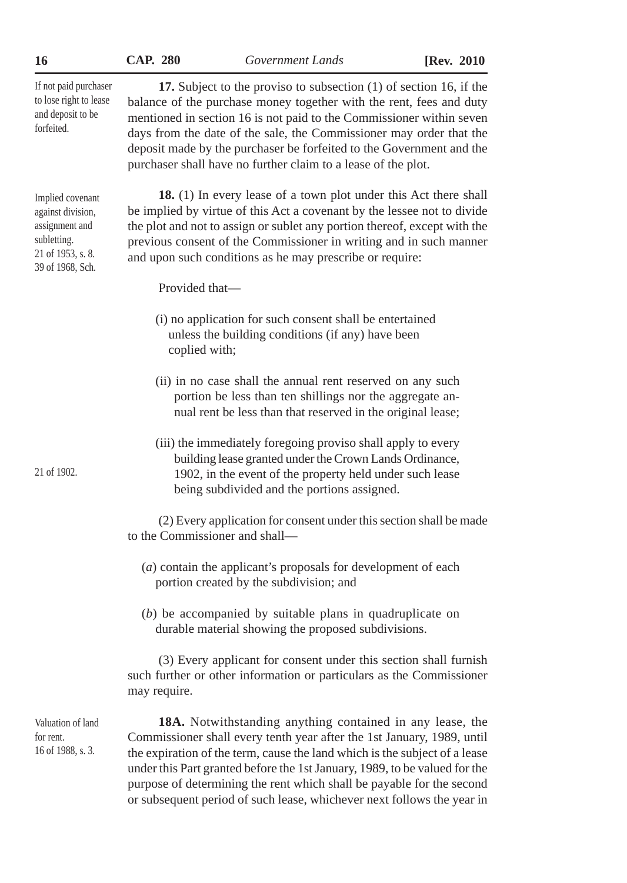If not paid purchaser to lose right to lease and deposit to be forfeited.

**17.** Subject to the proviso to subsection (1) of section 16, if the balance of the purchase money together with the rent, fees and duty mentioned in section 16 is not paid to the Commissioner within seven days from the date of the sale, the Commissioner may order that the deposit made by the purchaser be forfeited to the Government and the purchaser shall have no further claim to a lease of the plot.

Implied covenant against division, assignment and subletting.
21 of 1953, s. 8.
39 of 1968, Sch.

**18.** (1) In every lease of a town plot under this Act there shall be implied by virtue of this Act a covenant by the lessee not to divide the plot and not to assign or sublet any portion thereof, except with the previous consent of the Commissioner in writing and in such manner and upon such conditions as he may prescribe or require:

Provided that—

(i) no application for such consent shall be entertained unless the building conditions (if any) have been coplied with;

(ii) in no case shall the annual rent reserved on any such portion be less than ten shillings nor the aggregate annual rent be less than that reserved in the original lease;

(iii) the immediately foregoing proviso shall apply to every building lease granted under the Crown Lands Ordinance, 1902, in the event of the property held under such lease being subdivided and the portions assigned.

21 of 1902.

(2) Every application for consent under this section shall be made to the Commissioner and shall—

(*a*) contain the applicant's proposals for development of each portion created by the subdivision; and

(*b*) be accompanied by suitable plans in quadruplicate on durable material showing the proposed subdivisions.

(3) Every applicant for consent under this section shall furnish such further or other information or particulars as the Commissioner may require.

Valuation of land for rent.
16 of 1988, s. 3.

**18A.** Notwithstanding anything contained in any lease, the Commissioner shall every tenth year after the 1st January, 1989, until the expiration of the term, cause the land which is the subject of a lease under this Part granted before the 1st January, 1989, to be valued for the purpose of determining the rent which shall be payable for the second or subsequent period of such lease, whichever next follows the year in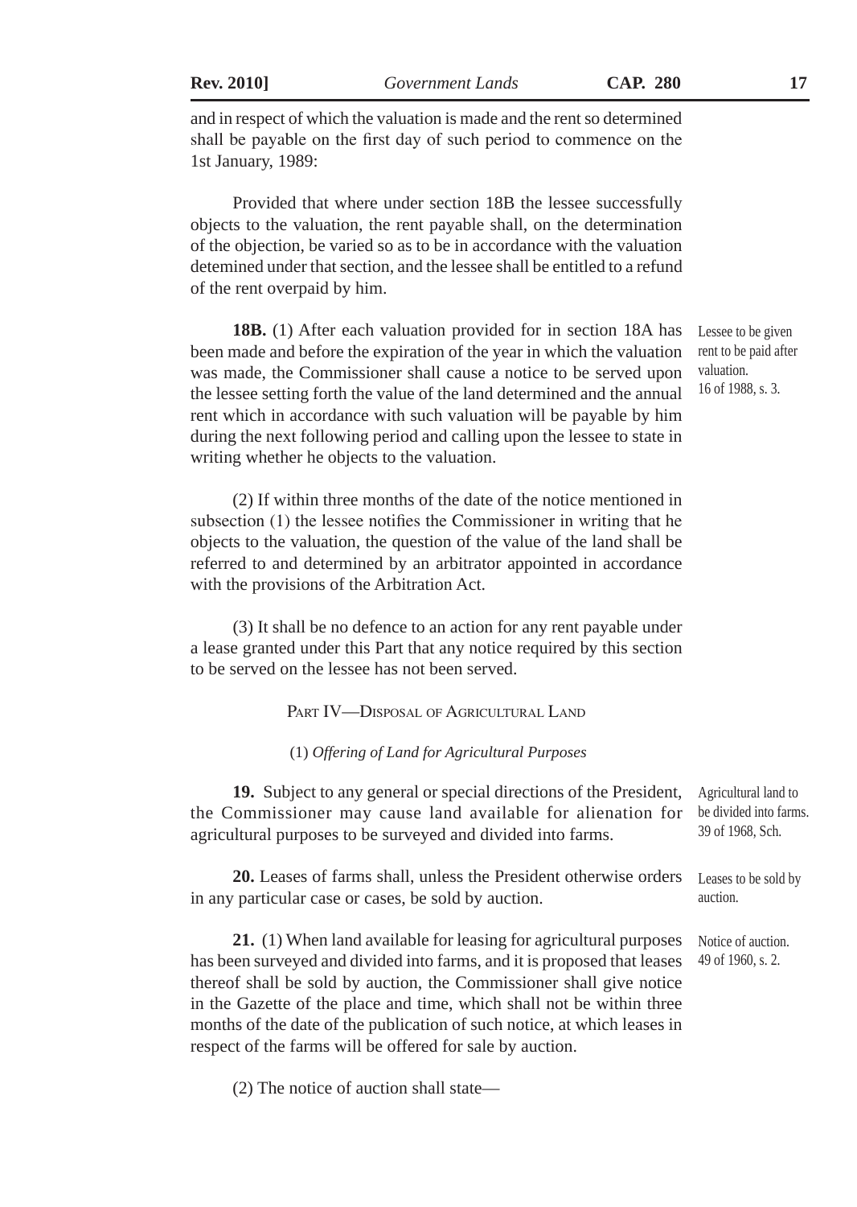and in respect of which the valuation is made and the rent so determined shall be payable on the first day of such period to commence on the 1st January, 1989:

Provided that where under section 18B the lessee successfully objects to the valuation, the rent payable shall, on the determination of the objection, be varied so as to be in accordance with the valuation detemined under that section, and the lessee shall be entitled to a refund of the rent overpaid by him.

**18B.** (1) After each valuation provided for in section 18A has been made and before the expiration of the year in which the valuation was made, the Commissioner shall cause a notice to be served upon the lessee setting forth the value of the land determined and the annual rent which in accordance with such valuation will be payable by him during the next following period and calling upon the lessee to state in writing whether he objects to the valuation.

*Lessee to be given rent to be paid after valuation. 16 of 1988, s. 3.*

(2) If within three months of the date of the notice mentioned in subsection (1) the lessee notifies the Commissioner in writing that he objects to the valuation, the question of the value of the land shall be referred to and determined by an arbitrator appointed in accordance with the provisions of the Arbitration Act.

(3) It shall be no defence to an action for any rent payable under a lease granted under this Part that any notice required by this section to be served on the lessee has not been served.

## PART IV—DISPOSAL OF AGRICULTURAL LAND

### (1) *Offering of Land for Agricultural Purposes*

**19.** Subject to any general or special directions of the President, the Commissioner may cause land available for alienation for agricultural purposes to be surveyed and divided into farms.

*Agricultural land to be divided into farms. 39 of 1968, Sch.*

**20.** Leases of farms shall, unless the President otherwise orders in any particular case or cases, be sold by auction.

*Leases to be sold by auction.*

**21.** (1) When land available for leasing for agricultural purposes has been surveyed and divided into farms, and it is proposed that leases thereof shall be sold by auction, the Commissioner shall give notice in the Gazette of the place and time, which shall not be within three months of the date of the publication of such notice, at which leases in respect of the farms will be offered for sale by auction.

*Notice of auction. 49 of 1960, s. 2.*

(2) The notice of auction shall state—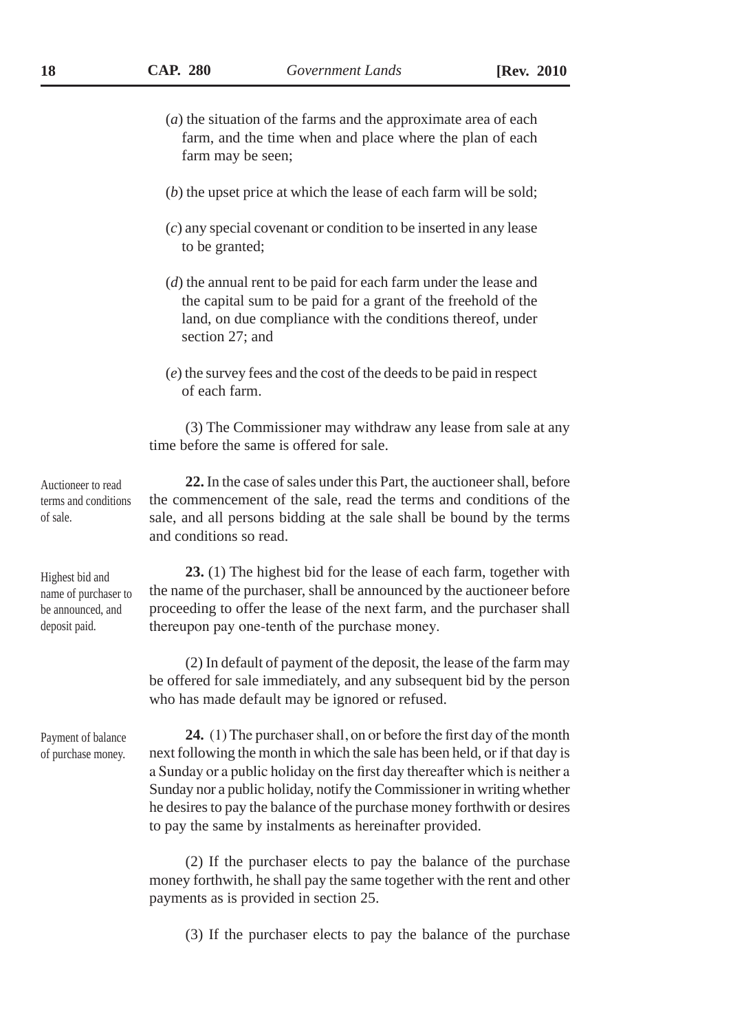(*a*) the situation of the farms and the approximate area of each farm, and the time when and place where the plan of each farm may be seen;

(*b*) the upset price at which the lease of each farm will be sold;

(*c*) any special covenant or condition to be inserted in any lease to be granted;

(*d*) the annual rent to be paid for each farm under the lease and the capital sum to be paid for a grant of the freehold of the land, on due compliance with the conditions thereof, under section 27; and

(*e*) the survey fees and the cost of the deeds to be paid in respect of each farm.

(3) The Commissioner may withdraw any lease from sale at any time before the same is offered for sale.

*Auctioneer to read terms and conditions of sale.*

**22.** In the case of sales under this Part, the auctioneer shall, before the commencement of the sale, read the terms and conditions of the sale, and all persons bidding at the sale shall be bound by the terms and conditions so read.

*Highest bid and name of purchaser to be announced, and deposit paid.*

**23.** (1) The highest bid for the lease of each farm, together with the name of the purchaser, shall be announced by the auctioneer before proceeding to offer the lease of the next farm, and the purchaser shall thereupon pay one-tenth of the purchase money.

(2) In default of payment of the deposit, the lease of the farm may be offered for sale immediately, and any subsequent bid by the person who has made default may be ignored or refused.

*Payment of balance of purchase money.*

**24.** (1) The purchaser shall, on or before the first day of the month next following the month in which the sale has been held, or if that day is a Sunday or a public holiday on the first day thereafter which is neither a Sunday nor a public holiday, notify the Commissioner in writing whether he desires to pay the balance of the purchase money forthwith or desires to pay the same by instalments as hereinafter provided.

(2) If the purchaser elects to pay the balance of the purchase money forthwith, he shall pay the same together with the rent and other payments as is provided in section 25.

(3) If the purchaser elects to pay the balance of the purchase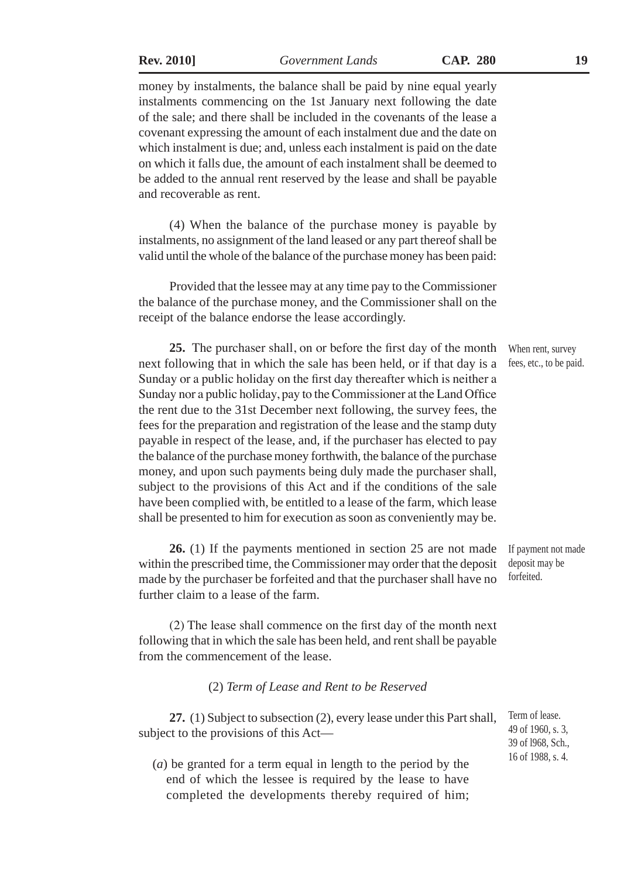money by instalments, the balance shall be paid by nine equal yearly instalments commencing on the 1st January next following the date of the sale; and there shall be included in the covenants of the lease a covenant expressing the amount of each instalment due and the date on which instalment is due; and, unless each instalment is paid on the date on which it falls due, the amount of each instalment shall be deemed to be added to the annual rent reserved by the lease and shall be payable and recoverable as rent.

(4) When the balance of the purchase money is payable by instalments, no assignment of the land leased or any part thereof shall be valid until the whole of the balance of the purchase money has been paid:

Provided that the lessee may at any time pay to the Commissioner the balance of the purchase money, and the Commissioner shall on the receipt of the balance endorse the lease accordingly.

When rent, survey fees, etc., to be paid.

**25.** The purchaser shall, on or before the first day of the month next following that in which the sale has been held, or if that day is a Sunday or a public holiday on the first day thereafter which is neither a Sunday nor a public holiday, pay to the Commissioner at the Land Office the rent due to the 31st December next following, the survey fees, the fees for the preparation and registration of the lease and the stamp duty payable in respect of the lease, and, if the purchaser has elected to pay the balance of the purchase money forthwith, the balance of the purchase money, and upon such payments being duly made the purchaser shall, subject to the provisions of this Act and if the conditions of the sale have been complied with, be entitled to a lease of the farm, which lease shall be presented to him for execution as soon as conveniently may be.

If payment not made deposit may be forfeited.

**26.** (1) If the payments mentioned in section 25 are not made within the prescribed time, the Commissioner may order that the deposit made by the purchaser be forfeited and that the purchaser shall have no further claim to a lease of the farm.

(2) The lease shall commence on the first day of the month next following that in which the sale has been held, and rent shall be payable from the commencement of the lease.

(2) *Term of Lease and Rent to be Reserved*

Term of lease. 49 of 1960, s. 3, 39 of l968, Sch., 16 of 1988, s. 4.

**27.** (1) Subject to subsection (2), every lease under this Part shall, subject to the provisions of this Act—

(*a*) be granted for a term equal in length to the period by the end of which the lessee is required by the lease to have completed the developments thereby required of him;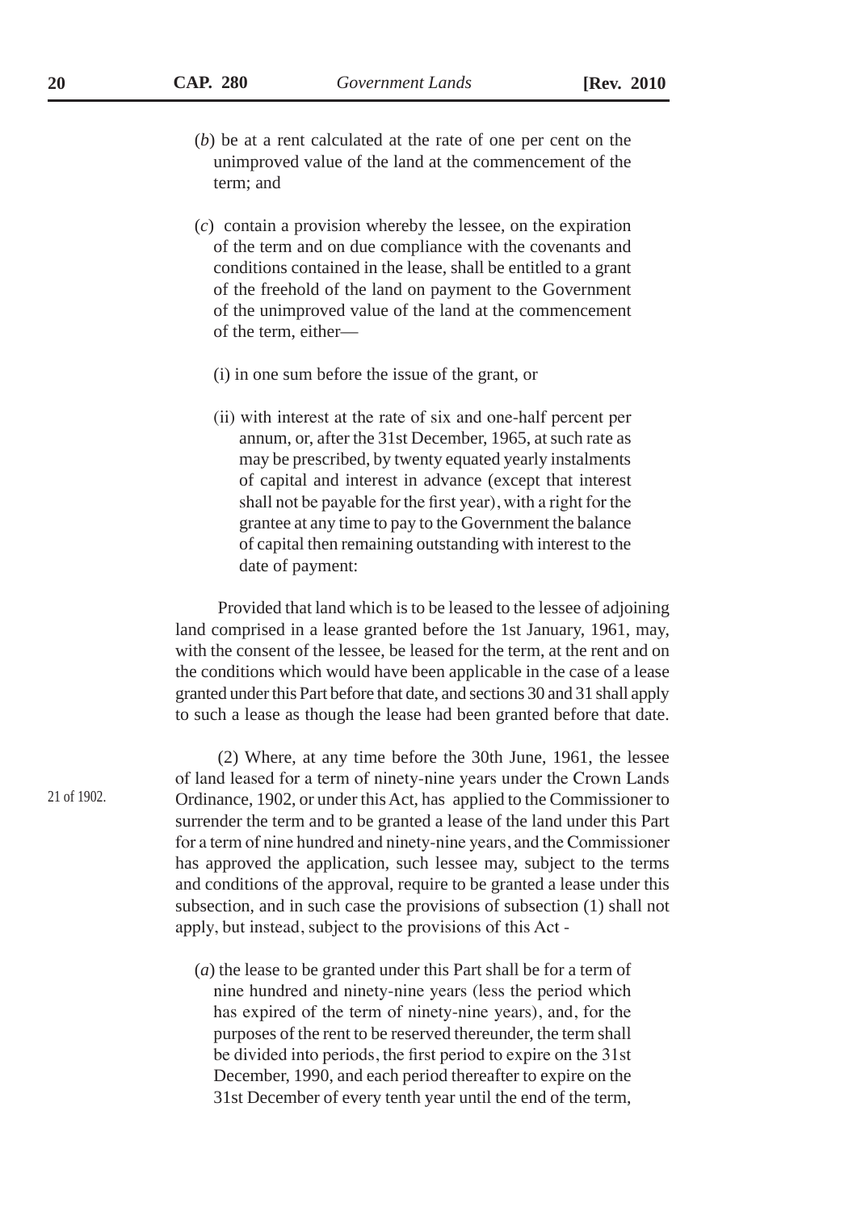(*b*) be at a rent calculated at the rate of one per cent on the unimproved value of the land at the commencement of the term; and

(*c*) contain a provision whereby the lessee, on the expiration of the term and on due compliance with the covenants and conditions contained in the lease, shall be entitled to a grant of the freehold of the land on payment to the Government of the unimproved value of the land at the commencement of the term, either—

(i) in one sum before the issue of the grant, or

(ii) with interest at the rate of six and one-half percent per annum, or, after the 31st December, 1965, at such rate as may be prescribed, by twenty equated yearly instalments of capital and interest in advance (except that interest shall not be payable for the first year), with a right for the grantee at any time to pay to the Government the balance of capital then remaining outstanding with interest to the date of payment:

Provided that land which is to be leased to the lessee of adjoining land comprised in a lease granted before the 1st January, 1961, may, with the consent of the lessee, be leased for the term, at the rent and on the conditions which would have been applicable in the case of a lease granted under this Part before that date, and sections 30 and 31 shall apply to such a lease as though the lease had been granted before that date.

(2) Where, at any time before the 30th June, 1961, the lessee of land leased for a term of ninety-nine years under the Crown Lands Ordinance, 1902, or under this Act, has applied to the Commissioner to surrender the term and to be granted a lease of the land under this Part for a term of nine hundred and ninety-nine years, and the Commissioner has approved the application, such lessee may, subject to the terms and conditions of the approval, require to be granted a lease under this subsection, and in such case the provisions of subsection (1) shall not apply, but instead, subject to the provisions of this Act -

21 of 1902.

(*a*) the lease to be granted under this Part shall be for a term of nine hundred and ninety-nine years (less the period which has expired of the term of ninety-nine years), and, for the purposes of the rent to be reserved thereunder, the term shall be divided into periods, the first period to expire on the 31st December, 1990, and each period thereafter to expire on the 31st December of every tenth year until the end of the term,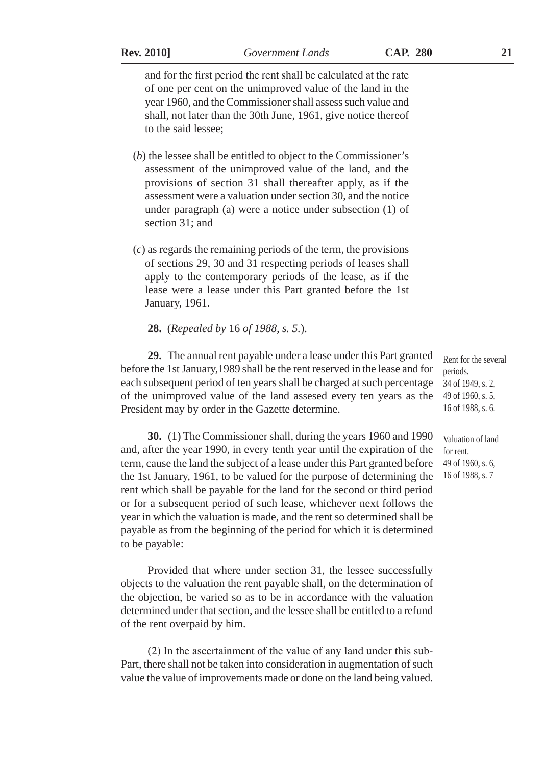and for the first period the rent shall be calculated at the rate of one per cent on the unimproved value of the land in the year 1960, and the Commissioner shall assess such value and shall, not later than the 30th June, 1961, give notice thereof to the said lessee;

(*b*) the lessee shall be entitled to object to the Commissioner's assessment of the unimproved value of the land, and the provisions of section 31 shall thereafter apply, as if the assessment were a valuation under section 30, and the notice under paragraph (a) were a notice under subsection (1) of section 31; and

(*c*) as regards the remaining periods of the term, the provisions of sections 29, 30 and 31 respecting periods of leases shall apply to the contemporary periods of the lease, as if the lease were a lease under this Part granted before the 1st January, 1961.

**28.** (*Repealed by* 16 *of 1988, s. 5.*).

Rent for the several periods. 34 of 1949, s. 2, 49 of 1960, s. 5, 16 of 1988, s. 6.

**29.** The annual rent payable under a lease under this Part granted before the 1st January,1989 shall be the rent reserved in the lease and for each subsequent period of ten years shall be charged at such percentage of the unimproved value of the land assesed every ten years as the President may by order in the Gazette determine.

Valuation of land for rent. 49 of 1960, s. 6, 16 of 1988, s. 7

**30.** (1) The Commissioner shall, during the years 1960 and 1990 and, after the year 1990, in every tenth year until the expiration of the term, cause the land the subject of a lease under this Part granted before the 1st January, 1961, to be valued for the purpose of determining the rent which shall be payable for the land for the second or third period or for a subsequent period of such lease, whichever next follows the year in which the valuation is made, and the rent so determined shall be payable as from the beginning of the period for which it is determined to be payable:

Provided that where under section 31, the lessee successfully objects to the valuation the rent payable shall, on the determination of the objection, be varied so as to be in accordance with the valuation determined under that section, and the lessee shall be entitled to a refund of the rent overpaid by him.

(2) In the ascertainment of the value of any land under this sub-Part, there shall not be taken into consideration in augmentation of such value the value of improvements made or done on the land being valued.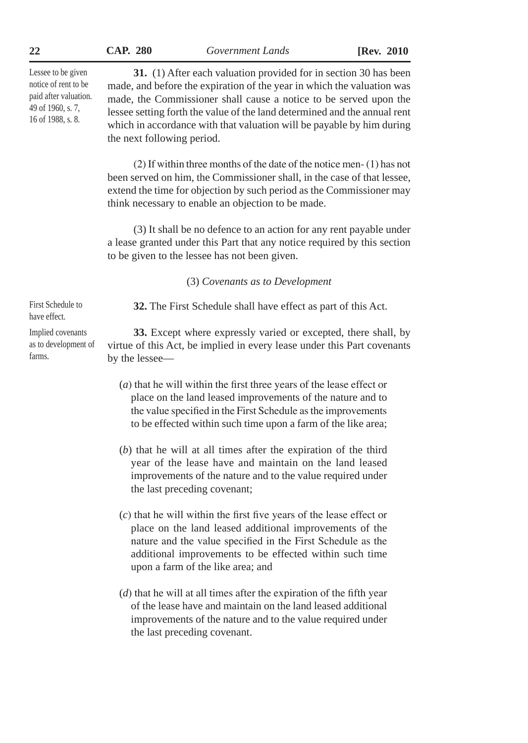Lessee to be given notice of rent to be paid after valuation. 49 of 1960, s. 7, 16 of 1988, s. 8.

**31.** (1) After each valuation provided for in section 30 has been made, and before the expiration of the year in which the valuation was made, the Commissioner shall cause a notice to be served upon the lessee setting forth the value of the land determined and the annual rent which in accordance with that valuation will be payable by him during the next following period.

(2) If within three months of the date of the notice men- (1) has not been served on him, the Commissioner shall, in the case of that lessee, extend the time for objection by such period as the Commissioner may think necessary to enable an objection to be made.

(3) It shall be no defence to an action for any rent payable under a lease granted under this Part that any notice required by this section to be given to the lessee has not been given.

(3) *Covenants as to Development*

First Schedule to have effect.

**32.** The First Schedule shall have effect as part of this Act.

Implied covenants as to development of farms.

**33.** Except where expressly varied or excepted, there shall, by virtue of this Act, be implied in every lease under this Part covenants by the lessee—

(*a*) that he will within the first three years of the lease effect or place on the land leased improvements of the nature and to the value specified in the First Schedule as the improvements to be effected within such time upon a farm of the like area;

(*b*) that he will at all times after the expiration of the third year of the lease have and maintain on the land leased improvements of the nature and to the value required under the last preceding covenant;

(*c*) that he will within the first five years of the lease effect or place on the land leased additional improvements of the nature and the value specified in the First Schedule as the additional improvements to be effected within such time upon a farm of the like area; and

(*d*) that he will at all times after the expiration of the fifth year of the lease have and maintain on the land leased additional improvements of the nature and to the value required under the last preceding covenant.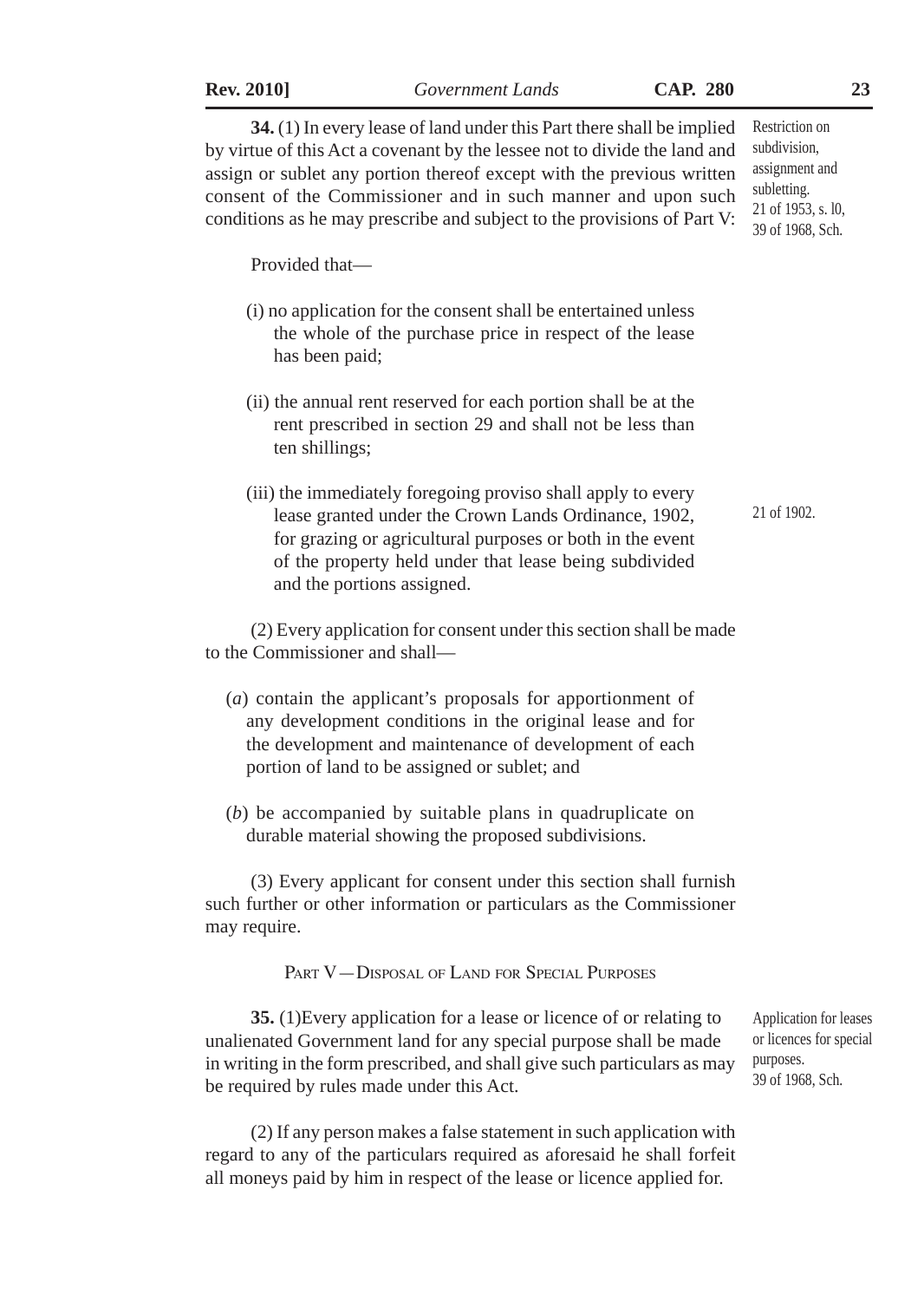**34.** (1) In every lease of land under this Part there shall be implied by virtue of this Act a covenant by the lessee not to divide the land and assign or sublet any portion thereof except with the previous written consent of the Commissioner and in such manner and upon such conditions as he may prescribe and subject to the provisions of Part V:

Restriction on subdivision, assignment and subletting. 21 of 1953, s. l0, 39 of 1968, Sch.

Provided that—

(i) no application for the consent shall be entertained unless the whole of the purchase price in respect of the lease has been paid;

(ii) the annual rent reserved for each portion shall be at the rent prescribed in section 29 and shall not be less than ten shillings;

(iii) the immediately foregoing proviso shall apply to every lease granted under the Crown Lands Ordinance, 1902, for grazing or agricultural purposes or both in the event of the property held under that lease being subdivided and the portions assigned.

21 of 1902.

(2) Every application for consent under this section shall be made to the Commissioner and shall—

(*a*) contain the applicant's proposals for apportionment of any development conditions in the original lease and for the development and maintenance of development of each portion of land to be assigned or sublet; and

(*b*) be accompanied by suitable plans in quadruplicate on durable material showing the proposed subdivisions.

(3) Every applicant for consent under this section shall furnish such further or other information or particulars as the Commissioner may require.

## PART V—DISPOSAL OF LAND FOR SPECIAL PURPOSES

**35.** (1)Every application for a lease or licence of or relating to unalienated Government land for any special purpose shall be made in writing in the form prescribed, and shall give such particulars as may be required by rules made under this Act.

Application for leases or licences for special purposes. 39 of 1968, Sch.

(2) If any person makes a false statement in such application with regard to any of the particulars required as aforesaid he shall forfeit all moneys paid by him in respect of the lease or licence applied for.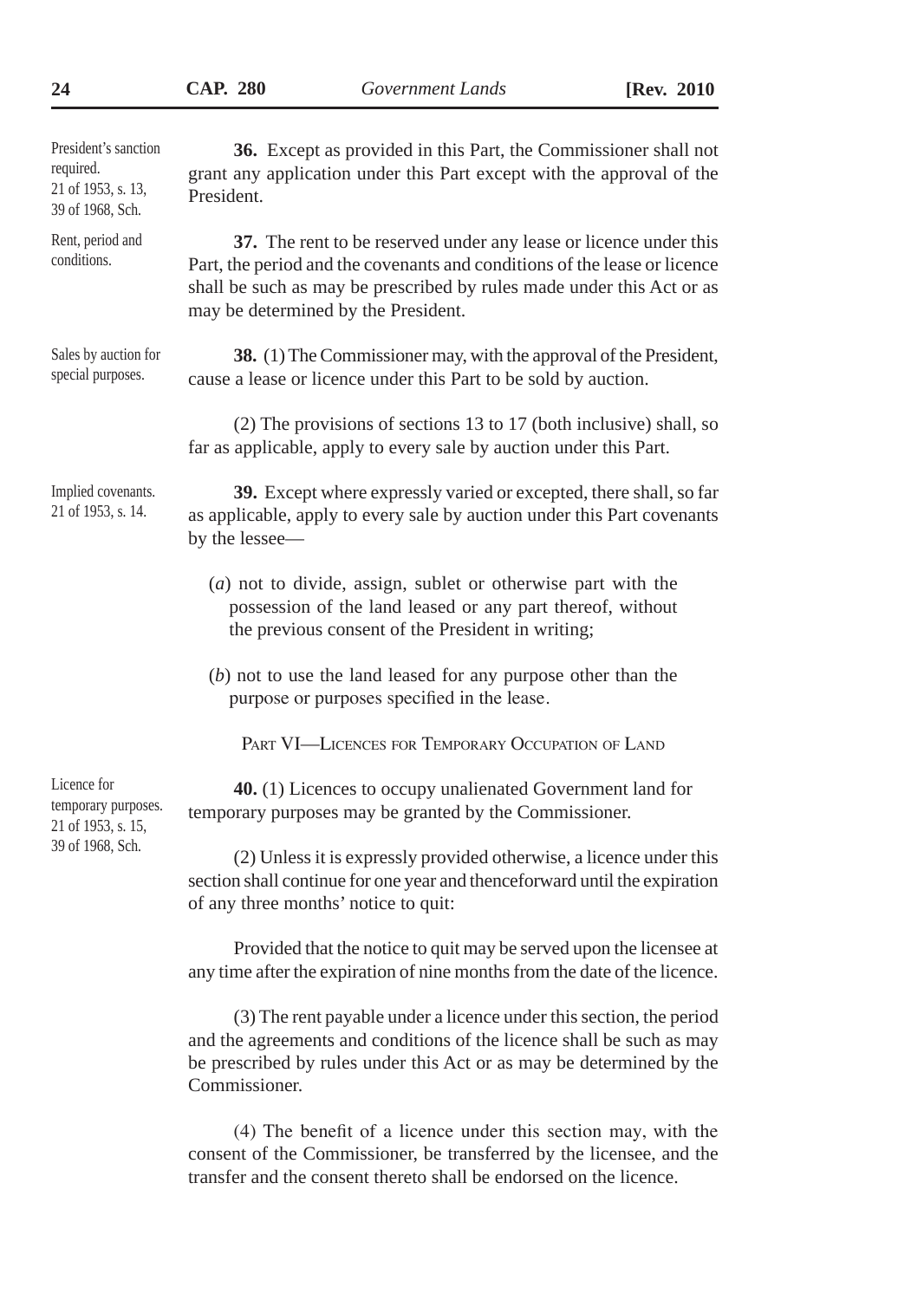President's sanction required.
21 of 1953, s. 13,
39 of 1968, Sch.

**36.** Except as provided in this Part, the Commissioner shall not grant any application under this Part except with the approval of the President.

Rent, period and conditions.

**37.** The rent to be reserved under any lease or licence under this Part, the period and the covenants and conditions of the lease or licence shall be such as may be prescribed by rules made under this Act or as may be determined by the President.

Sales by auction for special purposes.

**38.** (1) The Commissioner may, with the approval of the President, cause a lease or licence under this Part to be sold by auction.

(2) The provisions of sections 13 to 17 (both inclusive) shall, so far as applicable, apply to every sale by auction under this Part.

Implied covenants.
21 of 1953, s. 14.

**39.** Except where expressly varied or excepted, there shall, so far as applicable, apply to every sale by auction under this Part covenants by the lessee—

(*a*) not to divide, assign, sublet or otherwise part with the possession of the land leased or any part thereof, without the previous consent of the President in writing;

(*b*) not to use the land leased for any purpose other than the purpose or purposes specified in the lease.

## Part VI—Licences for Temporary Occupation of Land

Licence for temporary purposes.
21 of 1953, s. 15,
39 of 1968, Sch.

**40.** (1) Licences to occupy unalienated Government land for temporary purposes may be granted by the Commissioner.

(2) Unless it is expressly provided otherwise, a licence under this section shall continue for one year and thenceforward until the expiration of any three months' notice to quit:

Provided that the notice to quit may be served upon the licensee at any time after the expiration of nine months from the date of the licence.

(3) The rent payable under a licence under this section, the period and the agreements and conditions of the licence shall be such as may be prescribed by rules under this Act or as may be determined by the Commissioner.

(4) The benefit of a licence under this section may, with the consent of the Commissioner, be transferred by the licensee, and the transfer and the consent thereto shall be endorsed on the licence.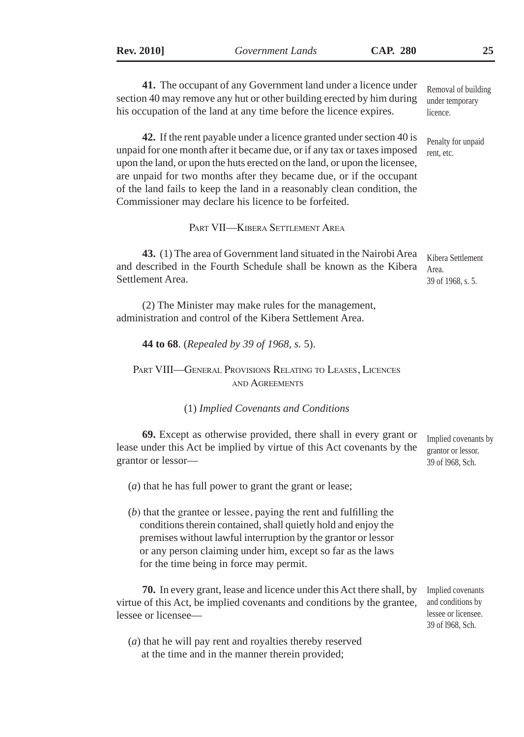**41.** The occupant of any Government land under a licence under section 40 may remove any hut or other building erected by him during his occupation of the land at any time before the licence expires.

Removal of building under temporary licence.

**42.** If the rent payable under a licence granted under section 40 is unpaid for one month after it became due, or if any tax or taxes imposed upon the land, or upon the huts erected on the land, or upon the licensee, are unpaid for two months after they became due, or if the occupant of the land fails to keep the land in a reasonably clean condition, the Commissioner may declare his licence to be forfeited.

Penalty for unpaid rent, etc.

## PART VII—KIBERA SETTLEMENT AREA

**43.** (1) The area of Government land situated in the Nairobi Area and described in the Fourth Schedule shall be known as the Kibera Settlement Area.

Kibera Settlement Area.
39 of 1968, s. 5.

(2) The Minister may make rules for the management, administration and control of the Kibera Settlement Area.

**44 to 68**. (*Repealed by 39 of 1968, s.* 5).

## PART VIII—GENERAL PROVISIONS RELATING TO LEASES, LICENCES AND AGREEMENTS

### (1) *Implied Covenants and Conditions*

**69.** Except as otherwise provided, there shall in every grant or lease under this Act be implied by virtue of this Act covenants by the grantor or lessor—

Implied covenants by grantor or lessor.
39 of l968, Sch.

(*a*) that he has full power to grant the grant or lease;

(*b*) that the grantee or lessee, paying the rent and fulfilling the conditions therein contained, shall quietly hold and enjoy the premises without lawful interruption by the grantor or lessor or any person claiming under him, except so far as the laws for the time being in force may permit.

**70.** In every grant, lease and licence under this Act there shall, by virtue of this Act, be implied covenants and conditions by the grantee, lessee or licensee—

Implied covenants and conditions by lessee or licensee.
39 of l968, Sch.

(*a*) that he will pay rent and royalties thereby reserved at the time and in the manner therein provided;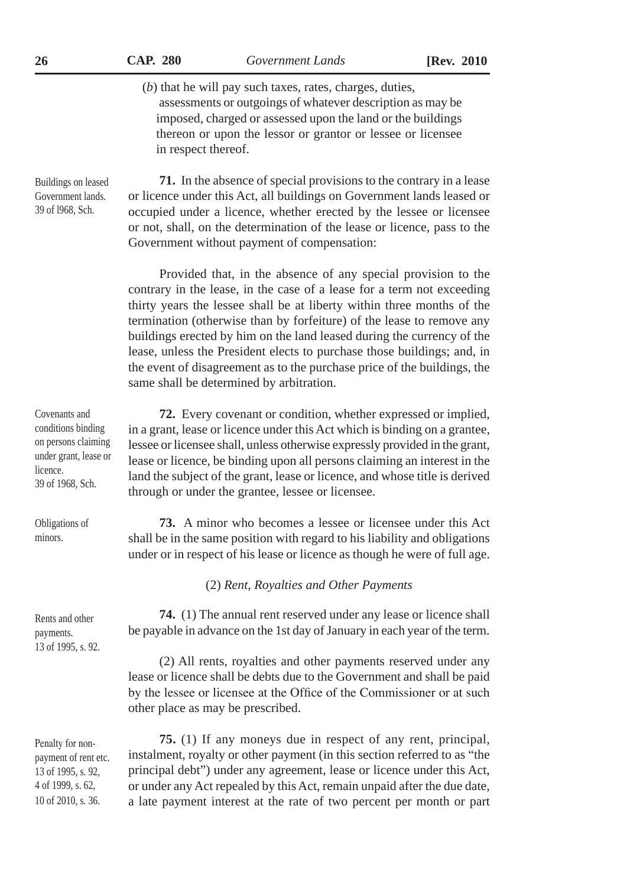(*b*) that he will pay such taxes, rates, charges, duties, assessments or outgoings of whatever description as may be imposed, charged or assessed upon the land or the buildings thereon or upon the lessor or grantor or lessee or licensee in respect thereof.

Buildings on leased Government lands. 39 of l968, Sch.

**71.** In the absence of special provisions to the contrary in a lease or licence under this Act, all buildings on Government lands leased or occupied under a licence, whether erected by the lessee or licensee or not, shall, on the determination of the lease or licence, pass to the Government without payment of compensation:

Provided that, in the absence of any special provision to the contrary in the lease, in the case of a lease for a term not exceeding thirty years the lessee shall be at liberty within three months of the termination (otherwise than by forfeiture) of the lease to remove any buildings erected by him on the land leased during the currency of the lease, unless the President elects to purchase those buildings; and, in the event of disagreement as to the purchase price of the buildings, the same shall be determined by arbitration.

Covenants and conditions binding on persons claiming under grant, lease or licence. 39 of 1968, Sch.

**72.** Every covenant or condition, whether expressed or implied, in a grant, lease or licence under this Act which is binding on a grantee, lessee or licensee shall, unless otherwise expressly provided in the grant, lease or licence, be binding upon all persons claiming an interest in the land the subject of the grant, lease or licence, and whose title is derived through or under the grantee, lessee or licensee.

Obligations of minors.

**73.** A minor who becomes a lessee or licensee under this Act shall be in the same position with regard to his liability and obligations under or in respect of his lease or licence as though he were of full age.

(2) *Rent, Royalties and Other Payments*

Rents and other payments. 13 of 1995, s. 92.

**74.** (1) The annual rent reserved under any lease or licence shall be payable in advance on the 1st day of January in each year of the term.

(2) All rents, royalties and other payments reserved under any lease or licence shall be debts due to the Government and shall be paid by the lessee or licensee at the Office of the Commissioner or at such other place as may be prescribed.

Penalty for non-payment of rent etc. 13 of 1995, s. 92, 4 of 1999, s. 62, 10 of 2010, s. 36.

**75.** (1) If any moneys due in respect of any rent, principal, instalment, royalty or other payment (in this section referred to as "the principal debt") under any agreement, lease or licence under this Act, or under any Act repealed by this Act, remain unpaid after the due date, a late payment interest at the rate of two percent per month or part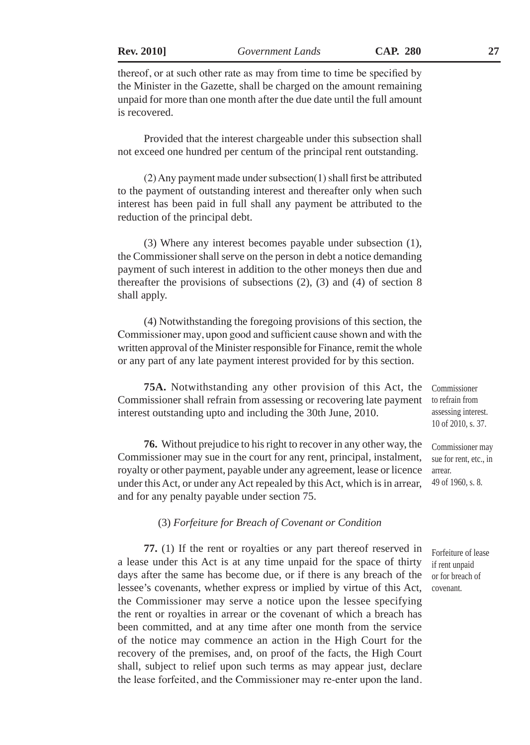thereof, or at such other rate as may from time to time be specified by the Minister in the Gazette, shall be charged on the amount remaining unpaid for more than one month after the due date until the full amount is recovered.

Provided that the interest chargeable under this subsection shall not exceed one hundred per centum of the principal rent outstanding.

(2) Any payment made under subsection(1) shall first be attributed to the payment of outstanding interest and thereafter only when such interest has been paid in full shall any payment be attributed to the reduction of the principal debt.

(3) Where any interest becomes payable under subsection (1), the Commissioner shall serve on the person in debt a notice demanding payment of such interest in addition to the other moneys then due and thereafter the provisions of subsections (2), (3) and (4) of section 8 shall apply.

(4) Notwithstanding the foregoing provisions of this section, the Commissioner may, upon good and sufficient cause shown and with the written approval of the Minister responsible for Finance, remit the whole or any part of any late payment interest provided for by this section.

Commissioner to refrain from assessing interest. 10 of 2010, s. 37.

**75A.** Notwithstanding any other provision of this Act, the Commissioner shall refrain from assessing or recovering late payment interest outstanding upto and including the 30th June, 2010.

Commissioner may sue for rent, etc., in arrear. 49 of 1960, s. 8.

**76.** Without prejudice to his right to recover in any other way, the Commissioner may sue in the court for any rent, principal, instalment, royalty or other payment, payable under any agreement, lease or licence under this Act, or under any Act repealed by this Act, which is in arrear, and for any penalty payable under section 75.

### (3) *Forfeiture for Breach of Covenant or Condition*

Forfeiture of lease if rent unpaid or for breach of covenant.

**77.** (1) If the rent or royalties or any part thereof reserved in a lease under this Act is at any time unpaid for the space of thirty days after the same has become due, or if there is any breach of the lessee's covenants, whether express or implied by virtue of this Act, the Commissioner may serve a notice upon the lessee specifying the rent or royalties in arrear or the covenant of which a breach has been committed, and at any time after one month from the service of the notice may commence an action in the High Court for the recovery of the premises, and, on proof of the facts, the High Court shall, subject to relief upon such terms as may appear just, declare the lease forfeited, and the Commissioner may re-enter upon the land.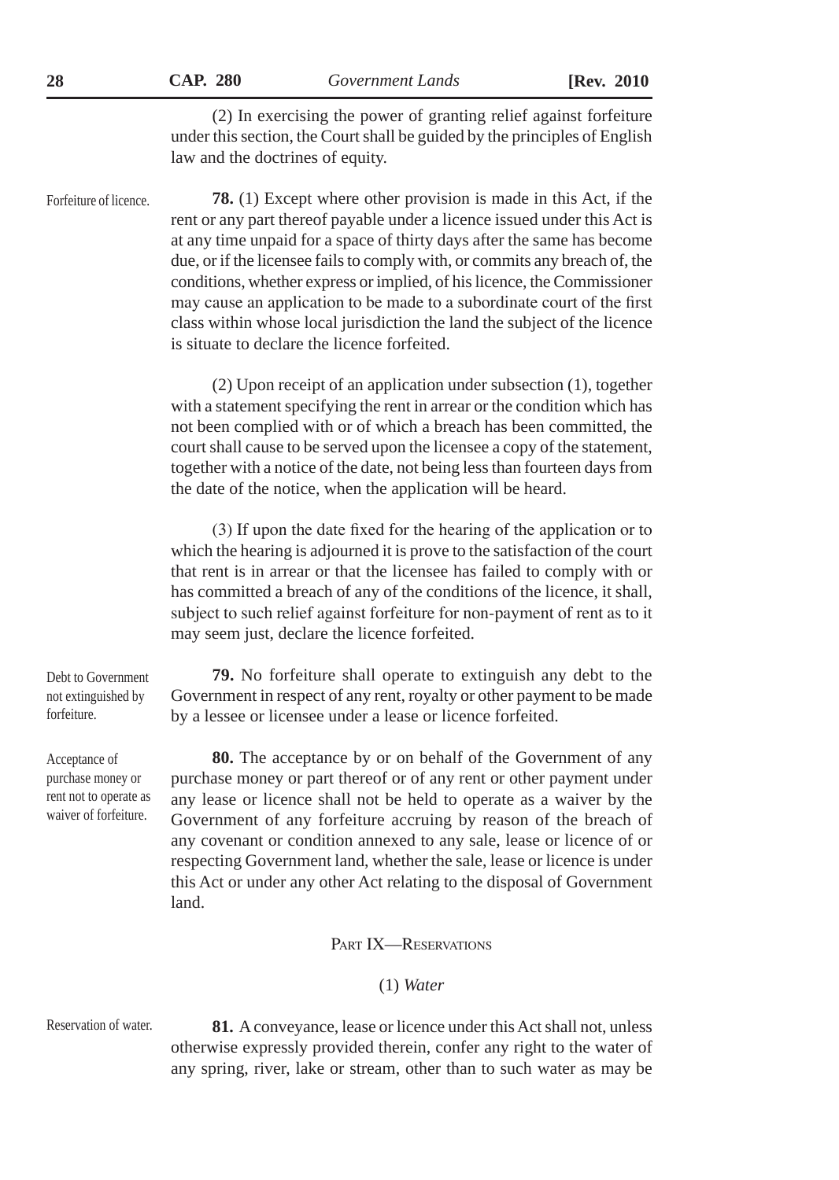(2) In exercising the power of granting relief against forfeiture under this section, the Court shall be guided by the principles of English law and the doctrines of equity.

Forfeiture of licence.

**78.** (1) Except where other provision is made in this Act, if the rent or any part thereof payable under a licence issued under this Act is at any time unpaid for a space of thirty days after the same has become due, or if the licensee fails to comply with, or commits any breach of, the conditions, whether express or implied, of his licence, the Commissioner may cause an application to be made to a subordinate court of the first class within whose local jurisdiction the land the subject of the licence is situate to declare the licence forfeited.

(2) Upon receipt of an application under subsection (1), together with a statement specifying the rent in arrear or the condition which has not been complied with or of which a breach has been committed, the court shall cause to be served upon the licensee a copy of the statement, together with a notice of the date, not being less than fourteen days from the date of the notice, when the application will be heard.

(3) If upon the date fixed for the hearing of the application or to which the hearing is adjourned it is prove to the satisfaction of the court that rent is in arrear or that the licensee has failed to comply with or has committed a breach of any of the conditions of the licence, it shall, subject to such relief against forfeiture for non-payment of rent as to it may seem just, declare the licence forfeited.

Debt to Government not extinguished by forfeiture.

**79.** No forfeiture shall operate to extinguish any debt to the Government in respect of any rent, royalty or other payment to be made by a lessee or licensee under a lease or licence forfeited.

Acceptance of purchase money or rent not to operate as waiver of forfeiture.

**80.** The acceptance by or on behalf of the Government of any purchase money or part thereof or of any rent or other payment under any lease or licence shall not be held to operate as a waiver by the Government of any forfeiture accruing by reason of the breach of any covenant or condition annexed to any sale, lease or licence of or respecting Government land, whether the sale, lease or licence is under this Act or under any other Act relating to the disposal of Government land.

## PART IX—RESERVATIONS

### (1) *Water*

Reservation of water.

**81.** A conveyance, lease or licence under this Act shall not, unless otherwise expressly provided therein, confer any right to the water of any spring, river, lake or stream, other than to such water as may be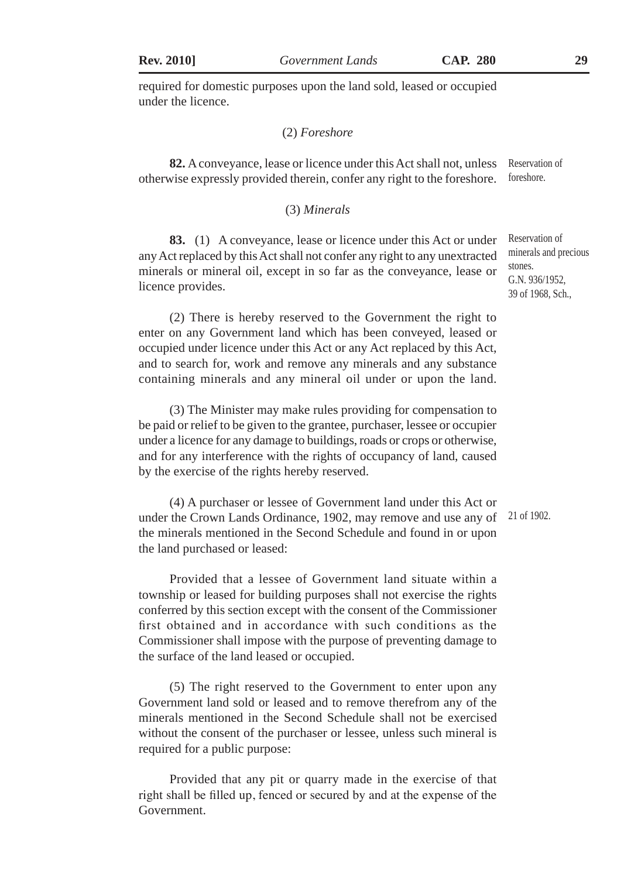required for domestic purposes upon the land sold, leased or occupied under the licence.

(2) *Foreshore*

Reservation of foreshore.

**82.** A conveyance, lease or licence under this Act shall not, unless otherwise expressly provided therein, confer any right to the foreshore.

(3) *Minerals*

Reservation of minerals and precious stones. G.N. 936/1952, 39 of 1968, Sch.,

**83.** (1) A conveyance, lease or licence under this Act or under any Act replaced by this Act shall not confer any right to any unextracted minerals or mineral oil, except in so far as the conveyance, lease or licence provides.

(2) There is hereby reserved to the Government the right to enter on any Government land which has been conveyed, leased or occupied under licence under this Act or any Act replaced by this Act, and to search for, work and remove any minerals and any substance containing minerals and any mineral oil under or upon the land.

(3) The Minister may make rules providing for compensation to be paid or relief to be given to the grantee, purchaser, lessee or occupier under a licence for any damage to buildings, roads or crops or otherwise, and for any interference with the rights of occupancy of land, caused by the exercise of the rights hereby reserved.

21 of 1902.

(4) A purchaser or lessee of Government land under this Act or under the Crown Lands Ordinance, 1902, may remove and use any of the minerals mentioned in the Second Schedule and found in or upon the land purchased or leased:

Provided that a lessee of Government land situate within a township or leased for building purposes shall not exercise the rights conferred by this section except with the consent of the Commissioner first obtained and in accordance with such conditions as the Commissioner shall impose with the purpose of preventing damage to the surface of the land leased or occupied.

(5) The right reserved to the Government to enter upon any Government land sold or leased and to remove therefrom any of the minerals mentioned in the Second Schedule shall not be exercised without the consent of the purchaser or lessee, unless such mineral is required for a public purpose:

Provided that any pit or quarry made in the exercise of that right shall be filled up, fenced or secured by and at the expense of the Government.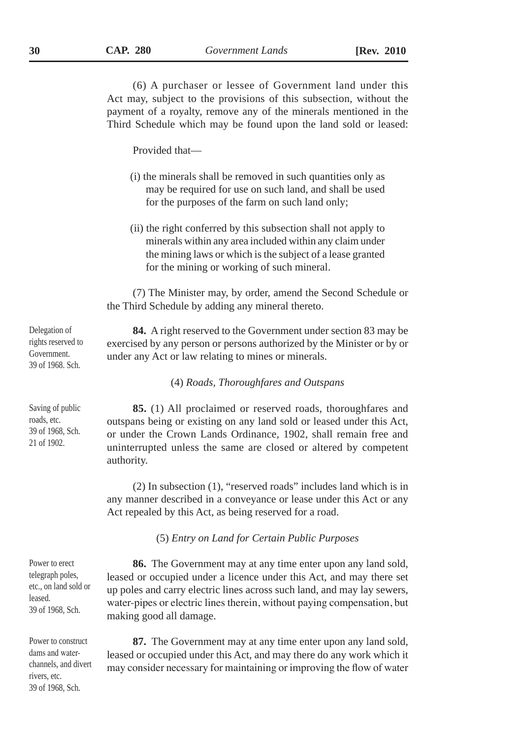(6) A purchaser or lessee of Government land under this Act may, subject to the provisions of this subsection, without the payment of a royalty, remove any of the minerals mentioned in the Third Schedule which may be found upon the land sold or leased:

Provided that—

(i) the minerals shall be removed in such quantities only as may be required for use on such land, and shall be used for the purposes of the farm on such land only;

(ii) the right conferred by this subsection shall not apply to minerals within any area included within any claim under the mining laws or which is the subject of a lease granted for the mining or working of such mineral.

(7) The Minister may, by order, amend the Second Schedule or the Third Schedule by adding any mineral thereto.

*Delegation of rights reserved to Government. 39 of 1968. Sch.*

**84.** A right reserved to the Government under section 83 may be exercised by any person or persons authorized by the Minister or by or under any Act or law relating to mines or minerals.

(4) *Roads, Thoroughfares and Outspans*

*Saving of public roads, etc. 39 of 1968, Sch. 21 of 1902.*

**85.** (1) All proclaimed or reserved roads, thoroughfares and outspans being or existing on any land sold or leased under this Act, or under the Crown Lands Ordinance, 1902, shall remain free and uninterrupted unless the same are closed or altered by competent authority.

(2) In subsection (1), "reserved roads" includes land which is in any manner described in a conveyance or lease under this Act or any Act repealed by this Act, as being reserved for a road.

(5) *Entry on Land for Certain Public Purposes*

*Power to erect telegraph poles, etc., on land sold or leased. 39 of 1968, Sch.*

**86.** The Government may at any time enter upon any land sold, leased or occupied under a licence under this Act, and may there set up poles and carry electric lines across such land, and may lay sewers, water-pipes or electric lines therein, without paying compensation, but making good all damage.

*Power to construct dams and water-channels, and divert rivers, etc. 39 of 1968, Sch.*

**87.** The Government may at any time enter upon any land sold, leased or occupied under this Act, and may there do any work which it may consider necessary for maintaining or improving the flow of water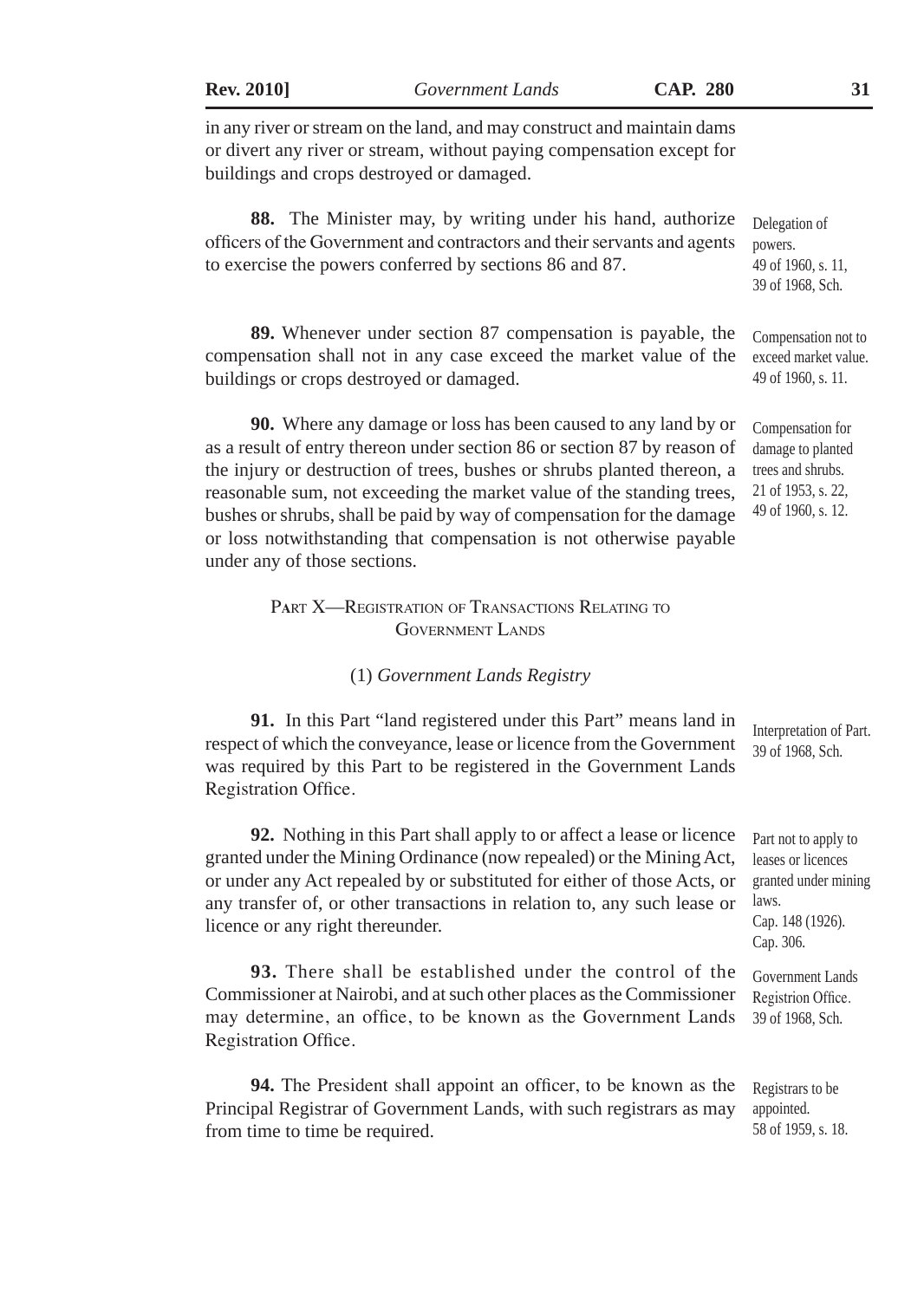in any river or stream on the land, and may construct and maintain dams or divert any river or stream, without paying compensation except for buildings and crops destroyed or damaged.

Delegation of powers. 49 of 1960, s. 11, 39 of 1968, Sch.

**88.** The Minister may, by writing under his hand, authorize officers of the Government and contractors and their servants and agents to exercise the powers conferred by sections 86 and 87.

Compensation not to exceed market value. 49 of 1960, s. 11.

**89.** Whenever under section 87 compensation is payable, the compensation shall not in any case exceed the market value of the buildings or crops destroyed or damaged.

Compensation for damage to planted trees and shrubs. 21 of 1953, s. 22, 49 of 1960, s. 12.

**90.** Where any damage or loss has been caused to any land by or as a result of entry thereon under section 86 or section 87 by reason of the injury or destruction of trees, bushes or shrubs planted thereon, a reasonable sum, not exceeding the market value of the standing trees, bushes or shrubs, shall be paid by way of compensation for the damage or loss notwithstanding that compensation is not otherwise payable under any of those sections.

## PART X—REGISTRATION OF TRANSACTIONS RELATING TO GOVERNMENT LANDS

### (1) *Government Lands Registry*

Interpretation of Part. 39 of 1968, Sch.

**91.** In this Part "land registered under this Part" means land in respect of which the conveyance, lease or licence from the Government was required by this Part to be registered in the Government Lands Registration Office.

Part not to apply to leases or licences granted under mining laws. Cap. 148 (1926). Cap. 306.

**92.** Nothing in this Part shall apply to or affect a lease or licence granted under the Mining Ordinance (now repealed) or the Mining Act, or under any Act repealed by or substituted for either of those Acts, or any transfer of, or other transactions in relation to, any such lease or licence or any right thereunder.

Government Lands Registrion Office. 39 of 1968, Sch.

**93.** There shall be established under the control of the Commissioner at Nairobi, and at such other places as the Commissioner may determine, an office, to be known as the Government Lands Registration Office.

Registrars to be appointed. 58 of 1959, s. 18.

**94.** The President shall appoint an officer, to be known as the Principal Registrar of Government Lands, with such registrars as may from time to time be required.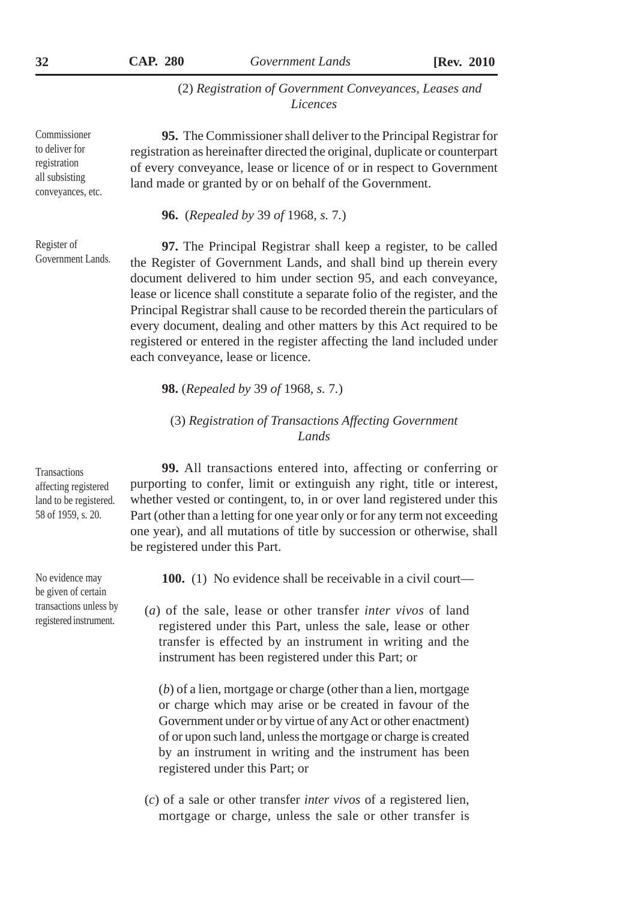(2) *Registration of Government Conveyances, Leases and Licences*

Commissioner to deliver for registration all subsisting conveyances, etc.

**95.** The Commissioner shall deliver to the Principal Registrar for registration as hereinafter directed the original, duplicate or counterpart of every conveyance, lease or licence of or in respect to Government land made or granted by or on behalf of the Government.

**96.** (*Repealed by* 39 *of* 1968, *s.* 7.)

Register of Government Lands.

**97.** The Principal Registrar shall keep a register, to be called the Register of Government Lands, and shall bind up therein every document delivered to him under section 95, and each conveyance, lease or licence shall constitute a separate folio of the register, and the Principal Registrar shall cause to be recorded therein the particulars of every document, dealing and other matters by this Act required to be registered or entered in the register affecting the land included under each conveyance, lease or licence.

**98.** (*Repealed by* 39 *of* 1968, *s.* 7.)

(3) *Registration of Transactions Affecting Government Lands*

Transactions affecting registered land to be registered. 58 of 1959, s. 20.

**99.** All transactions entered into, affecting or conferring or purporting to confer, limit or extinguish any right, title or interest, whether vested or contingent, to, in or over land registered under this Part (other than a letting for one year only or for any term not exceeding one year), and all mutations of title by succession or otherwise, shall be registered under this Part.

No evidence may be given of certain transactions unless by registered instrument.

**100.** (1) No evidence shall be receivable in a civil court—

(*a*) of the sale, lease or other transfer *inter vivos* of land registered under this Part, unless the sale, lease or other transfer is effected by an instrument in writing and the instrument has been registered under this Part; or

(*b*) of a lien, mortgage or charge (other than a lien, mortgage or charge which may arise or be created in favour of the Government under or by virtue of any Act or other enactment) of or upon such land, unless the mortgage or charge is created by an instrument in writing and the instrument has been registered under this Part; or

(*c*) of a sale or other transfer *inter vivos* of a registered lien, mortgage or charge, unless the sale or other transfer is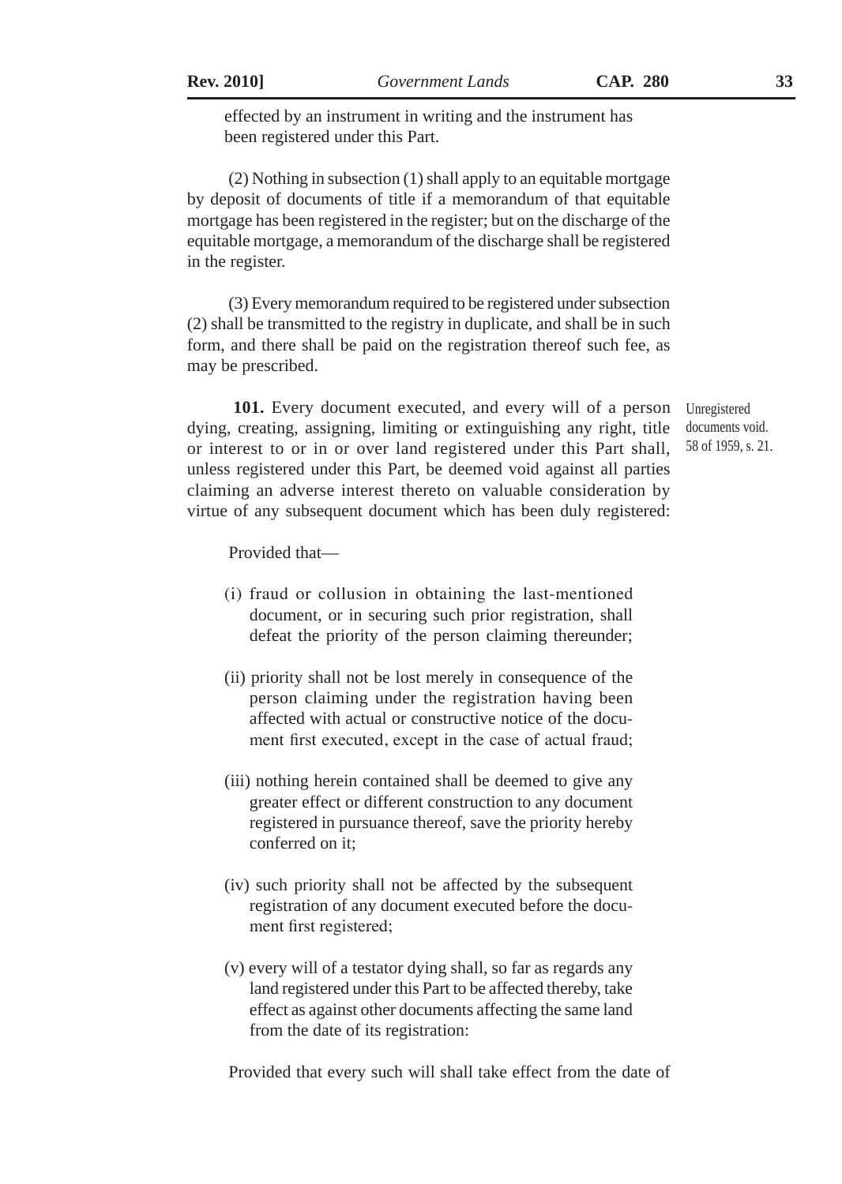effected by an instrument in writing and the instrument has been registered under this Part.

(2) Nothing in subsection (1) shall apply to an equitable mortgage by deposit of documents of title if a memorandum of that equitable mortgage has been registered in the register; but on the discharge of the equitable mortgage, a memorandum of the discharge shall be registered in the register.

(3) Every memorandum required to be registered under subsection (2) shall be transmitted to the registry in duplicate, and shall be in such form, and there shall be paid on the registration thereof such fee, as may be prescribed.

Unregistered documents void. 58 of 1959, s. 21.

**101.** Every document executed, and every will of a person dying, creating, assigning, limiting or extinguishing any right, title or interest to or in or over land registered under this Part shall, unless registered under this Part, be deemed void against all parties claiming an adverse interest thereto on valuable consideration by virtue of any subsequent document which has been duly registered:

Provided that—

(i) fraud or collusion in obtaining the last-mentioned document, or in securing such prior registration, shall defeat the priority of the person claiming thereunder;

(ii) priority shall not be lost merely in consequence of the person claiming under the registration having been affected with actual or constructive notice of the document first executed, except in the case of actual fraud;

(iii) nothing herein contained shall be deemed to give any greater effect or different construction to any document registered in pursuance thereof, save the priority hereby conferred on it;

(iv) such priority shall not be affected by the subsequent registration of any document executed before the document first registered;

(v) every will of a testator dying shall, so far as regards any land registered under this Part to be affected thereby, take effect as against other documents affecting the same land from the date of its registration:

Provided that every such will shall take effect from the date of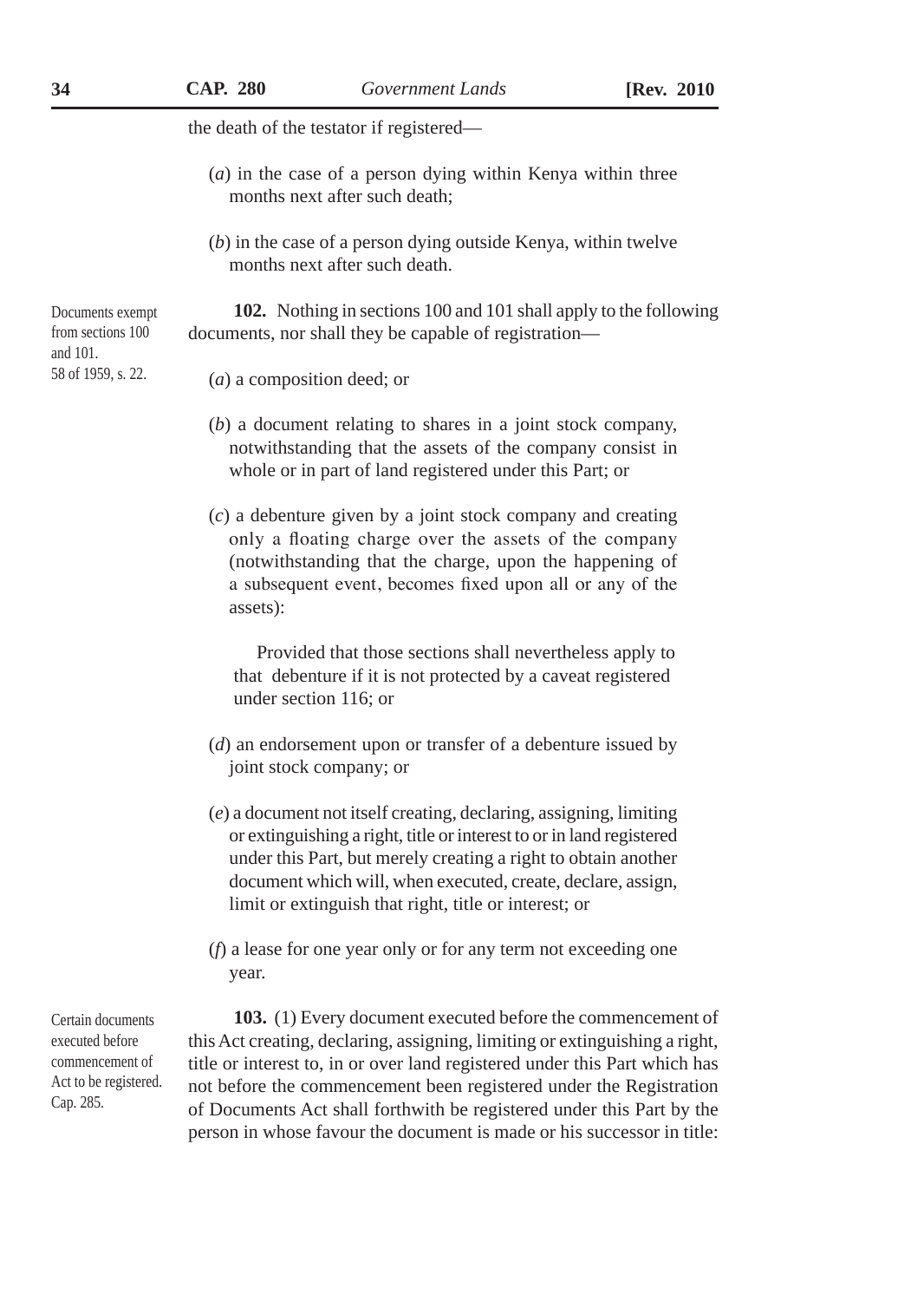the death of the testator if registered—

(*a*) in the case of a person dying within Kenya within three months next after such death;

(*b*) in the case of a person dying outside Kenya, within twelve months next after such death.

Documents exempt from sections 100 and 101.
58 of 1959, s. 22.

**102.** Nothing in sections 100 and 101 shall apply to the following documents, nor shall they be capable of registration—

(*a*) a composition deed; or

(*b*) a document relating to shares in a joint stock company, notwithstanding that the assets of the company consist in whole or in part of land registered under this Part; or

(*c*) a debenture given by a joint stock company and creating only a floating charge over the assets of the company (notwithstanding that the charge, upon the happening of a subsequent event, becomes fixed upon all or any of the assets):

Provided that those sections shall nevertheless apply to that debenture if it is not protected by a caveat registered under section 116; or

(*d*) an endorsement upon or transfer of a debenture issued by joint stock company; or

(*e*) a document not itself creating, declaring, assigning, limiting or extinguishing a right, title or interest to or in land registered under this Part, but merely creating a right to obtain another document which will, when executed, create, declare, assign, limit or extinguish that right, title or interest; or

(*f*) a lease for one year only or for any term not exceeding one year.

Certain documents executed before commencement of Act to be registered.
Cap. 285.

**103.** (1) Every document executed before the commencement of this Act creating, declaring, assigning, limiting or extinguishing a right, title or interest to, in or over land registered under this Part which has not before the commencement been registered under the Registration of Documents Act shall forthwith be registered under this Part by the person in whose favour the document is made or his successor in title: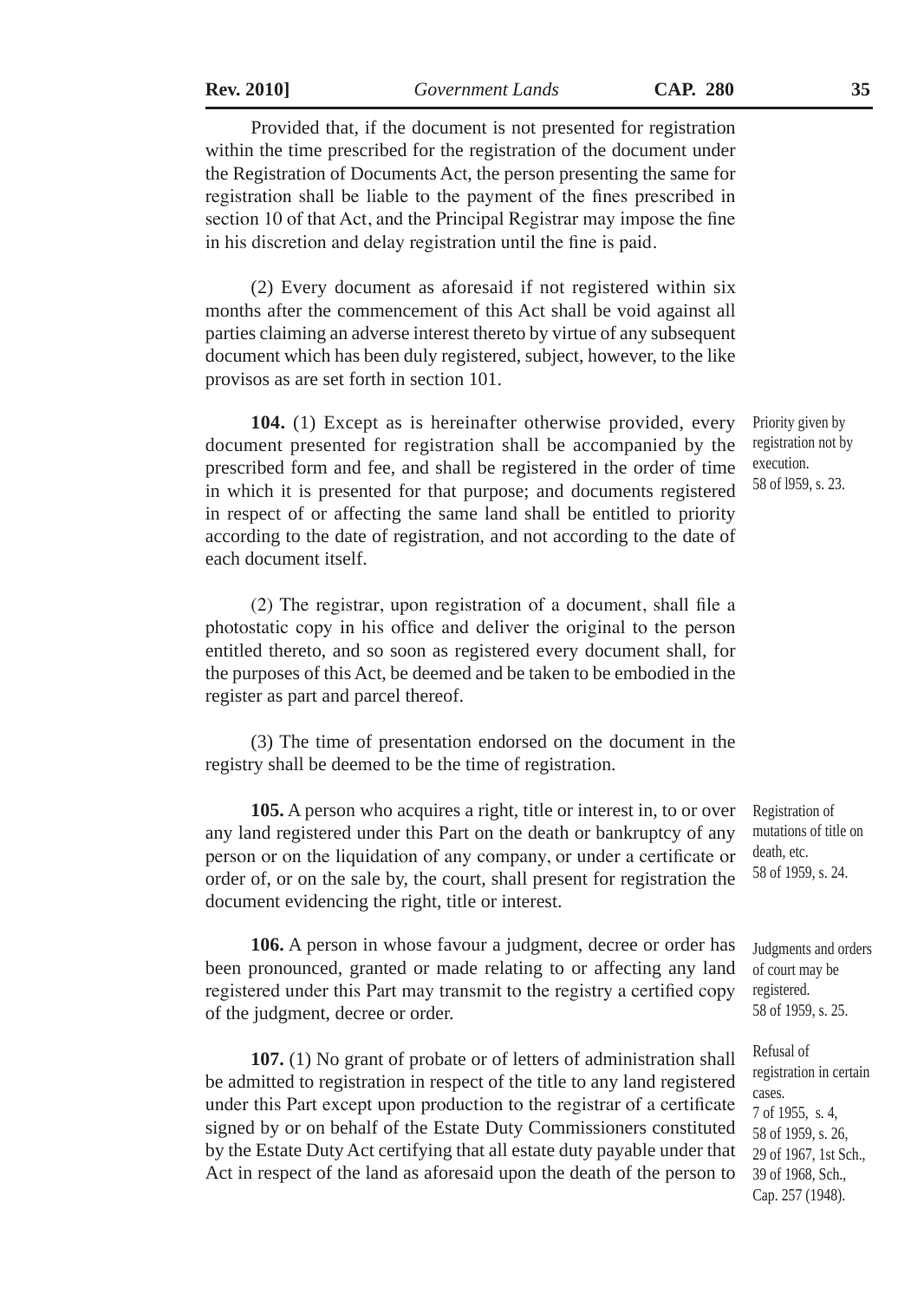Provided that, if the document is not presented for registration within the time prescribed for the registration of the document under the Registration of Documents Act, the person presenting the same for registration shall be liable to the payment of the fines prescribed in section 10 of that Act, and the Principal Registrar may impose the fine in his discretion and delay registration until the fine is paid.

(2) Every document as aforesaid if not registered within six months after the commencement of this Act shall be void against all parties claiming an adverse interest thereto by virtue of any subsequent document which has been duly registered, subject, however, to the like provisos as are set forth in section 101.

Priority given by registration not by execution.
58 of l959, s. 23.

**104.** (1) Except as is hereinafter otherwise provided, every document presented for registration shall be accompanied by the prescribed form and fee, and shall be registered in the order of time in which it is presented for that purpose; and documents registered in respect of or affecting the same land shall be entitled to priority according to the date of registration, and not according to the date of each document itself.

(2) The registrar, upon registration of a document, shall file a photostatic copy in his office and deliver the original to the person entitled thereto, and so soon as registered every document shall, for the purposes of this Act, be deemed and be taken to be embodied in the register as part and parcel thereof.

(3) The time of presentation endorsed on the document in the registry shall be deemed to be the time of registration.

Registration of mutations of title on death, etc.
58 of 1959, s. 24.

**105.** A person who acquires a right, title or interest in, to or over any land registered under this Part on the death or bankruptcy of any person or on the liquidation of any company, or under a certificate or order of, or on the sale by, the court, shall present for registration the document evidencing the right, title or interest.

Judgments and orders of court may be registered.
58 of 1959, s. 25.

**106.** A person in whose favour a judgment, decree or order has been pronounced, granted or made relating to or affecting any land registered under this Part may transmit to the registry a certified copy of the judgment, decree or order.

Refusal of registration in certain cases.
7 of 1955, s. 4,
58 of 1959, s. 26,
29 of 1967, 1st Sch.,
39 of 1968, Sch.,
Cap. 257 (1948).

**107.** (1) No grant of probate or of letters of administration shall be admitted to registration in respect of the title to any land registered under this Part except upon production to the registrar of a certificate signed by or on behalf of the Estate Duty Commissioners constituted by the Estate Duty Act certifying that all estate duty payable under that Act in respect of the land as aforesaid upon the death of the person to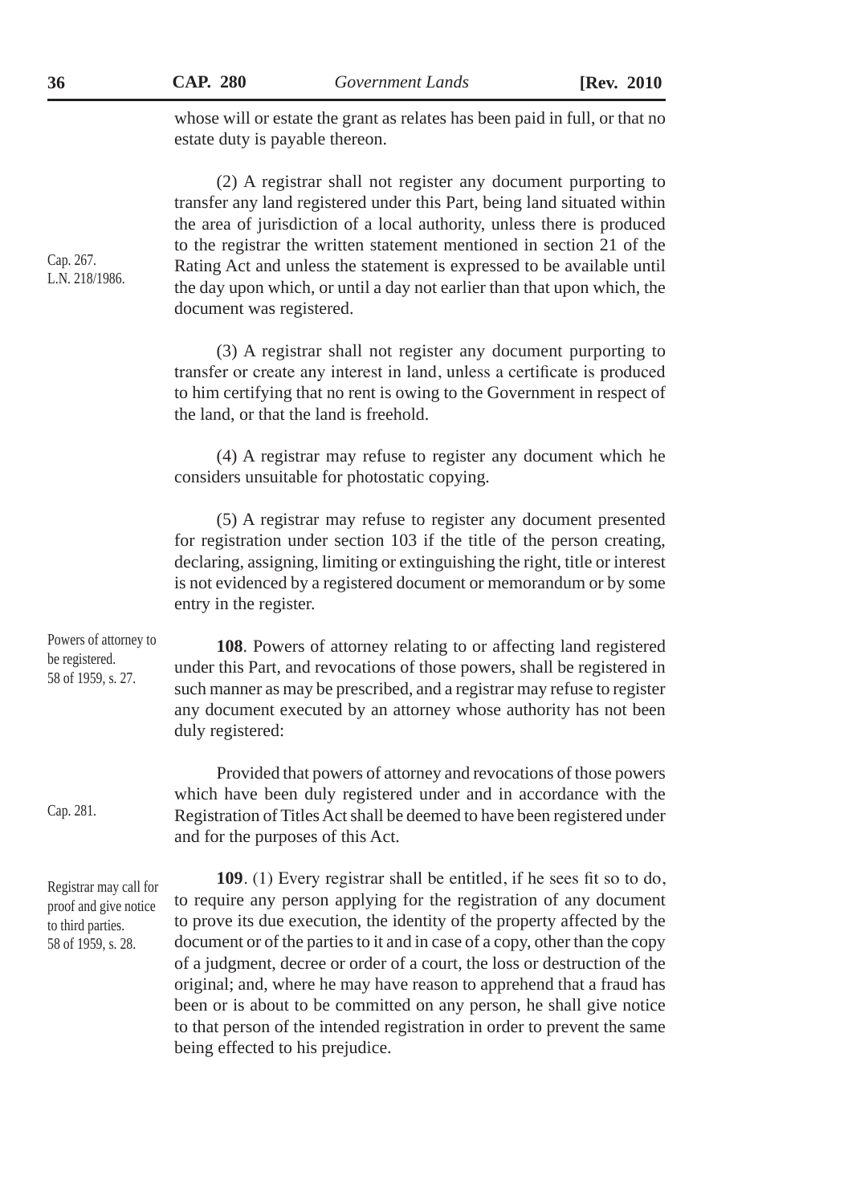whose will or estate the grant as relates has been paid in full, or that no estate duty is payable thereon.

(2) A registrar shall not register any document purporting to transfer any land registered under this Part, being land situated within the area of jurisdiction of a local authority, unless there is produced to the registrar the written statement mentioned in section 21 of the Rating Act and unless the statement is expressed to be available until the day upon which, or until a day not earlier than that upon which, the document was registered.

Cap. 267. L.N. 218/1986.

(3) A registrar shall not register any document purporting to transfer or create any interest in land, unless a certificate is produced to him certifying that no rent is owing to the Government in respect of the land, or that the land is freehold.

(4) A registrar may refuse to register any document which he considers unsuitable for photostatic copying.

(5) A registrar may refuse to register any document presented for registration under section 103 if the title of the person creating, declaring, assigning, limiting or extinguishing the right, title or interest is not evidenced by a registered document or memorandum or by some entry in the register.

Powers of attorney to be registered. 58 of 1959, s. 27.

**108**. Powers of attorney relating to or affecting land registered under this Part, and revocations of those powers, shall be registered in such manner as may be prescribed, and a registrar may refuse to register any document executed by an attorney whose authority has not been duly registered:

Provided that powers of attorney and revocations of those powers which have been duly registered under and in accordance with the Registration of Titles Act shall be deemed to have been registered under and for the purposes of this Act.

Cap. 281.

Registrar may call for proof and give notice to third parties. 58 of 1959, s. 28.

**109**. (1) Every registrar shall be entitled, if he sees fit so to do, to require any person applying for the registration of any document to prove its due execution, the identity of the property affected by the document or of the parties to it and in case of a copy, other than the copy of a judgment, decree or order of a court, the loss or destruction of the original; and, where he may have reason to apprehend that a fraud has been or is about to be committed on any person, he shall give notice to that person of the intended registration in order to prevent the same being effected to his prejudice.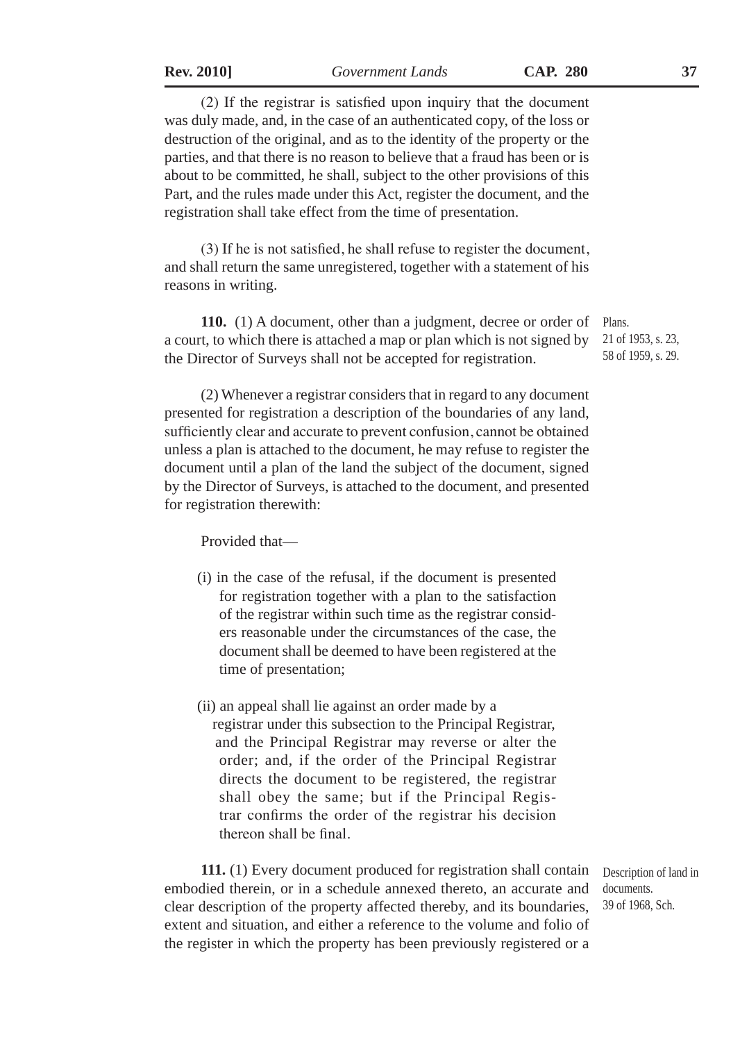(2) If the registrar is satisfied upon inquiry that the document was duly made, and, in the case of an authenticated copy, of the loss or destruction of the original, and as to the identity of the property or the parties, and that there is no reason to believe that a fraud has been or is about to be committed, he shall, subject to the other provisions of this Part, and the rules made under this Act, register the document, and the registration shall take effect from the time of presentation.

(3) If he is not satisfied, he shall refuse to register the document, and shall return the same unregistered, together with a statement of his reasons in writing.

Plans.
21 of 1953, s. 23,
58 of 1959, s. 29.

**110.** (1) A document, other than a judgment, decree or order of a court, to which there is attached a map or plan which is not signed by the Director of Surveys shall not be accepted for registration.

(2) Whenever a registrar considers that in regard to any document presented for registration a description of the boundaries of any land, sufficiently clear and accurate to prevent confusion, cannot be obtained unless a plan is attached to the document, he may refuse to register the document until a plan of the land the subject of the document, signed by the Director of Surveys, is attached to the document, and presented for registration therewith:

Provided that—

(i) in the case of the refusal, if the document is presented for registration together with a plan to the satisfaction of the registrar within such time as the registrar considers reasonable under the circumstances of the case, the document shall be deemed to have been registered at the time of presentation;

(ii) an appeal shall lie against an order made by a registrar under this subsection to the Principal Registrar, and the Principal Registrar may reverse or alter the order; and, if the order of the Principal Registrar directs the document to be registered, the registrar shall obey the same; but if the Principal Registrar confirms the order of the registrar his decision thereon shall be final.

Description of land in documents.
39 of 1968, Sch.

**111.** (1) Every document produced for registration shall contain embodied therein, or in a schedule annexed thereto, an accurate and clear description of the property affected thereby, and its boundaries, extent and situation, and either a reference to the volume and folio of the register in which the property has been previously registered or a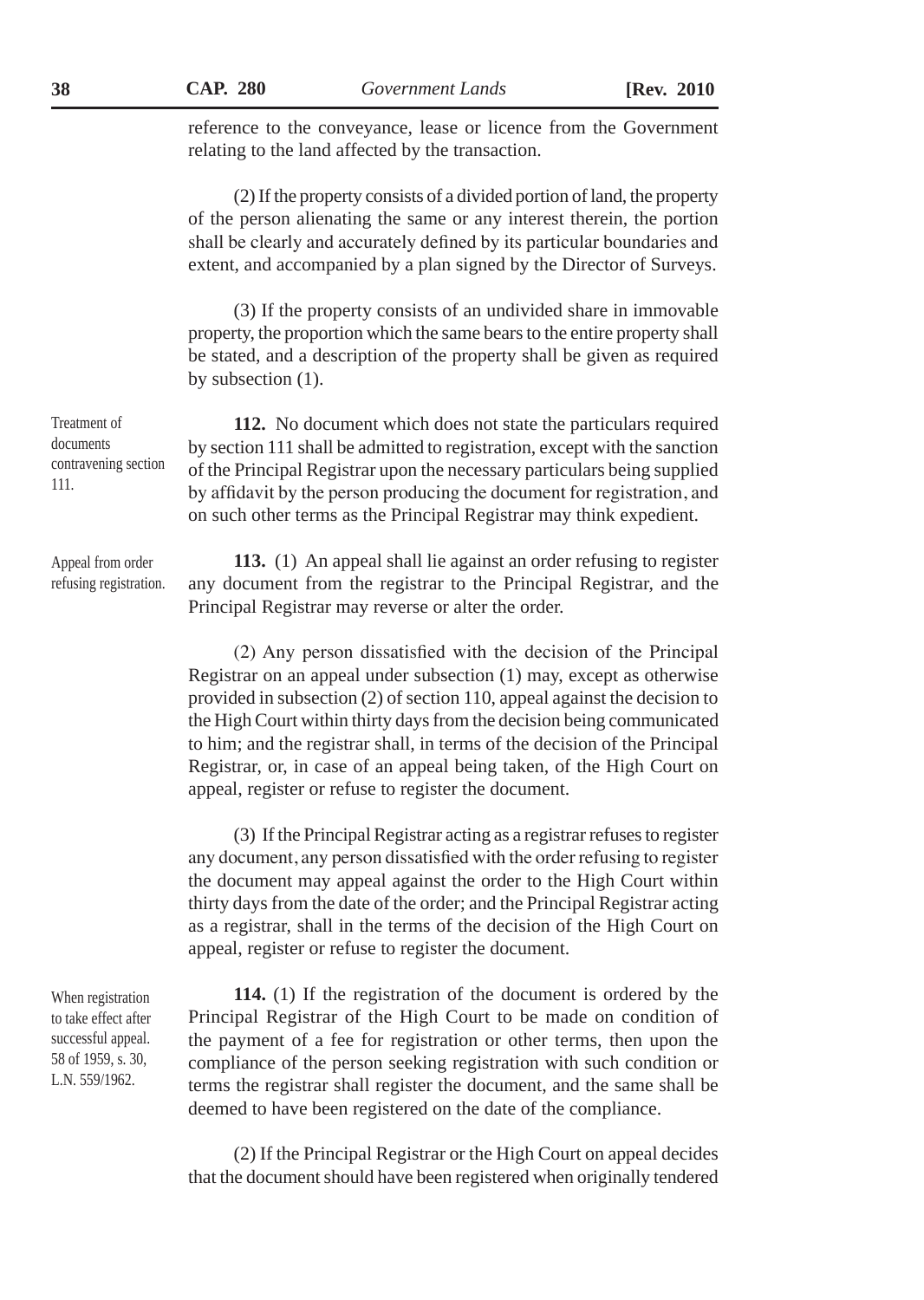reference to the conveyance, lease or licence from the Government relating to the land affected by the transaction.

(2) If the property consists of a divided portion of land, the property of the person alienating the same or any interest therein, the portion shall be clearly and accurately defined by its particular boundaries and extent, and accompanied by a plan signed by the Director of Surveys.

(3) If the property consists of an undivided share in immovable property, the proportion which the same bears to the entire property shall be stated, and a description of the property shall be given as required by subsection (1).

*Treatment of documents contravening section 111.*

**112.** No document which does not state the particulars required by section 111 shall be admitted to registration, except with the sanction of the Principal Registrar upon the necessary particulars being supplied by affidavit by the person producing the document for registration, and on such other terms as the Principal Registrar may think expedient.

*Appeal from order refusing registration.*

**113.** (1) An appeal shall lie against an order refusing to register any document from the registrar to the Principal Registrar, and the Principal Registrar may reverse or alter the order.

(2) Any person dissatisfied with the decision of the Principal Registrar on an appeal under subsection (1) may, except as otherwise provided in subsection (2) of section 110, appeal against the decision to the High Court within thirty days from the decision being communicated to him; and the registrar shall, in terms of the decision of the Principal Registrar, or, in case of an appeal being taken, of the High Court on appeal, register or refuse to register the document.

(3) If the Principal Registrar acting as a registrar refuses to register any document, any person dissatisfied with the order refusing to register the document may appeal against the order to the High Court within thirty days from the date of the order; and the Principal Registrar acting as a registrar, shall in the terms of the decision of the High Court on appeal, register or refuse to register the document.

*When registration to take effect after successful appeal. 58 of 1959, s. 30, L.N. 559/1962.*

**114.** (1) If the registration of the document is ordered by the Principal Registrar of the High Court to be made on condition of the payment of a fee for registration or other terms, then upon the compliance of the person seeking registration with such condition or terms the registrar shall register the document, and the same shall be deemed to have been registered on the date of the compliance.

(2) If the Principal Registrar or the High Court on appeal decides that the document should have been registered when originally tendered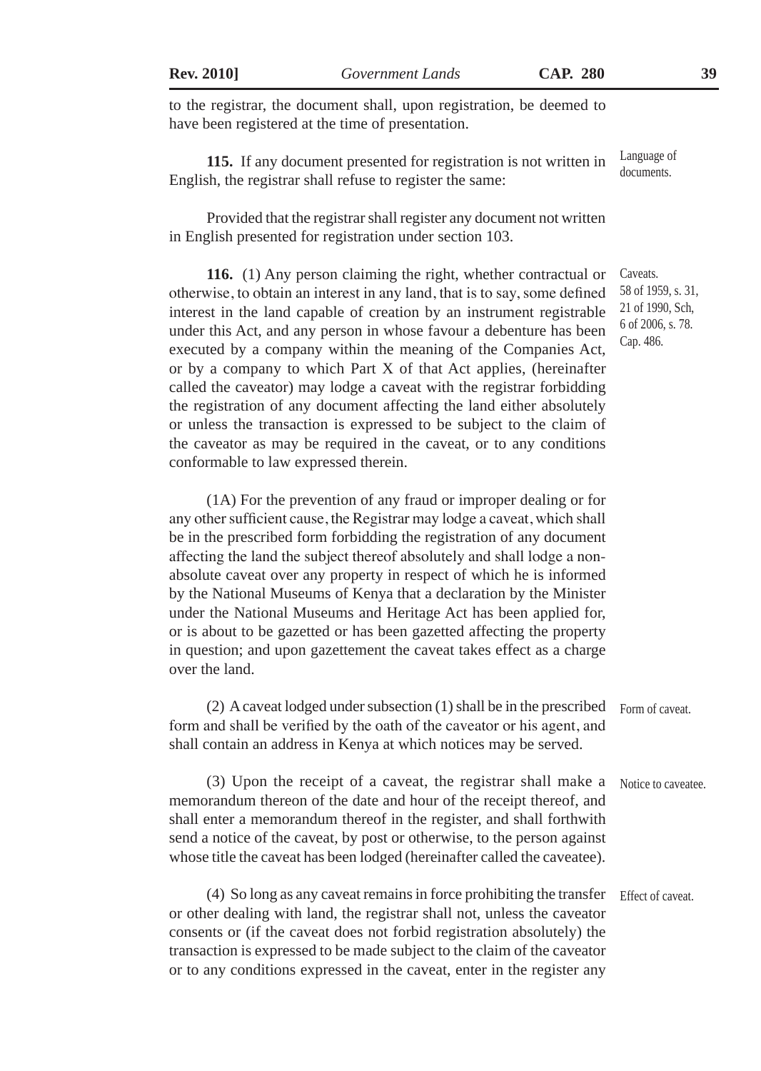to the registrar, the document shall, upon registration, be deemed to have been registered at the time of presentation.

Language of documents.

**115.** If any document presented for registration is not written in English, the registrar shall refuse to register the same:

Provided that the registrar shall register any document not written in English presented for registration under section 103.

Caveats. 58 of 1959, s. 31, 21 of 1990, Sch, 6 of 2006, s. 78. Cap. 486.

**116.** (1) Any person claiming the right, whether contractual or otherwise, to obtain an interest in any land, that is to say, some defined interest in the land capable of creation by an instrument registrable under this Act, and any person in whose favour a debenture has been executed by a company within the meaning of the Companies Act, or by a company to which Part X of that Act applies, (hereinafter called the caveator) may lodge a caveat with the registrar forbidding the registration of any document affecting the land either absolutely or unless the transaction is expressed to be subject to the claim of the caveator as may be required in the caveat, or to any conditions conformable to law expressed therein.

(1A) For the prevention of any fraud or improper dealing or for any other sufficient cause, the Registrar may lodge a caveat, which shall be in the prescribed form forbidding the registration of any document affecting the land the subject thereof absolutely and shall lodge a non-absolute caveat over any property in respect of which he is informed by the National Museums of Kenya that a declaration by the Minister under the National Museums and Heritage Act has been applied for, or is about to be gazetted or has been gazetted affecting the property in question; and upon gazettement the caveat takes effect as a charge over the land.

Form of caveat.

(2) A caveat lodged under subsection (1) shall be in the prescribed form and shall be verified by the oath of the caveator or his agent, and shall contain an address in Kenya at which notices may be served.

Notice to caveatee.

(3) Upon the receipt of a caveat, the registrar shall make a memorandum thereon of the date and hour of the receipt thereof, and shall enter a memorandum thereof in the register, and shall forthwith send a notice of the caveat, by post or otherwise, to the person against whose title the caveat has been lodged (hereinafter called the caveatee).

Effect of caveat.

(4) So long as any caveat remains in force prohibiting the transfer or other dealing with land, the registrar shall not, unless the caveator consents or (if the caveat does not forbid registration absolutely) the transaction is expressed to be made subject to the claim of the caveator or to any conditions expressed in the caveat, enter in the register any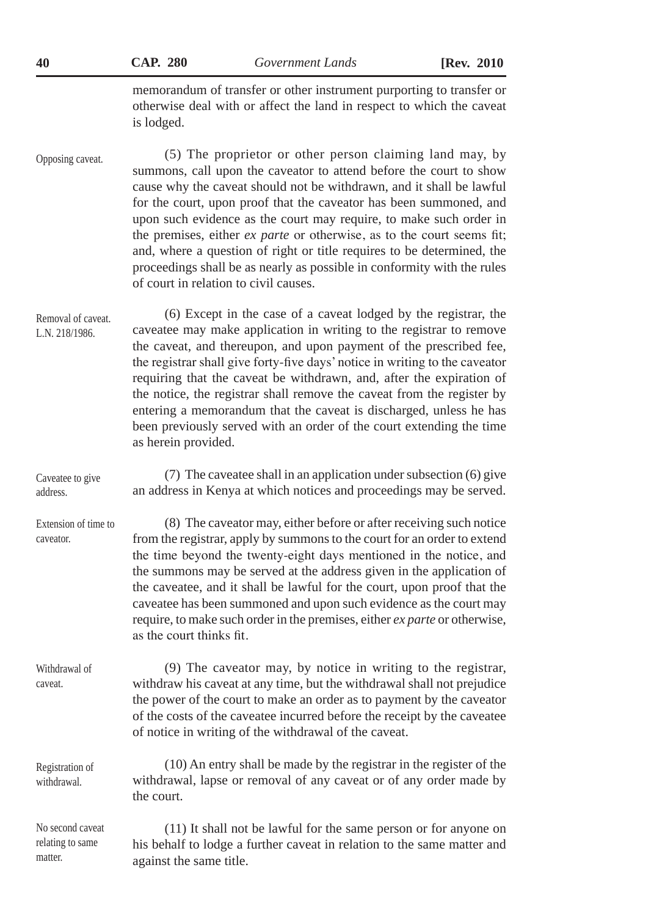memorandum of transfer or other instrument purporting to transfer or otherwise deal with or affect the land in respect to which the caveat is lodged.

Opposing caveat.

(5) The proprietor or other person claiming land may, by summons, call upon the caveator to attend before the court to show cause why the caveat should not be withdrawn, and it shall be lawful for the court, upon proof that the caveator has been summoned, and upon such evidence as the court may require, to make such order in the premises, either *ex parte* or otherwise, as to the court seems fit; and, where a question of right or title requires to be determined, the proceedings shall be as nearly as possible in conformity with the rules of court in relation to civil causes.

Removal of caveat. L.N. 218/1986.

(6) Except in the case of a caveat lodged by the registrar, the caveatee may make application in writing to the registrar to remove the caveat, and thereupon, and upon payment of the prescribed fee, the registrar shall give forty-five days' notice in writing to the caveator requiring that the caveat be withdrawn, and, after the expiration of the notice, the registrar shall remove the caveat from the register by entering a memorandum that the caveat is discharged, unless he has been previously served with an order of the court extending the time as herein provided.

Caveatee to give address.

(7) The caveatee shall in an application under subsection (6) give an address in Kenya at which notices and proceedings may be served.

Extension of time to caveator.

(8) The caveator may, either before or after receiving such notice from the registrar, apply by summons to the court for an order to extend the time beyond the twenty-eight days mentioned in the notice, and the summons may be served at the address given in the application of the caveatee, and it shall be lawful for the court, upon proof that the caveatee has been summoned and upon such evidence as the court may require, to make such order in the premises, either *ex parte* or otherwise, as the court thinks fit.

Withdrawal of caveat.

(9) The caveator may, by notice in writing to the registrar, withdraw his caveat at any time, but the withdrawal shall not prejudice the power of the court to make an order as to payment by the caveator of the costs of the caveatee incurred before the receipt by the caveatee of notice in writing of the withdrawal of the caveat.

Registration of withdrawal.

(10) An entry shall be made by the registrar in the register of the withdrawal, lapse or removal of any caveat or of any order made by the court.

No second caveat relating to same matter.

(11) It shall not be lawful for the same person or for anyone on his behalf to lodge a further caveat in relation to the same matter and against the same title.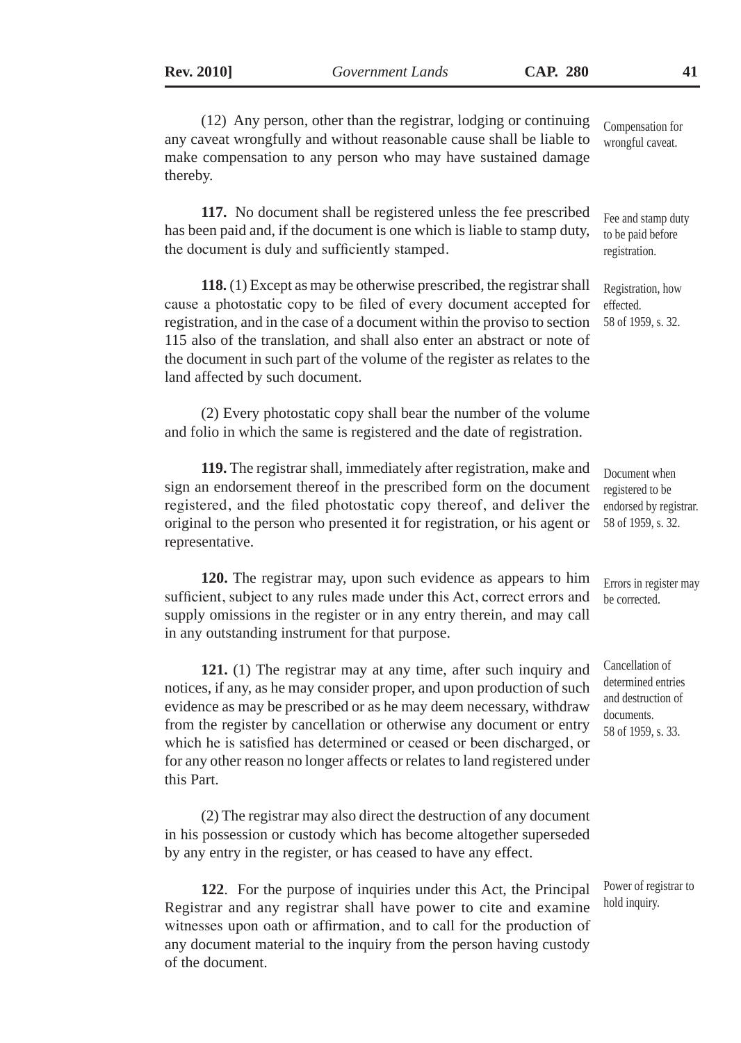(12) Any person, other than the registrar, lodging or continuing any caveat wrongfully and without reasonable cause shall be liable to make compensation to any person who may have sustained damage thereby.

Compensation for wrongful caveat.

**117.** No document shall be registered unless the fee prescribed has been paid and, if the document is one which is liable to stamp duty, the document is duly and sufficiently stamped.

Fee and stamp duty to be paid before registration.

**118.** (1) Except as may be otherwise prescribed, the registrar shall cause a photostatic copy to be filed of every document accepted for registration, and in the case of a document within the proviso to section 115 also of the translation, and shall also enter an abstract or note of the document in such part of the volume of the register as relates to the land affected by such document.

Registration, how effected.
58 of 1959, s. 32.

(2) Every photostatic copy shall bear the number of the volume and folio in which the same is registered and the date of registration.

**119.** The registrar shall, immediately after registration, make and sign an endorsement thereof in the prescribed form on the document registered, and the filed photostatic copy thereof, and deliver the original to the person who presented it for registration, or his agent or representative.

Document when registered to be endorsed by registrar.
58 of 1959, s. 32.

**120.** The registrar may, upon such evidence as appears to him sufficient, subject to any rules made under this Act, correct errors and supply omissions in the register or in any entry therein, and may call in any outstanding instrument for that purpose.

Errors in register may be corrected.

**121.** (1) The registrar may at any time, after such inquiry and notices, if any, as he may consider proper, and upon production of such evidence as may be prescribed or as he may deem necessary, withdraw from the register by cancellation or otherwise any document or entry which he is satisfied has determined or ceased or been discharged, or for any other reason no longer affects or relates to land registered under this Part.

Cancellation of determined entries and destruction of documents.
58 of 1959, s. 33.

(2) The registrar may also direct the destruction of any document in his possession or custody which has become altogether superseded by any entry in the register, or has ceased to have any effect.

**122**. For the purpose of inquiries under this Act, the Principal Registrar and any registrar shall have power to cite and examine witnesses upon oath or affirmation, and to call for the production of any document material to the inquiry from the person having custody of the document.

Power of registrar to hold inquiry.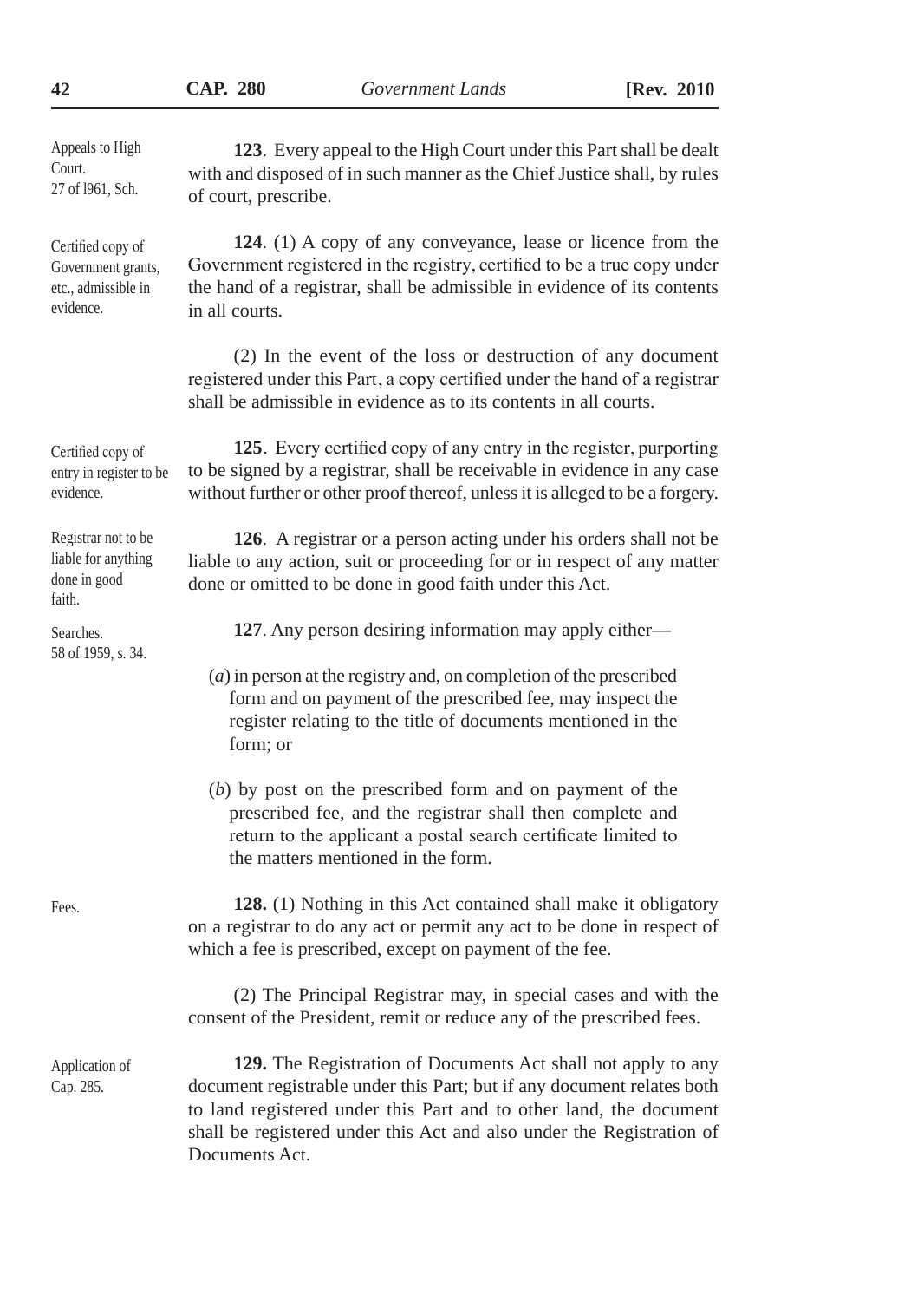Appeals to High Court. 27 of l961, Sch.

**123**. Every appeal to the High Court under this Part shall be dealt with and disposed of in such manner as the Chief Justice shall, by rules of court, prescribe.

Certified copy of Government grants, etc., admissible in evidence.

**124**. (1) A copy of any conveyance, lease or licence from the Government registered in the registry, certified to be a true copy under the hand of a registrar, shall be admissible in evidence of its contents in all courts.

(2) In the event of the loss or destruction of any document registered under this Part, a copy certified under the hand of a registrar shall be admissible in evidence as to its contents in all courts.

Certified copy of entry in register to be evidence.

**125**. Every certified copy of any entry in the register, purporting to be signed by a registrar, shall be receivable in evidence in any case without further or other proof thereof, unless it is alleged to be a forgery.

Registrar not to be liable for anything done in good faith.

**126**. A registrar or a person acting under his orders shall not be liable to any action, suit or proceeding for or in respect of any matter done or omitted to be done in good faith under this Act.

Searches. 58 of 1959, s. 34.

**127**. Any person desiring information may apply either—

(*a*) in person at the registry and, on completion of the prescribed form and on payment of the prescribed fee, may inspect the register relating to the title of documents mentioned in the form; or

(*b*) by post on the prescribed form and on payment of the prescribed fee, and the registrar shall then complete and return to the applicant a postal search certificate limited to the matters mentioned in the form.

Fees.

**128.** (1) Nothing in this Act contained shall make it obligatory on a registrar to do any act or permit any act to be done in respect of which a fee is prescribed, except on payment of the fee.

(2) The Principal Registrar may, in special cases and with the consent of the President, remit or reduce any of the prescribed fees.

Application of Cap. 285.

**129.** The Registration of Documents Act shall not apply to any document registrable under this Part; but if any document relates both to land registered under this Part and to other land, the document shall be registered under this Act and also under the Registration of Documents Act.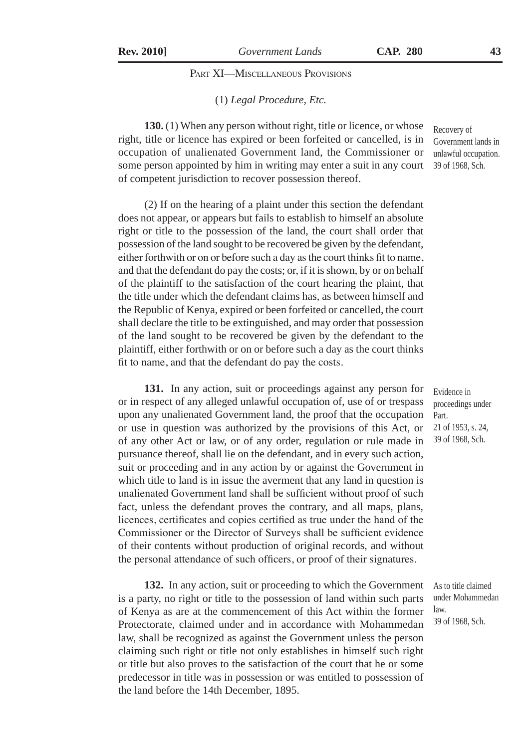## PART XI—MISCELLANEOUS PROVISIONS

### (1) *Legal Procedure, Etc.*

**130.** (1) When any person without right, title or licence, or whose right, title or licence has expired or been forfeited or cancelled, is in occupation of unalienated Government land, the Commissioner or some person appointed by him in writing may enter a suit in any court of competent jurisdiction to recover possession thereof.

Recovery of Government lands in unlawful occupation. 39 of 1968, Sch.

(2) If on the hearing of a plaint under this section the defendant does not appear, or appears but fails to establish to himself an absolute right or title to the possession of the land, the court shall order that possession of the land sought to be recovered be given by the defendant, either forthwith or on or before such a day as the court thinks fit to name, and that the defendant do pay the costs; or, if it is shown, by or on behalf of the plaintiff to the satisfaction of the court hearing the plaint, that the title under which the defendant claims has, as between himself and the Republic of Kenya, expired or been forfeited or cancelled, the court shall declare the title to be extinguished, and may order that possession of the land sought to be recovered be given by the defendant to the plaintiff, either forthwith or on or before such a day as the court thinks fit to name, and that the defendant do pay the costs.

**131.** In any action, suit or proceedings against any person for or in respect of any alleged unlawful occupation of, use of or trespass upon any unalienated Government land, the proof that the occupation or use in question was authorized by the provisions of this Act, or of any other Act or law, or of any order, regulation or rule made in pursuance thereof, shall lie on the defendant, and in every such action, suit or proceeding and in any action by or against the Government in which title to land is in issue the averment that any land in question is unalienated Government land shall be sufficient without proof of such fact, unless the defendant proves the contrary, and all maps, plans, licences, certificates and copies certified as true under the hand of the Commissioner or the Director of Surveys shall be sufficient evidence of their contents without production of original records, and without the personal attendance of such officers, or proof of their signatures.

Evidence in proceedings under Part. 21 of 1953, s. 24, 39 of 1968, Sch.

**132.** In any action, suit or proceeding to which the Government is a party, no right or title to the possession of land within such parts of Kenya as are at the commencement of this Act within the former Protectorate, claimed under and in accordance with Mohammedan law, shall be recognized as against the Government unless the person claiming such right or title not only establishes in himself such right or title but also proves to the satisfaction of the court that he or some predecessor in title was in possession or was entitled to possession of the land before the 14th December, 1895.

As to title claimed under Mohammedan law. 39 of 1968, Sch.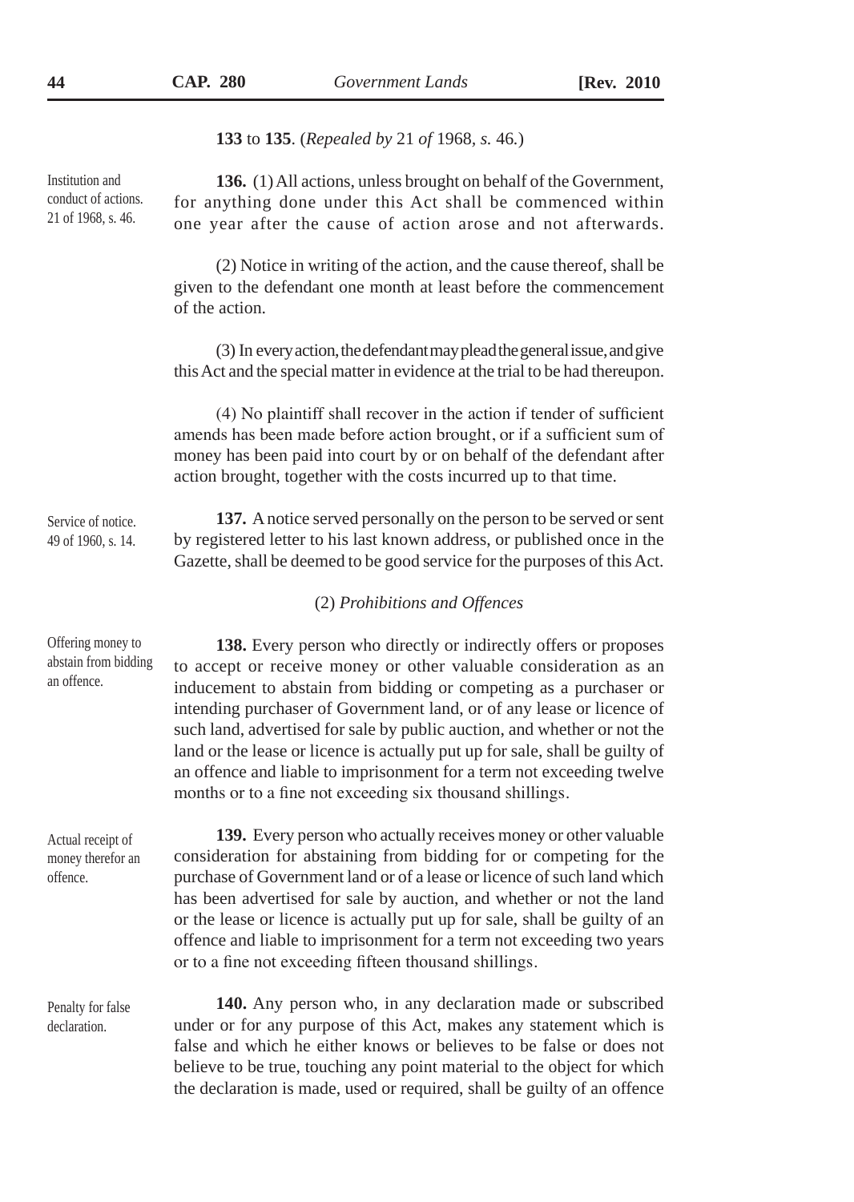**133** to **135**. (*Repealed by* 21 *of* 1968, *s.* 46.)

Institution and conduct of actions. 21 of 1968, s. 46.

**136.** (1) All actions, unless brought on behalf of the Government, for anything done under this Act shall be commenced within one year after the cause of action arose and not afterwards.

(2) Notice in writing of the action, and the cause thereof, shall be given to the defendant one month at least before the commencement of the action.

(3) In every action, the defendant may plead the general issue, and give this Act and the special matter in evidence at the trial to be had thereupon.

(4) No plaintiff shall recover in the action if tender of sufficient amends has been made before action brought, or if a sufficient sum of money has been paid into court by or on behalf of the defendant after action brought, together with the costs incurred up to that time.

Service of notice. 49 of 1960, s. 14.

**137.** A notice served personally on the person to be served or sent by registered letter to his last known address, or published once in the Gazette, shall be deemed to be good service for the purposes of this Act.

(2) *Prohibitions and Offences*

Offering money to abstain from bidding an offence.

**138.** Every person who directly or indirectly offers or proposes to accept or receive money or other valuable consideration as an inducement to abstain from bidding or competing as a purchaser or intending purchaser of Government land, or of any lease or licence of such land, advertised for sale by public auction, and whether or not the land or the lease or licence is actually put up for sale, shall be guilty of an offence and liable to imprisonment for a term not exceeding twelve months or to a fine not exceeding six thousand shillings.

Actual receipt of money therefor an offence.

**139.** Every person who actually receives money or other valuable consideration for abstaining from bidding for or competing for the purchase of Government land or of a lease or licence of such land which has been advertised for sale by auction, and whether or not the land or the lease or licence is actually put up for sale, shall be guilty of an offence and liable to imprisonment for a term not exceeding two years or to a fine not exceeding fifteen thousand shillings.

Penalty for false declaration.

**140.** Any person who, in any declaration made or subscribed under or for any purpose of this Act, makes any statement which is false and which he either knows or believes to be false or does not believe to be true, touching any point material to the object for which the declaration is made, used or required, shall be guilty of an offence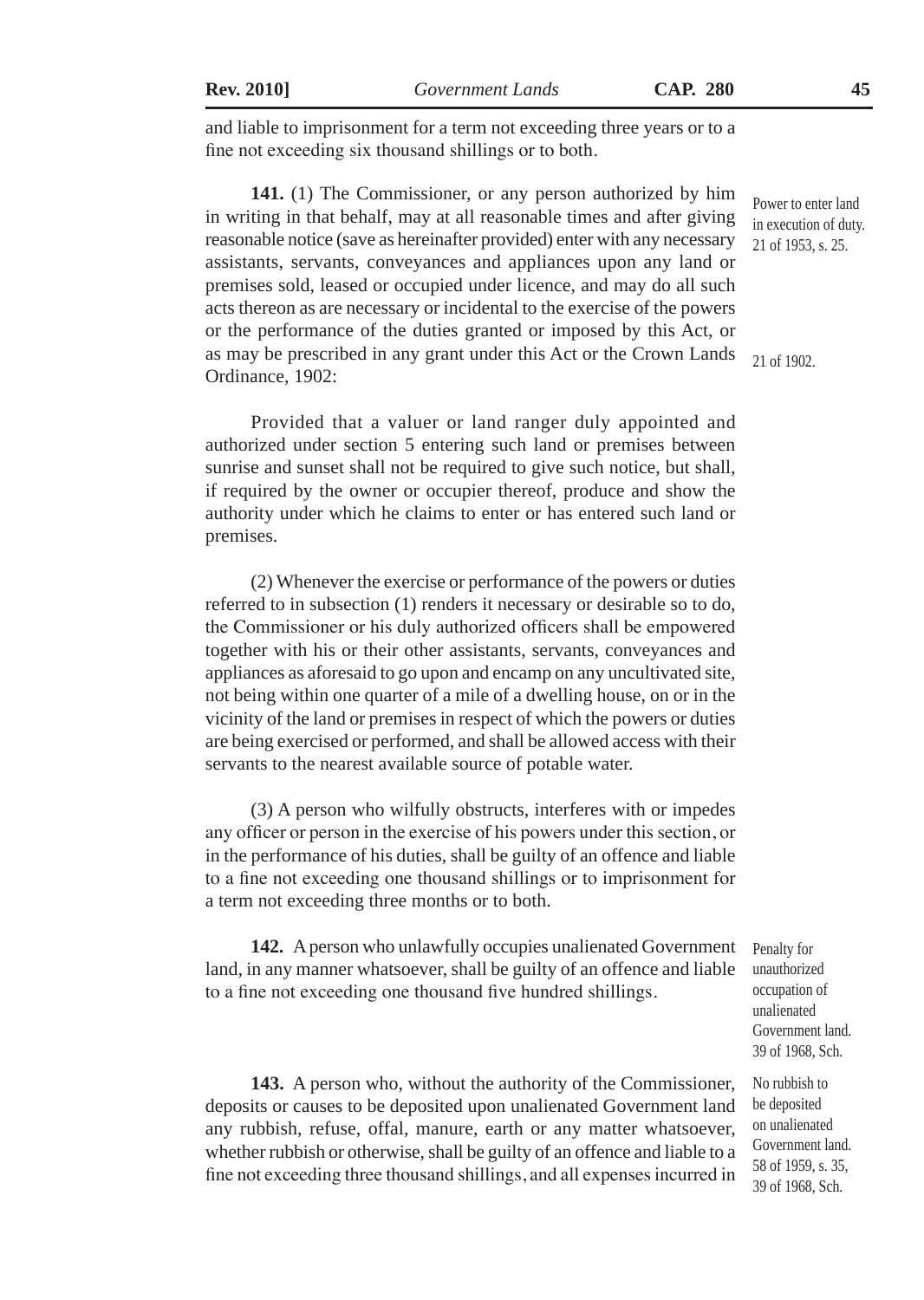and liable to imprisonment for a term not exceeding three years or to a fine not exceeding six thousand shillings or to both.

Power to enter land in execution of duty. 21 of 1953, s. 25.

**141.** (1) The Commissioner, or any person authorized by him in writing in that behalf, may at all reasonable times and after giving reasonable notice (save as hereinafter provided) enter with any necessary assistants, servants, conveyances and appliances upon any land or premises sold, leased or occupied under licence, and may do all such acts thereon as are necessary or incidental to the exercise of the powers or the performance of the duties granted or imposed by this Act, or as may be prescribed in any grant under this Act or the Crown Lands Ordinance, 1902:

21 of 1902.

Provided that a valuer or land ranger duly appointed and authorized under section 5 entering such land or premises between sunrise and sunset shall not be required to give such notice, but shall, if required by the owner or occupier thereof, produce and show the authority under which he claims to enter or has entered such land or premises.

(2) Whenever the exercise or performance of the powers or duties referred to in subsection (1) renders it necessary or desirable so to do, the Commissioner or his duly authorized officers shall be empowered together with his or their other assistants, servants, conveyances and appliances as aforesaid to go upon and encamp on any uncultivated site, not being within one quarter of a mile of a dwelling house, on or in the vicinity of the land or premises in respect of which the powers or duties are being exercised or performed, and shall be allowed access with their servants to the nearest available source of potable water.

(3) A person who wilfully obstructs, interferes with or impedes any officer or person in the exercise of his powers under this section, or in the performance of his duties, shall be guilty of an offence and liable to a fine not exceeding one thousand shillings or to imprisonment for a term not exceeding three months or to both.

Penalty for unauthorized occupation of unalienated Government land. 39 of 1968, Sch.

**142.** A person who unlawfully occupies unalienated Government land, in any manner whatsoever, shall be guilty of an offence and liable to a fine not exceeding one thousand five hundred shillings.

No rubbish to be deposited on unalienated Government land. 58 of 1959, s. 35, 39 of 1968, Sch.

**143.** A person who, without the authority of the Commissioner, deposits or causes to be deposited upon unalienated Government land any rubbish, refuse, offal, manure, earth or any matter whatsoever, whether rubbish or otherwise, shall be guilty of an offence and liable to a fine not exceeding three thousand shillings, and all expenses incurred in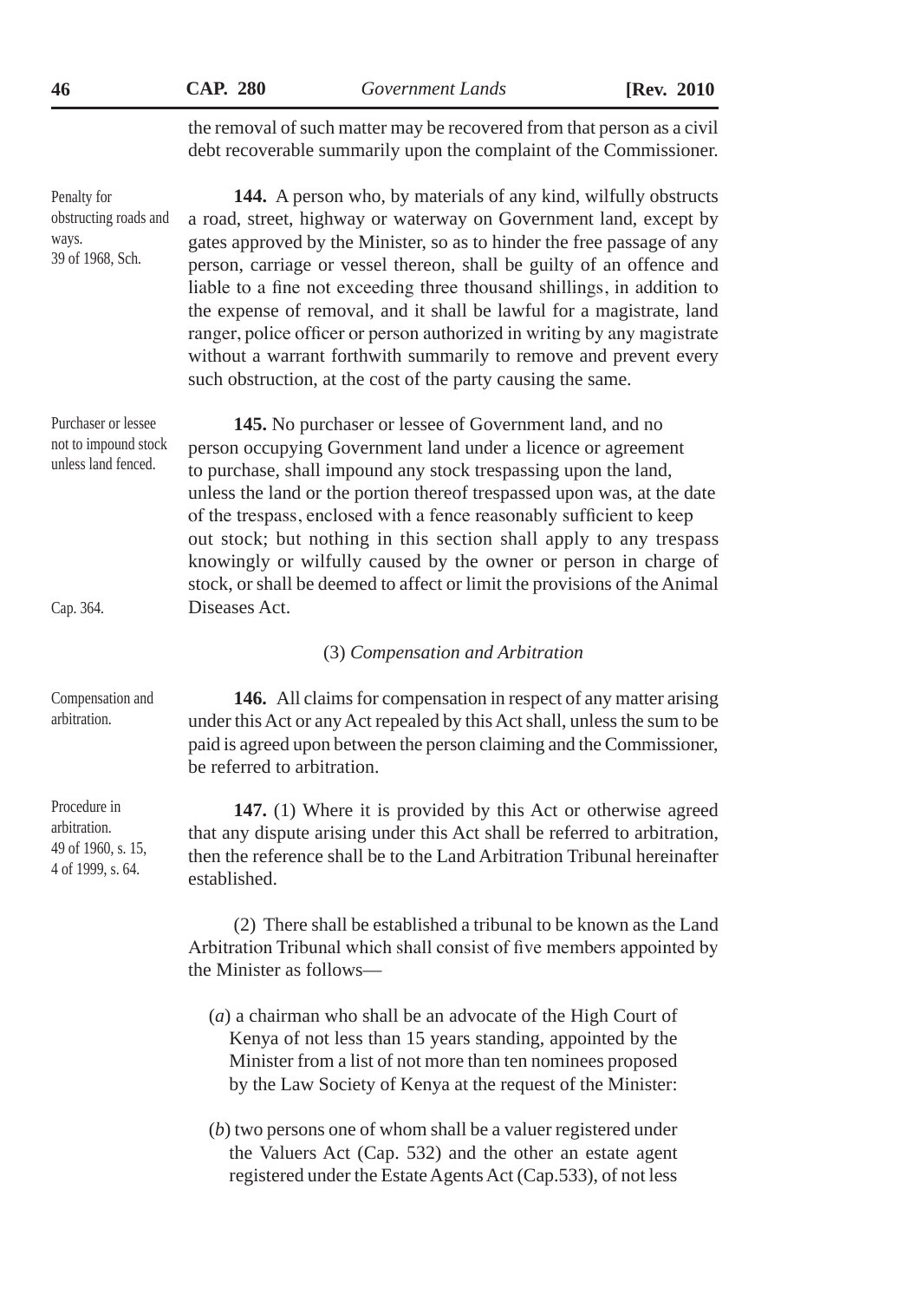the removal of such matter may be recovered from that person as a civil debt recoverable summarily upon the complaint of the Commissioner.

Penalty for obstructing roads and ways.
39 of 1968, Sch.

**144.** A person who, by materials of any kind, wilfully obstructs a road, street, highway or waterway on Government land, except by gates approved by the Minister, so as to hinder the free passage of any person, carriage or vessel thereon, shall be guilty of an offence and liable to a fine not exceeding three thousand shillings, in addition to the expense of removal, and it shall be lawful for a magistrate, land ranger, police officer or person authorized in writing by any magistrate without a warrant forthwith summarily to remove and prevent every such obstruction, at the cost of the party causing the same.

Purchaser or lessee not to impound stock unless land fenced.

**145.** No purchaser or lessee of Government land, and no person occupying Government land under a licence or agreement to purchase, shall impound any stock trespassing upon the land, unless the land or the portion thereof trespassed upon was, at the date of the trespass, enclosed with a fence reasonably sufficient to keep out stock; but nothing in this section shall apply to any trespass knowingly or wilfully caused by the owner or person in charge of stock, or shall be deemed to affect or limit the provisions of the Animal Diseases Act.

Cap. 364.

(3) *Compensation and Arbitration*

Compensation and arbitration.

**146.** All claims for compensation in respect of any matter arising under this Act or any Act repealed by this Act shall, unless the sum to be paid is agreed upon between the person claiming and the Commissioner, be referred to arbitration.

Procedure in arbitration.
49 of 1960, s. 15,
4 of 1999, s. 64.

**147.** (1) Where it is provided by this Act or otherwise agreed that any dispute arising under this Act shall be referred to arbitration, then the reference shall be to the Land Arbitration Tribunal hereinafter established.

(2) There shall be established a tribunal to be known as the Land Arbitration Tribunal which shall consist of five members appointed by the Minister as follows—

(*a*) a chairman who shall be an advocate of the High Court of Kenya of not less than 15 years standing, appointed by the Minister from a list of not more than ten nominees proposed by the Law Society of Kenya at the request of the Minister:

(*b*) two persons one of whom shall be a valuer registered under the Valuers Act (Cap. 532) and the other an estate agent registered under the Estate Agents Act (Cap.533), of not less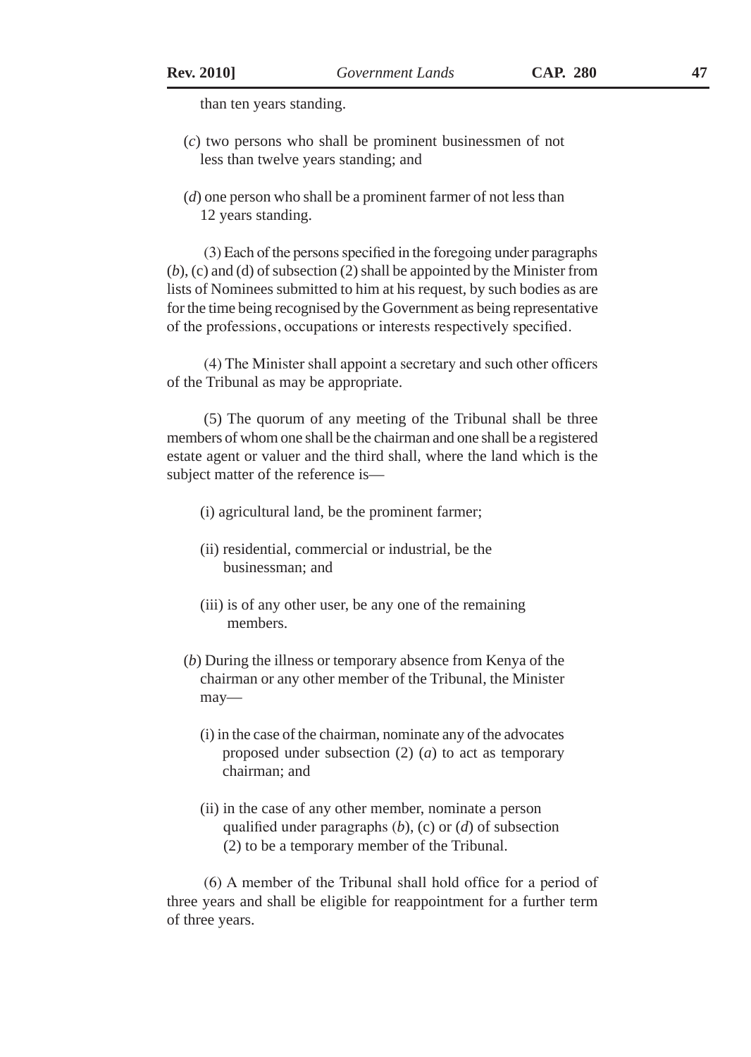than ten years standing.

(*c*) two persons who shall be prominent businessmen of not less than twelve years standing; and

(*d*) one person who shall be a prominent farmer of not less than 12 years standing.

(3) Each of the persons specified in the foregoing under paragraphs (*b*), (c) and (d) of subsection (2) shall be appointed by the Minister from lists of Nominees submitted to him at his request, by such bodies as are for the time being recognised by the Government as being representative of the professions, occupations or interests respectively specified.

(4) The Minister shall appoint a secretary and such other officers of the Tribunal as may be appropriate.

(5) The quorum of any meeting of the Tribunal shall be three members of whom one shall be the chairman and one shall be a registered estate agent or valuer and the third shall, where the land which is the subject matter of the reference is—

(i) agricultural land, be the prominent farmer;

(ii) residential, commercial or industrial, be the businessman; and

(iii) is of any other user, be any one of the remaining members.

(*b*) During the illness or temporary absence from Kenya of the chairman or any other member of the Tribunal, the Minister may—

(i) in the case of the chairman, nominate any of the advocates proposed under subsection (2) (*a*) to act as temporary chairman; and

(ii) in the case of any other member, nominate a person qualified under paragraphs (*b*), (c) or (*d*) of subsection (2) to be a temporary member of the Tribunal.

(6) A member of the Tribunal shall hold office for a period of three years and shall be eligible for reappointment for a further term of three years.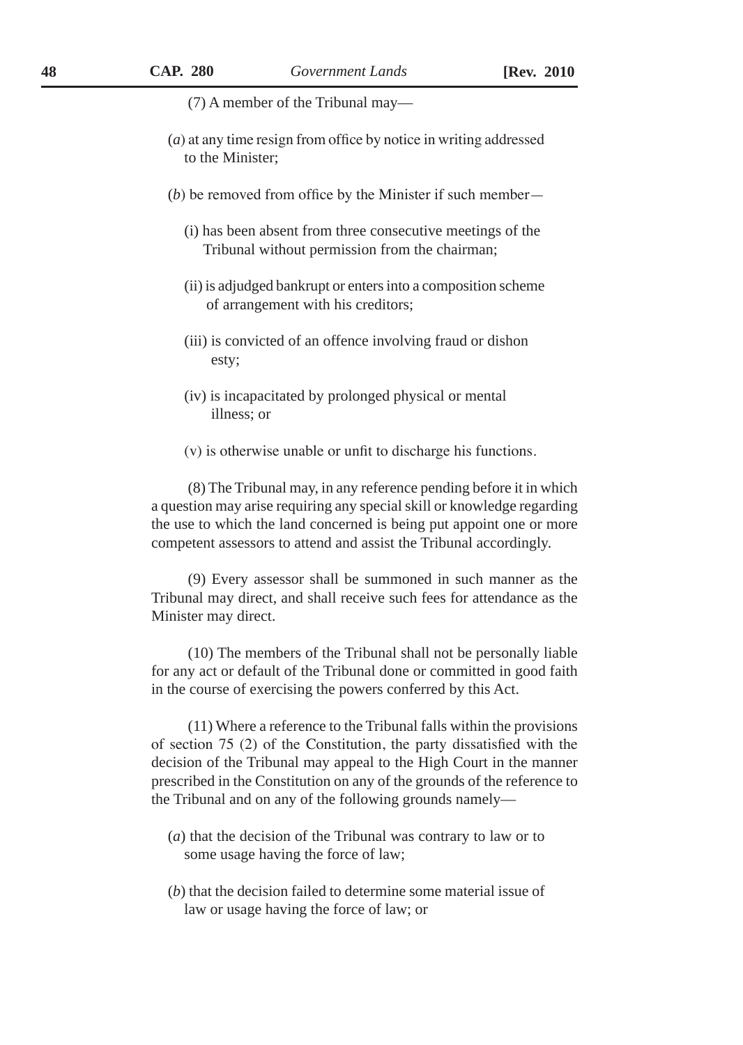(7) A member of the Tribunal may—

(*a*) at any time resign from office by notice in writing addressed to the Minister;

(*b*) be removed from office by the Minister if such member—

(i) has been absent from three consecutive meetings of the Tribunal without permission from the chairman;

(ii) is adjudged bankrupt or enters into a composition scheme of arrangement with his creditors;

(iii) is convicted of an offence involving fraud or dishon esty;

(iv) is incapacitated by prolonged physical or mental illness; or

(v) is otherwise unable or unfit to discharge his functions.

(8) The Tribunal may, in any reference pending before it in which a question may arise requiring any special skill or knowledge regarding the use to which the land concerned is being put appoint one or more competent assessors to attend and assist the Tribunal accordingly.

(9) Every assessor shall be summoned in such manner as the Tribunal may direct, and shall receive such fees for attendance as the Minister may direct.

(10) The members of the Tribunal shall not be personally liable for any act or default of the Tribunal done or committed in good faith in the course of exercising the powers conferred by this Act.

(11) Where a reference to the Tribunal falls within the provisions of section 75 (2) of the Constitution, the party dissatisfied with the decision of the Tribunal may appeal to the High Court in the manner prescribed in the Constitution on any of the grounds of the reference to the Tribunal and on any of the following grounds namely—

(*a*) that the decision of the Tribunal was contrary to law or to some usage having the force of law;

(*b*) that the decision failed to determine some material issue of law or usage having the force of law; or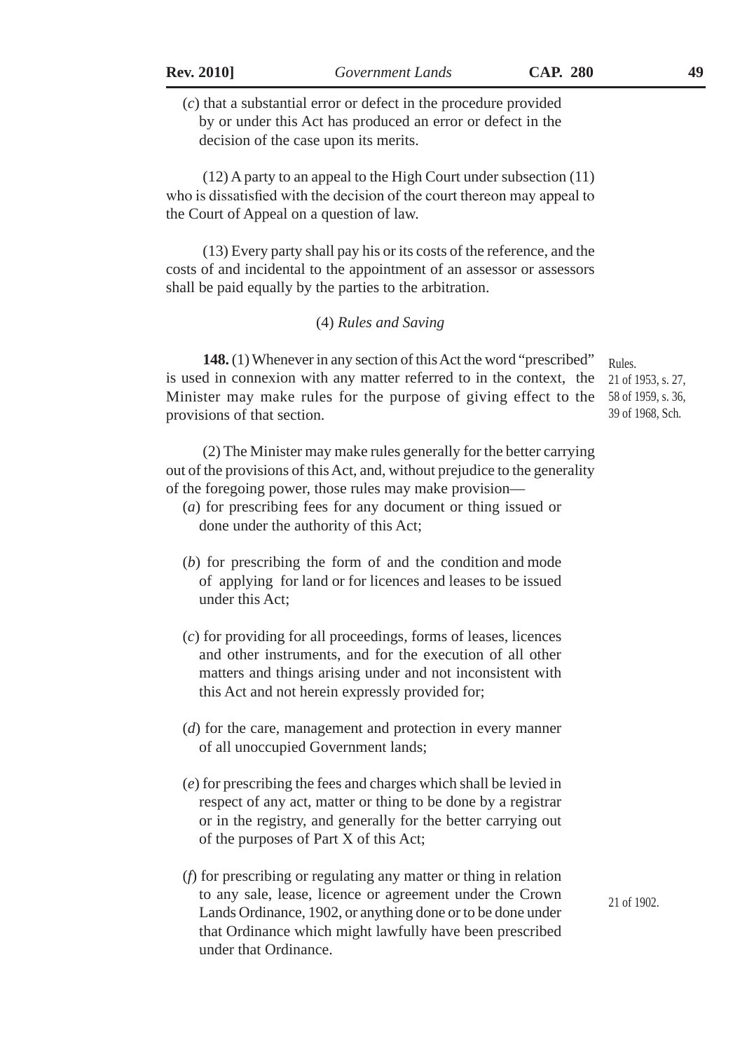(*c*) that a substantial error or defect in the procedure provided by or under this Act has produced an error or defect in the decision of the case upon its merits.

(12) A party to an appeal to the High Court under subsection (11) who is dissatisfied with the decision of the court thereon may appeal to the Court of Appeal on a question of law.

(13) Every party shall pay his or its costs of the reference, and the costs of and incidental to the appointment of an assessor or assessors shall be paid equally by the parties to the arbitration.

### (4) *Rules and Saving*

Rules.
21 of 1953, s. 27,
58 of 1959, s. 36,
39 of 1968, Sch.

**148.** (1) Whenever in any section of this Act the word "prescribed" is used in connexion with any matter referred to in the context, the Minister may make rules for the purpose of giving effect to the provisions of that section.

(2) The Minister may make rules generally for the better carrying out of the provisions of this Act, and, without prejudice to the generality of the foregoing power, those rules may make provision—

(*a*) for prescribing fees for any document or thing issued or done under the authority of this Act;

(*b*) for prescribing the form of and the condition and mode of applying for land or for licences and leases to be issued under this Act;

(*c*) for providing for all proceedings, forms of leases, licences and other instruments, and for the execution of all other matters and things arising under and not inconsistent with this Act and not herein expressly provided for;

(*d*) for the care, management and protection in every manner of all unoccupied Government lands;

(*e*) for prescribing the fees and charges which shall be levied in respect of any act, matter or thing to be done by a registrar or in the registry, and generally for the better carrying out of the purposes of Part X of this Act;

(*f*) for prescribing or regulating any matter or thing in relation to any sale, lease, licence or agreement under the Crown Lands Ordinance, 1902, or anything done or to be done under that Ordinance which might lawfully have been prescribed under that Ordinance.

21 of 1902.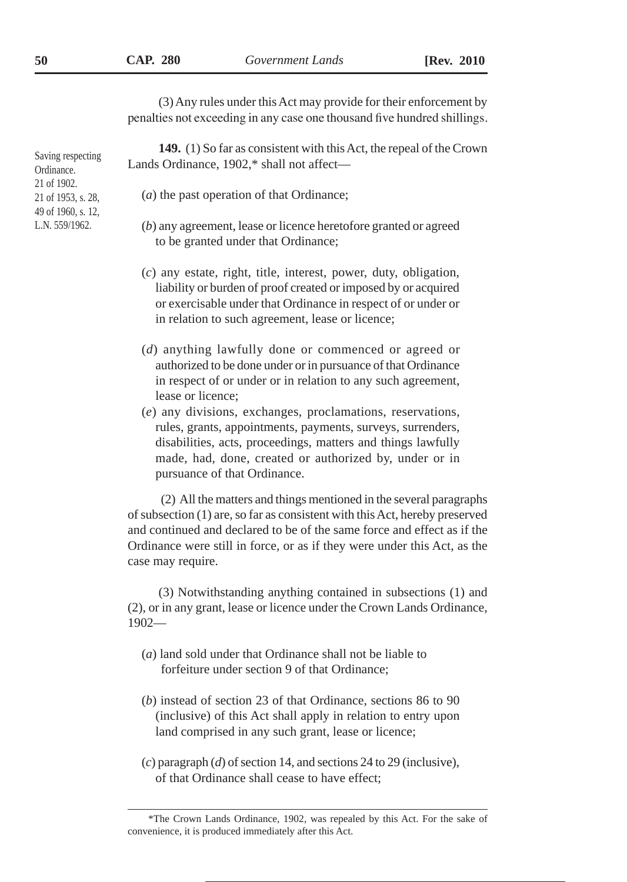(3) Any rules under this Act may provide for their enforcement by penalties not exceeding in any case one thousand five hundred shillings.

Saving respecting Ordinance.
21 of 1902.
21 of 1953, s. 28,
49 of 1960, s. 12,
L.N. 559/1962.

**149.** (1) So far as consistent with this Act, the repeal of the Crown Lands Ordinance, 1902,* shall not affect—

(*a*) the past operation of that Ordinance;

(*b*) any agreement, lease or licence heretofore granted or agreed to be granted under that Ordinance;

(*c*) any estate, right, title, interest, power, duty, obligation, liability or burden of proof created or imposed by or acquired or exercisable under that Ordinance in respect of or under or in relation to such agreement, lease or licence;

(*d*) anything lawfully done or commenced or agreed or authorized to be done under or in pursuance of that Ordinance in respect of or under or in relation to any such agreement, lease or licence;

(*e*) any divisions, exchanges, proclamations, reservations, rules, grants, appointments, payments, surveys, surrenders, disabilities, acts, proceedings, matters and things lawfully made, had, done, created or authorized by, under or in pursuance of that Ordinance.

(2) All the matters and things mentioned in the several paragraphs of subsection (1) are, so far as consistent with this Act, hereby preserved and continued and declared to be of the same force and effect as if the Ordinance were still in force, or as if they were under this Act, as the case may require.

(3) Notwithstanding anything contained in subsections (1) and (2), or in any grant, lease or licence under the Crown Lands Ordinance, 1902—

(*a*) land sold under that Ordinance shall not be liable to forfeiture under section 9 of that Ordinance;

(*b*) instead of section 23 of that Ordinance, sections 86 to 90 (inclusive) of this Act shall apply in relation to entry upon land comprised in any such grant, lease or licence;

(*c*) paragraph (*d*) of section 14, and sections 24 to 29 (inclusive), of that Ordinance shall cease to have effect;

---

*The Crown Lands Ordinance, 1902, was repealed by this Act. For the sake of convenience, it is produced immediately after this Act.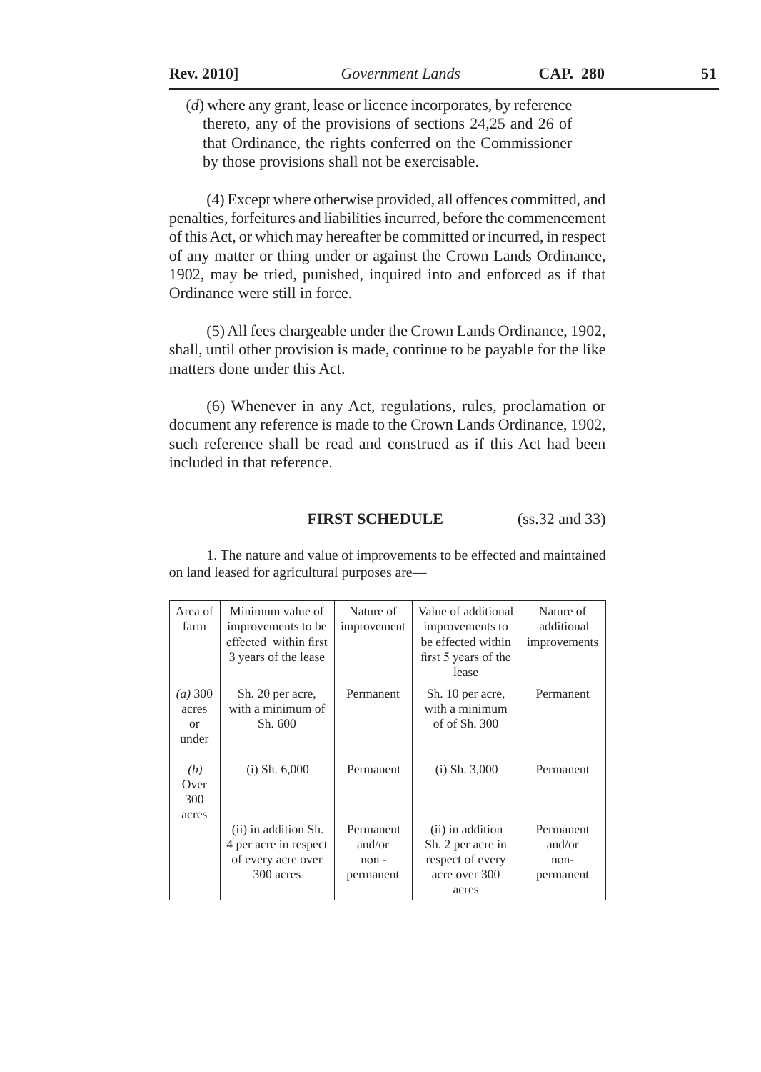(*d*) where any grant, lease or licence incorporates, by reference thereto, any of the provisions of sections 24,25 and 26 of that Ordinance, the rights conferred on the Commissioner by those provisions shall not be exercisable.

(4) Except where otherwise provided, all offences committed, and penalties, forfeitures and liabilities incurred, before the commencement of this Act, or which may hereafter be committed or incurred, in respect of any matter or thing under or against the Crown Lands Ordinance, 1902, may be tried, punished, inquired into and enforced as if that Ordinance were still in force.

(5) All fees chargeable under the Crown Lands Ordinance, 1902, shall, until other provision is made, continue to be payable for the like matters done under this Act.

(6) Whenever in any Act, regulations, rules, proclamation or document any reference is made to the Crown Lands Ordinance, 1902, such reference shall be read and construed as if this Act had been included in that reference.

## FIRST SCHEDULE (ss.32 and 33)

1. The nature and value of improvements to be effected and maintained on land leased for agricultural purposes are—

| Area of farm | Minimum value of improvements to be effected within first 3 years of the lease | Nature of improvement | Value of additional improvements to be effected within first 5 years of the lease | Nature of additional improvements |
|---|---|---|---|---|
| *(a)* 300 acres or under | Sh. 20 per acre, with a minimum of Sh. 600 | Permanent | Sh. 10 per acre, with a minimum of of Sh. 300 | Permanent |
| *(b)* Over 300 acres | (i) Sh. 6,000 | Permanent | (i) Sh. 3,000 | Permanent |
| | (ii) in addition Sh. 4 per acre in respect of every acre over 300 acres | Permanent and/or non - permanent | (ii) in addition Sh. 2 per acre in respect of every acre over 300 acres | Permanent and/or non-permanent |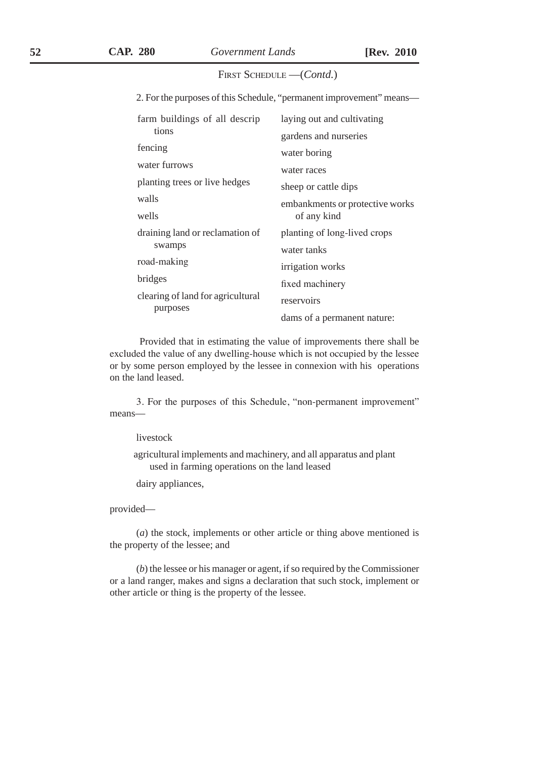FIRST SCHEDULE —(*Contd.*)

2. For the purposes of this Schedule, "permanent improvement" means—

farm buildings of all descriptions
fencing
water furrows
planting trees or live hedges
walls
wells
draining land or reclamation of swamps
road-making
bridges
clearing of land for agricultural purposes
laying out and cultivating gardens and nurseries
water boring
water races
sheep or cattle dips
embankments or protective works of any kind
planting of long-lived crops
water tanks
irrigation works
fixed machinery
reservoirs
dams of a permanent nature:

Provided that in estimating the value of improvements there shall be excluded the value of any dwelling-house which is not occupied by the lessee or by some person employed by the lessee in connexion with his operations on the land leased.

3. For the purposes of this Schedule, "non-permanent improvement" means—

livestock

agricultural implements and machinery, and all apparatus and plant used in farming operations on the land leased

dairy appliances,

provided—

(*a*) the stock, implements or other article or thing above mentioned is the property of the lessee; and

(*b*) the lessee or his manager or agent, if so required by the Commissioner or a land ranger, makes and signs a declaration that such stock, implement or other article or thing is the property of the lessee.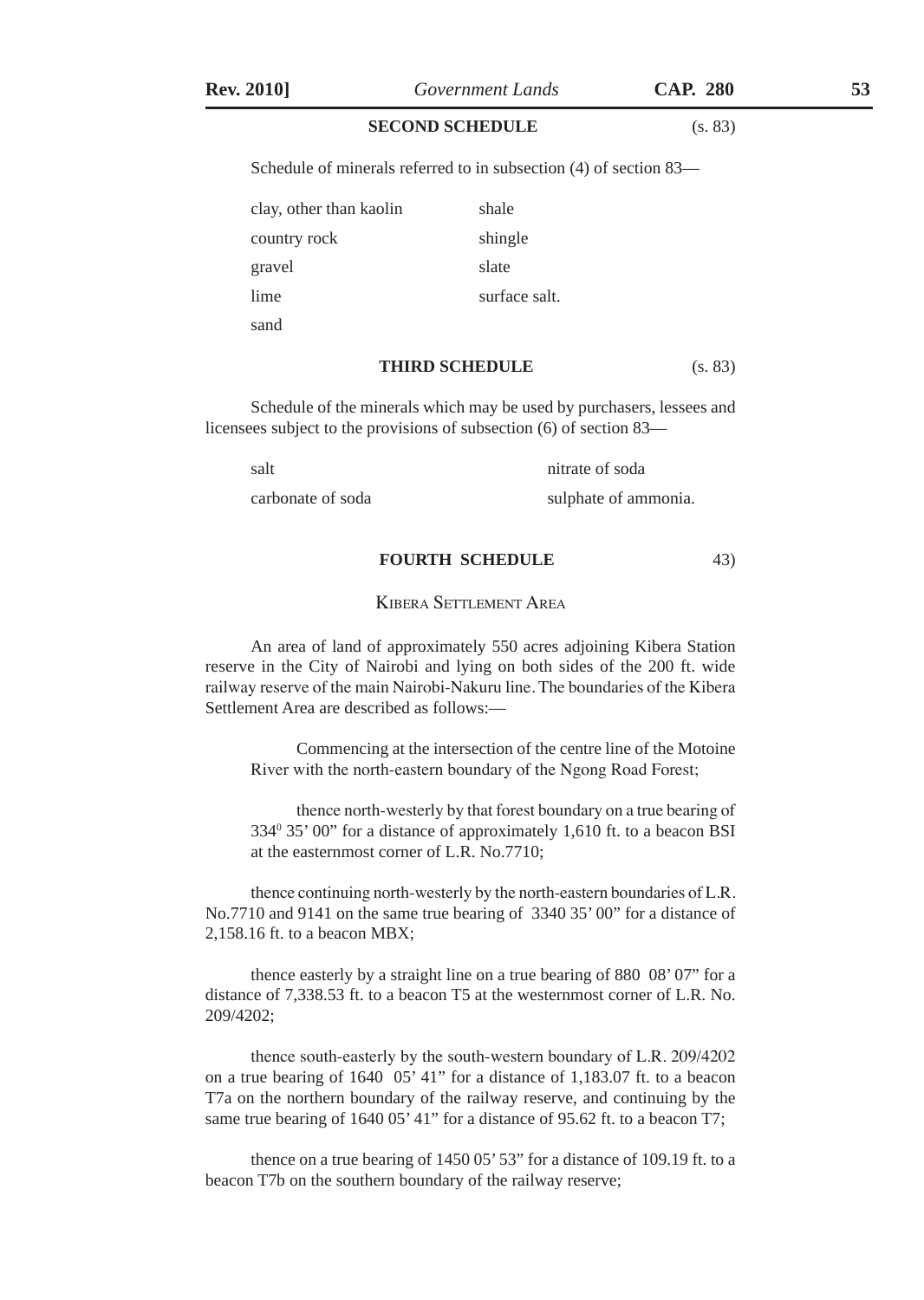## SECOND SCHEDULE (s. 83)

Schedule of minerals referred to in subsection (4) of section 83—

| | |
|---|---|
| clay, other than kaolin | shale |
| country rock | shingle |
| gravel | slate |
| lime | surface salt. |
| sand | |

## THIRD SCHEDULE (s. 83)

Schedule of the minerals which may be used by purchasers, lessees and licensees subject to the provisions of subsection (6) of section 83—

| | |
|---|---|
| salt | nitrate of soda |
| carbonate of soda | sulphate of ammonia. |

## FOURTH SCHEDULE 43)

### KIBERA SETTLEMENT AREA

An area of land of approximately 550 acres adjoining Kibera Station reserve in the City of Nairobi and lying on both sides of the 200 ft. wide railway reserve of the main Nairobi-Nakuru line. The boundaries of the Kibera Settlement Area are described as follows:—

> Commencing at the intersection of the centre line of the Motoine River with the north-eastern boundary of the Ngong Road Forest;
>
> thence north-westerly by that forest boundary on a true bearing of $334^0$ 35' 00" for a distance of approximately 1,610 ft. to a beacon BSI at the easternmost corner of L.R. No.7710;

thence continuing north-westerly by the north-eastern boundaries of L.R. No.7710 and 9141 on the same true bearing of 3340 35' 00" for a distance of 2,158.16 ft. to a beacon MBX;

thence easterly by a straight line on a true bearing of 880 08' 07" for a distance of 7,338.53 ft. to a beacon T5 at the westernmost corner of L.R. No. 209/4202;

thence south-easterly by the south-western boundary of L.R. 209/4202 on a true bearing of 1640 05' 41" for a distance of 1,183.07 ft. to a beacon T7a on the northern boundary of the railway reserve, and continuing by the same true bearing of 1640 05' 41" for a distance of 95.62 ft. to a beacon T7;

thence on a true bearing of 1450 05' 53" for a distance of 109.19 ft. to a beacon T7b on the southern boundary of the railway reserve;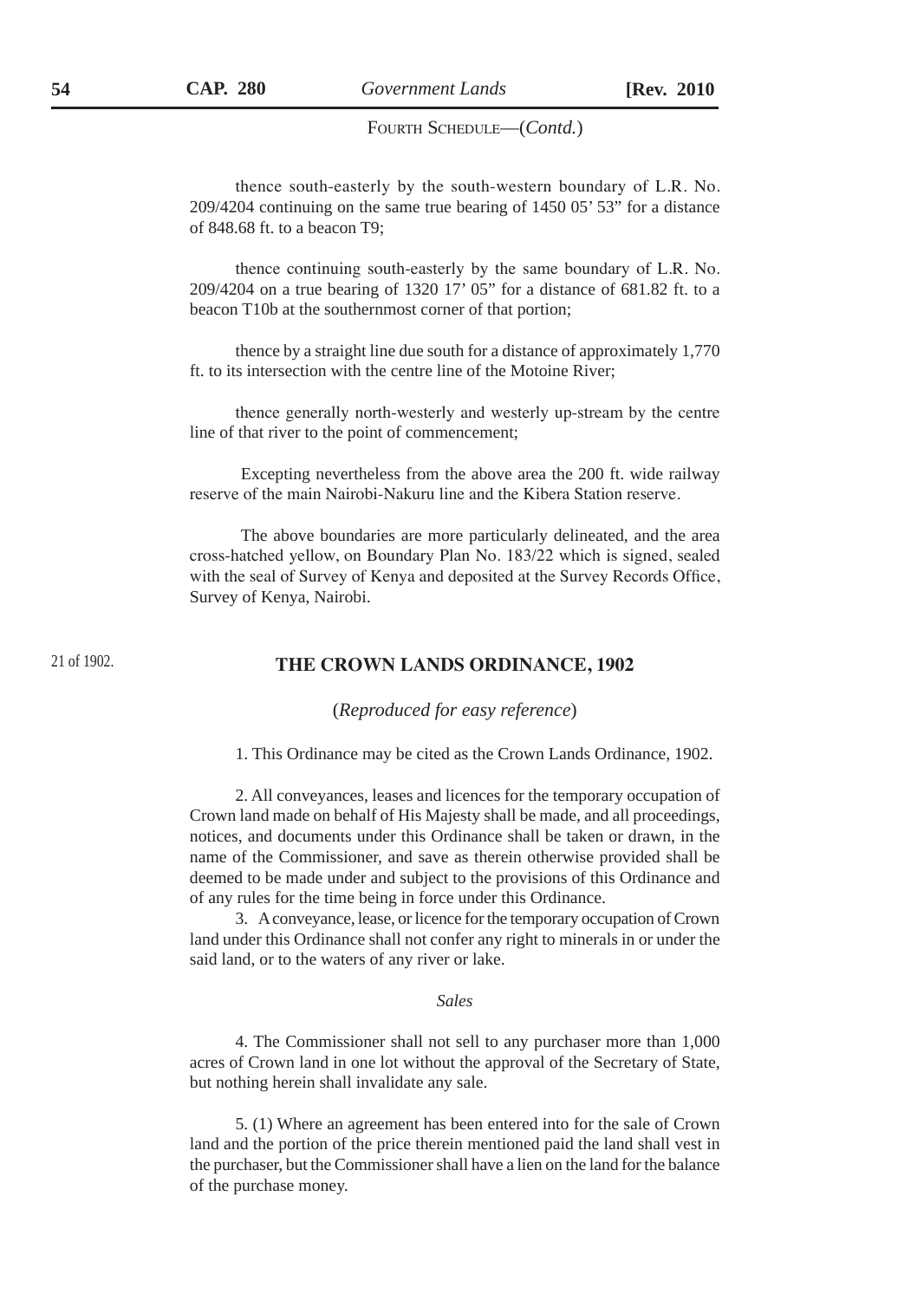FOURTH SCHEDULE—(*Contd.*)

thence south-easterly by the south-western boundary of L.R. No. 209/4204 continuing on the same true bearing of 1450 05' 53" for a distance of 848.68 ft. to a beacon T9;

thence continuing south-easterly by the same boundary of L.R. No. 209/4204 on a true bearing of 1320 17' 05" for a distance of 681.82 ft. to a beacon T10b at the southernmost corner of that portion;

thence by a straight line due south for a distance of approximately 1,770 ft. to its intersection with the centre line of the Motoine River;

thence generally north-westerly and westerly up-stream by the centre line of that river to the point of commencement;

Excepting nevertheless from the above area the 200 ft. wide railway reserve of the main Nairobi-Nakuru line and the Kibera Station reserve.

The above boundaries are more particularly delineated, and the area cross-hatched yellow, on Boundary Plan No. 183/22 which is signed, sealed with the seal of Survey of Kenya and deposited at the Survey Records Office, Survey of Kenya, Nairobi.

21 of 1902.

## THE CROWN LANDS ORDINANCE, 1902

(*Reproduced for easy reference*)

1. This Ordinance may be cited as the Crown Lands Ordinance, 1902.

2. All conveyances, leases and licences for the temporary occupation of Crown land made on behalf of His Majesty shall be made, and all proceedings, notices, and documents under this Ordinance shall be taken or drawn, in the name of the Commissioner, and save as therein otherwise provided shall be deemed to be made under and subject to the provisions of this Ordinance and of any rules for the time being in force under this Ordinance.

3. A conveyance, lease, or licence for the temporary occupation of Crown land under this Ordinance shall not confer any right to minerals in or under the said land, or to the waters of any river or lake.

*Sales*

4. The Commissioner shall not sell to any purchaser more than 1,000 acres of Crown land in one lot without the approval of the Secretary of State, but nothing herein shall invalidate any sale.

5. (1) Where an agreement has been entered into for the sale of Crown land and the portion of the price therein mentioned paid the land shall vest in the purchaser, but the Commissioner shall have a lien on the land for the balance of the purchase money.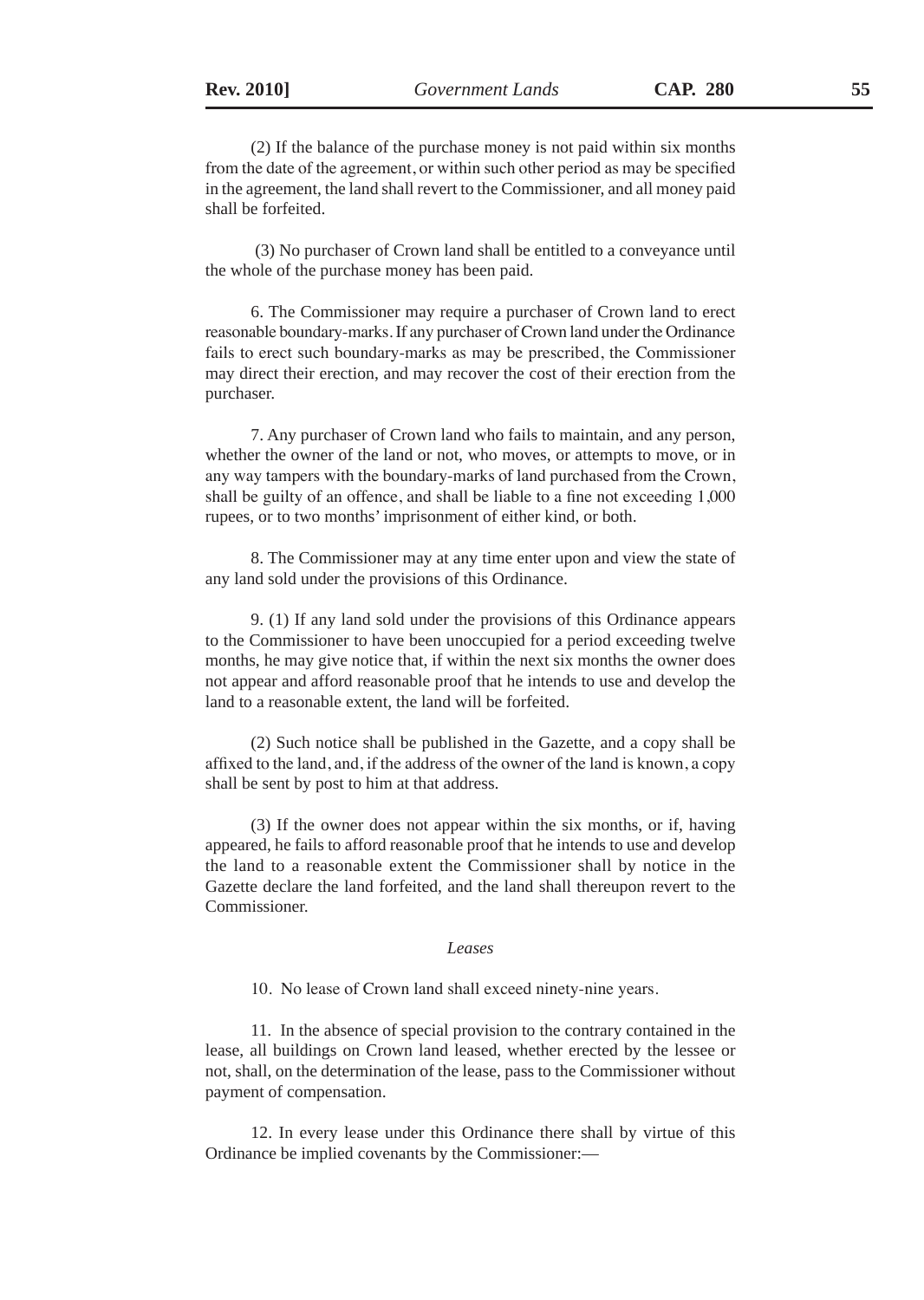(2) If the balance of the purchase money is not paid within six months from the date of the agreement, or within such other period as may be specified in the agreement, the land shall revert to the Commissioner, and all money paid shall be forfeited.

(3) No purchaser of Crown land shall be entitled to a conveyance until the whole of the purchase money has been paid.

6. The Commissioner may require a purchaser of Crown land to erect reasonable boundary-marks. If any purchaser of Crown land under the Ordinance fails to erect such boundary-marks as may be prescribed, the Commissioner may direct their erection, and may recover the cost of their erection from the purchaser.

7. Any purchaser of Crown land who fails to maintain, and any person, whether the owner of the land or not, who moves, or attempts to move, or in any way tampers with the boundary-marks of land purchased from the Crown, shall be guilty of an offence, and shall be liable to a fine not exceeding 1,000 rupees, or to two months' imprisonment of either kind, or both.

8. The Commissioner may at any time enter upon and view the state of any land sold under the provisions of this Ordinance.

9. (1) If any land sold under the provisions of this Ordinance appears to the Commissioner to have been unoccupied for a period exceeding twelve months, he may give notice that, if within the next six months the owner does not appear and afford reasonable proof that he intends to use and develop the land to a reasonable extent, the land will be forfeited.

(2) Such notice shall be published in the Gazette, and a copy shall be affixed to the land, and, if the address of the owner of the land is known, a copy shall be sent by post to him at that address.

(3) If the owner does not appear within the six months, or if, having appeared, he fails to afford reasonable proof that he intends to use and develop the land to a reasonable extent the Commissioner shall by notice in the Gazette declare the land forfeited, and the land shall thereupon revert to the Commissioner.

*Leases*

10. No lease of Crown land shall exceed ninety-nine years.

11. In the absence of special provision to the contrary contained in the lease, all buildings on Crown land leased, whether erected by the lessee or not, shall, on the determination of the lease, pass to the Commissioner without payment of compensation.

12. In every lease under this Ordinance there shall by virtue of this Ordinance be implied covenants by the Commissioner:—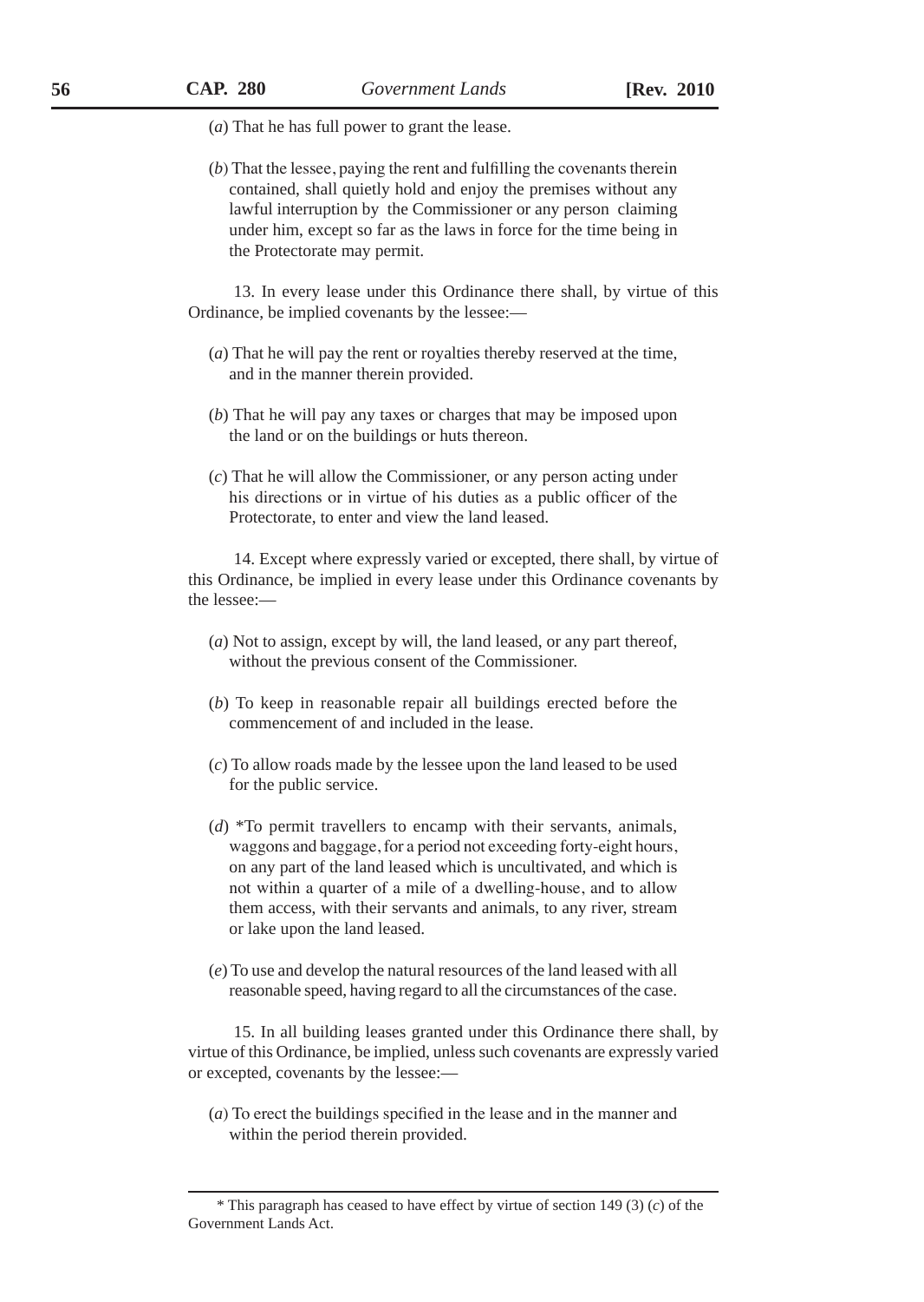(*a*) That he has full power to grant the lease.

(*b*) That the lessee, paying the rent and fulfilling the covenants therein contained, shall quietly hold and enjoy the premises without any lawful interruption by the Commissioner or any person claiming under him, except so far as the laws in force for the time being in the Protectorate may permit.

13. In every lease under this Ordinance there shall, by virtue of this Ordinance, be implied covenants by the lessee:—

(*a*) That he will pay the rent or royalties thereby reserved at the time, and in the manner therein provided.

(*b*) That he will pay any taxes or charges that may be imposed upon the land or on the buildings or huts thereon.

(*c*) That he will allow the Commissioner, or any person acting under his directions or in virtue of his duties as a public officer of the Protectorate, to enter and view the land leased.

14. Except where expressly varied or excepted, there shall, by virtue of this Ordinance, be implied in every lease under this Ordinance covenants by the lessee:—

(*a*) Not to assign, except by will, the land leased, or any part thereof, without the previous consent of the Commissioner.

(*b*) To keep in reasonable repair all buildings erected before the commencement of and included in the lease.

(*c*) To allow roads made by the lessee upon the land leased to be used for the public service.

(*d*) *To permit travellers to encamp with their servants, animals, waggons and baggage, for a period not exceeding forty-eight hours, on any part of the land leased which is uncultivated, and which is not within a quarter of a mile of a dwelling-house, and to allow them access, with their servants and animals, to any river, stream or lake upon the land leased.

(*e*) To use and develop the natural resources of the land leased with all reasonable speed, having regard to all the circumstances of the case.

15. In all building leases granted under this Ordinance there shall, by virtue of this Ordinance, be implied, unless such covenants are expressly varied or excepted, covenants by the lessee:—

(*a*) To erect the buildings specified in the lease and in the manner and within the period therein provided.

---

* This paragraph has ceased to have effect by virtue of section 149 (3) (*c*) of the Government Lands Act.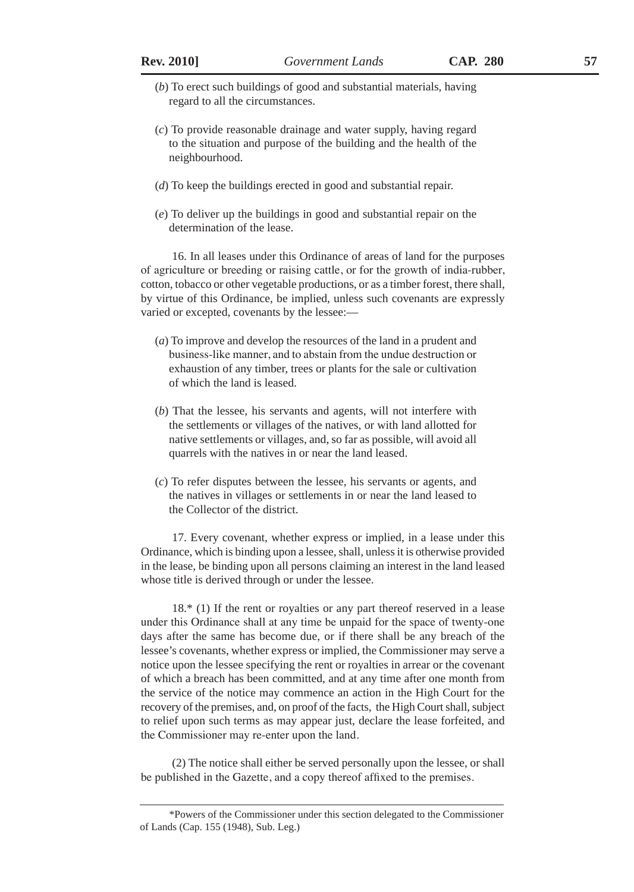(*b*) To erect such buildings of good and substantial materials, having regard to all the circumstances.

(*c*) To provide reasonable drainage and water supply, having regard to the situation and purpose of the building and the health of the neighbourhood.

(*d*) To keep the buildings erected in good and substantial repair.

(*e*) To deliver up the buildings in good and substantial repair on the determination of the lease.

16. In all leases under this Ordinance of areas of land for the purposes of agriculture or breeding or raising cattle, or for the growth of india-rubber, cotton, tobacco or other vegetable productions, or as a timber forest, there shall, by virtue of this Ordinance, be implied, unless such covenants are expressly varied or excepted, covenants by the lessee:—

(*a*) To improve and develop the resources of the land in a prudent and business-like manner, and to abstain from the undue destruction or exhaustion of any timber, trees or plants for the sale or cultivation of which the land is leased.

(*b*) That the lessee, his servants and agents, will not interfere with the settlements or villages of the natives, or with land allotted for native settlements or villages, and, so far as possible, will avoid all quarrels with the natives in or near the land leased.

(*c*) To refer disputes between the lessee, his servants or agents, and the natives in villages or settlements in or near the land leased to the Collector of the district.

17. Every covenant, whether express or implied, in a lease under this Ordinance, which is binding upon a lessee, shall, unless it is otherwise provided in the lease, be binding upon all persons claiming an interest in the land leased whose title is derived through or under the lessee.

18.* (1) If the rent or royalties or any part thereof reserved in a lease under this Ordinance shall at any time be unpaid for the space of twenty-one days after the same has become due, or if there shall be any breach of the lessee's covenants, whether express or implied, the Commissioner may serve a notice upon the lessee specifying the rent or royalties in arrear or the covenant of which a breach has been committed, and at any time after one month from the service of the notice may commence an action in the High Court for the recovery of the premises, and, on proof of the facts, the High Court shall, subject to relief upon such terms as may appear just, declare the lease forfeited, and the Commissioner may re-enter upon the land.

(2) The notice shall either be served personally upon the lessee, or shall be published in the Gazette, and a copy thereof affixed to the premises.

---

*Powers of the Commissioner under this section delegated to the Commissioner of Lands (Cap. 155 (1948), Sub. Leg.)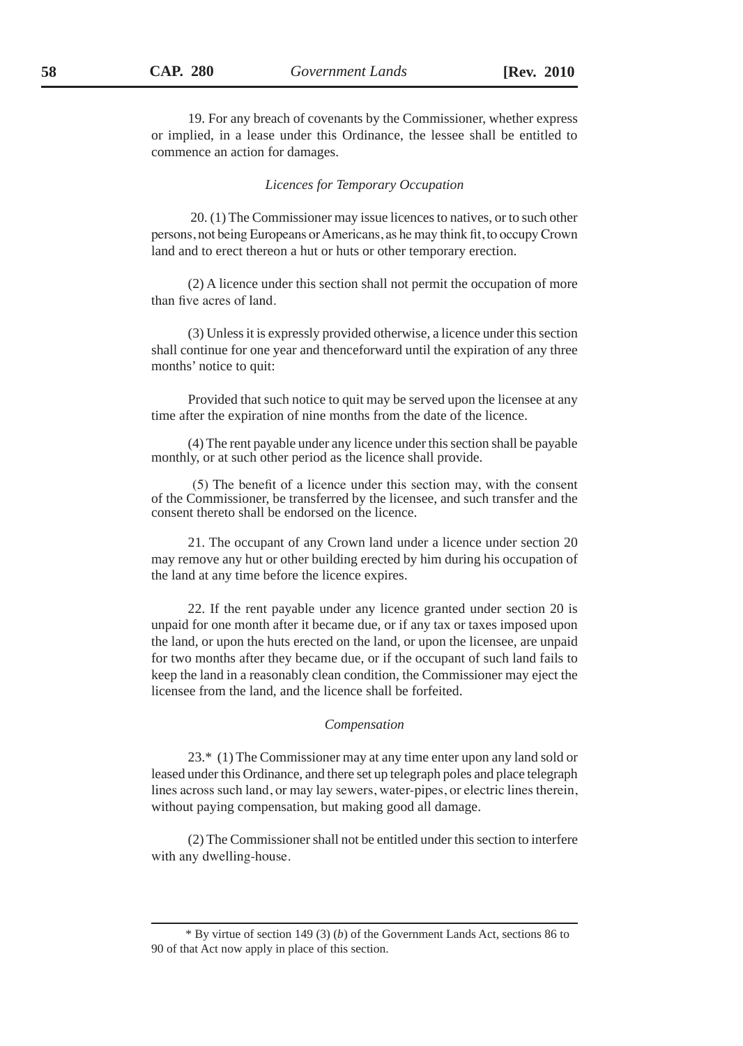19. For any breach of covenants by the Commissioner, whether express or implied, in a lease under this Ordinance, the lessee shall be entitled to commence an action for damages.

*Licences for Temporary Occupation*

20. (1) The Commissioner may issue licences to natives, or to such other persons, not being Europeans or Americans, as he may think fit, to occupy Crown land and to erect thereon a hut or huts or other temporary erection.

(2) A licence under this section shall not permit the occupation of more than five acres of land.

(3) Unless it is expressly provided otherwise, a licence under this section shall continue for one year and thenceforward until the expiration of any three months' notice to quit:

Provided that such notice to quit may be served upon the licensee at any time after the expiration of nine months from the date of the licence.

(4) The rent payable under any licence under this section shall be payable monthly, or at such other period as the licence shall provide.

(5) The benefit of a licence under this section may, with the consent of the Commissioner, be transferred by the licensee, and such transfer and the consent thereto shall be endorsed on the licence.

21. The occupant of any Crown land under a licence under section 20 may remove any hut or other building erected by him during his occupation of the land at any time before the licence expires.

22. If the rent payable under any licence granted under section 20 is unpaid for one month after it became due, or if any tax or taxes imposed upon the land, or upon the huts erected on the land, or upon the licensee, are unpaid for two months after they became due, or if the occupant of such land fails to keep the land in a reasonably clean condition, the Commissioner may eject the licensee from the land, and the licence shall be forfeited.

*Compensation*

23.* (1) The Commissioner may at any time enter upon any land sold or leased under this Ordinance, and there set up telegraph poles and place telegraph lines across such land, or may lay sewers, water-pipes, or electric lines therein, without paying compensation, but making good all damage.

(2) The Commissioner shall not be entitled under this section to interfere with any dwelling-house.

---

\* By virtue of section 149 (3) (*b*) of the Government Lands Act, sections 86 to 90 of that Act now apply in place of this section.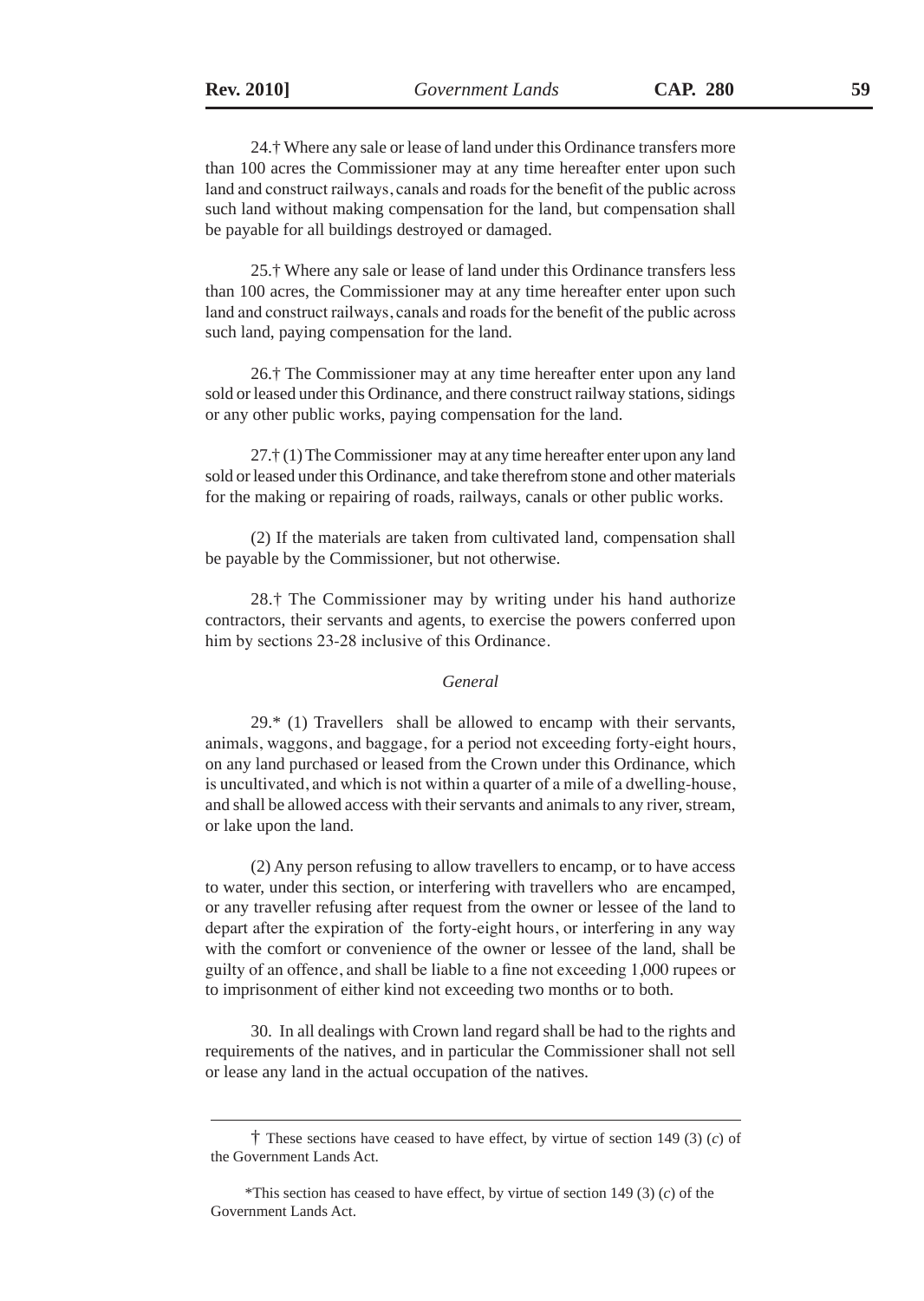24.† Where any sale or lease of land under this Ordinance transfers more than 100 acres the Commissioner may at any time hereafter enter upon such land and construct railways, canals and roads for the benefit of the public across such land without making compensation for the land, but compensation shall be payable for all buildings destroyed or damaged.

25.† Where any sale or lease of land under this Ordinance transfers less than 100 acres, the Commissioner may at any time hereafter enter upon such land and construct railways, canals and roads for the benefit of the public across such land, paying compensation for the land.

26.† The Commissioner may at any time hereafter enter upon any land sold or leased under this Ordinance, and there construct railway stations, sidings or any other public works, paying compensation for the land.

27.† (1) The Commissioner may at any time hereafter enter upon any land sold or leased under this Ordinance, and take therefrom stone and other materials for the making or repairing of roads, railways, canals or other public works.

(2) If the materials are taken from cultivated land, compensation shall be payable by the Commissioner, but not otherwise.

28.† The Commissioner may by writing under his hand authorize contractors, their servants and agents, to exercise the powers conferred upon him by sections 23-28 inclusive of this Ordinance.

*General*

29.* (1) Travellers shall be allowed to encamp with their servants, animals, waggons, and baggage, for a period not exceeding forty-eight hours, on any land purchased or leased from the Crown under this Ordinance, which is uncultivated, and which is not within a quarter of a mile of a dwelling-house, and shall be allowed access with their servants and animals to any river, stream, or lake upon the land.

(2) Any person refusing to allow travellers to encamp, or to have access to water, under this section, or interfering with travellers who are encamped, or any traveller refusing after request from the owner or lessee of the land to depart after the expiration of the forty-eight hours, or interfering in any way with the comfort or convenience of the owner or lessee of the land, shall be guilty of an offence, and shall be liable to a fine not exceeding 1,000 rupees or to imprisonment of either kind not exceeding two months or to both.

30. In all dealings with Crown land regard shall be had to the rights and requirements of the natives, and in particular the Commissioner shall not sell or lease any land in the actual occupation of the natives.

---

† These sections have ceased to have effect, by virtue of section 149 (3) (*c*) of the Government Lands Act.

*This section has ceased to have effect, by virtue of section 149 (3) (*c*) of the Government Lands Act.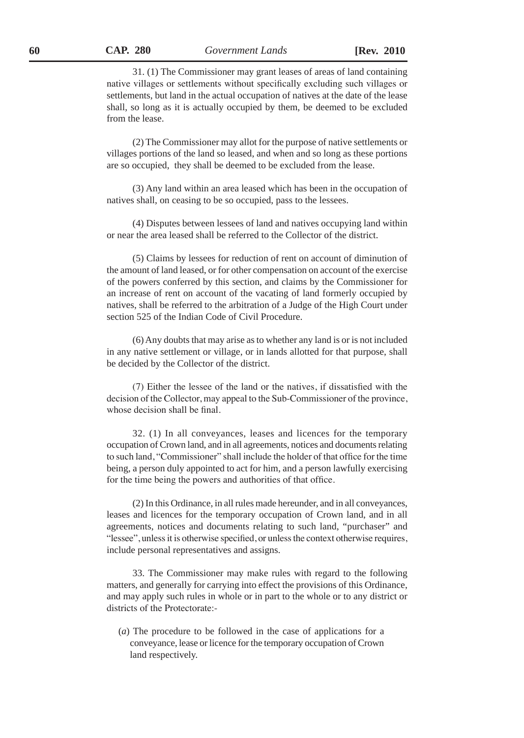31. (1) The Commissioner may grant leases of areas of land containing native villages or settlements without specifically excluding such villages or settlements, but land in the actual occupation of natives at the date of the lease shall, so long as it is actually occupied by them, be deemed to be excluded from the lease.

(2) The Commissioner may allot for the purpose of native settlements or villages portions of the land so leased, and when and so long as these portions are so occupied, they shall be deemed to be excluded from the lease.

(3) Any land within an area leased which has been in the occupation of natives shall, on ceasing to be so occupied, pass to the lessees.

(4) Disputes between lessees of land and natives occupying land within or near the area leased shall be referred to the Collector of the district.

(5) Claims by lessees for reduction of rent on account of diminution of the amount of land leased, or for other compensation on account of the exercise of the powers conferred by this section, and claims by the Commissioner for an increase of rent on account of the vacating of land formerly occupied by natives, shall be referred to the arbitration of a Judge of the High Court under section 525 of the Indian Code of Civil Procedure.

(6) Any doubts that may arise as to whether any land is or is not included in any native settlement or village, or in lands allotted for that purpose, shall be decided by the Collector of the district.

(7) Either the lessee of the land or the natives, if dissatisfied with the decision of the Collector, may appeal to the Sub-Commissioner of the province, whose decision shall be final.

32. (1) In all conveyances, leases and licences for the temporary occupation of Crown land, and in all agreements, notices and documents relating to such land, "Commissioner" shall include the holder of that office for the time being, a person duly appointed to act for him, and a person lawfully exercising for the time being the powers and authorities of that office.

(2) In this Ordinance, in all rules made hereunder, and in all conveyances, leases and licences for the temporary occupation of Crown land, and in all agreements, notices and documents relating to such land, "purchaser" and "lessee", unless it is otherwise specified, or unless the context otherwise requires, include personal representatives and assigns.

33. The Commissioner may make rules with regard to the following matters, and generally for carrying into effect the provisions of this Ordinance, and may apply such rules in whole or in part to the whole or to any district or districts of the Protectorate:-

(*a*) The procedure to be followed in the case of applications for a conveyance, lease or licence for the temporary occupation of Crown land respectively.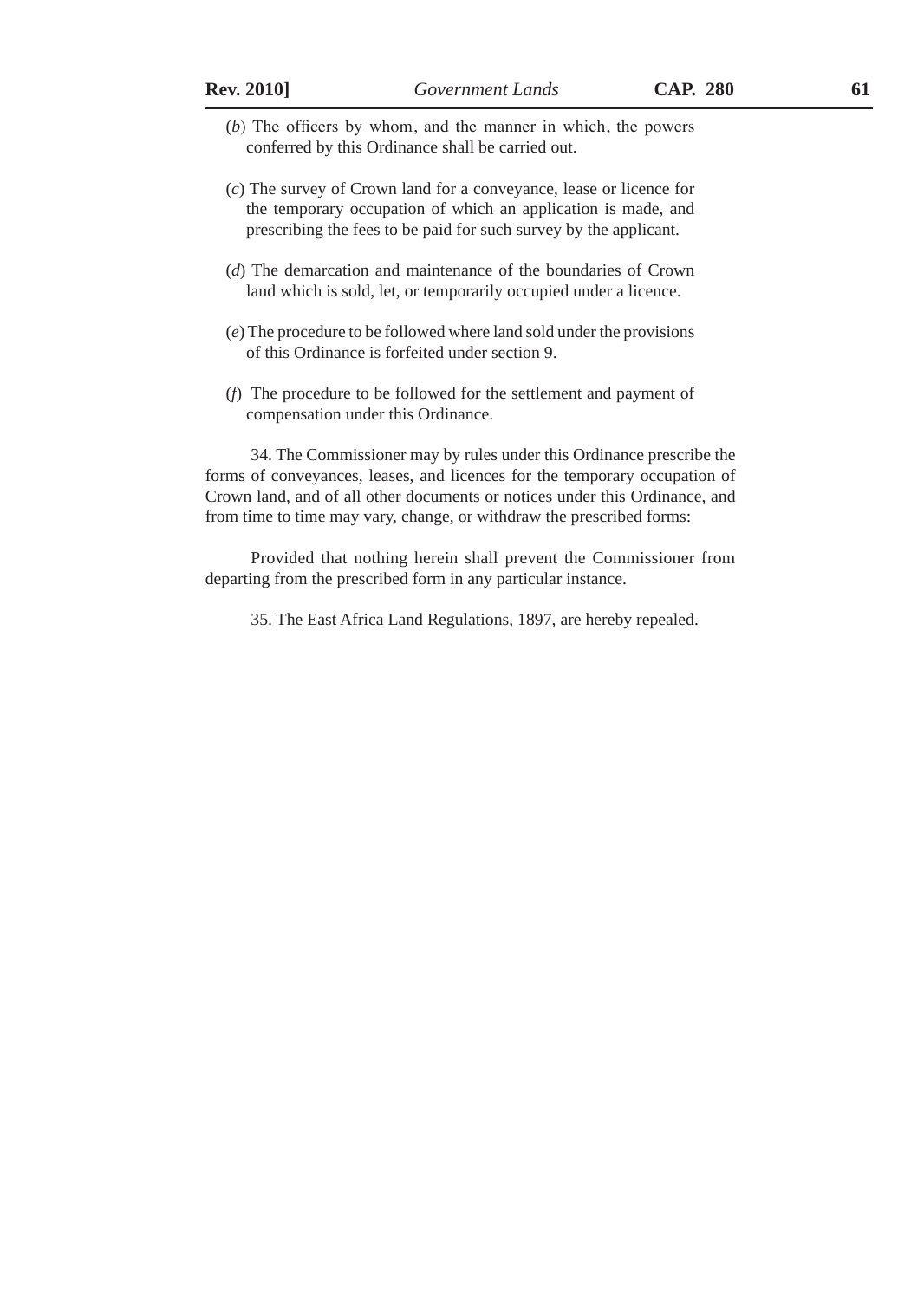(*b*) The officers by whom, and the manner in which, the powers conferred by this Ordinance shall be carried out.

(*c*) The survey of Crown land for a conveyance, lease or licence for the temporary occupation of which an application is made, and prescribing the fees to be paid for such survey by the applicant.

(*d*) The demarcation and maintenance of the boundaries of Crown land which is sold, let, or temporarily occupied under a licence.

(*e*) The procedure to be followed where land sold under the provisions of this Ordinance is forfeited under section 9.

(*f*) The procedure to be followed for the settlement and payment of compensation under this Ordinance.

34. The Commissioner may by rules under this Ordinance prescribe the forms of conveyances, leases, and licences for the temporary occupation of Crown land, and of all other documents or notices under this Ordinance, and from time to time may vary, change, or withdraw the prescribed forms:

Provided that nothing herein shall prevent the Commissioner from departing from the prescribed form in any particular instance.

35. The East Africa Land Regulations, 1897, are hereby repealed.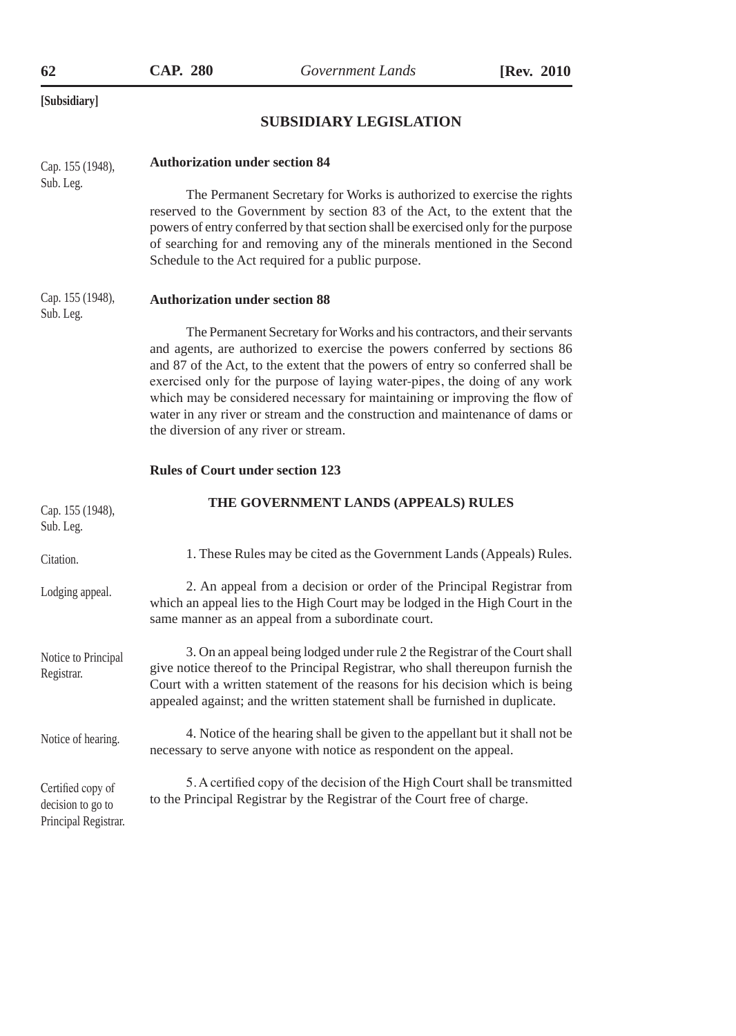[Subsidiary]

## SUBSIDIARY LEGISLATION

Cap. 155 (1948), Sub. Leg.

### Authorization under section 84

The Permanent Secretary for Works is authorized to exercise the rights reserved to the Government by section 83 of the Act, to the extent that the powers of entry conferred by that section shall be exercised only for the purpose of searching for and removing any of the minerals mentioned in the Second Schedule to the Act required for a public purpose.

Cap. 155 (1948), Sub. Leg.

### Authorization under section 88

The Permanent Secretary for Works and his contractors, and their servants and agents, are authorized to exercise the powers conferred by sections 86 and 87 of the Act, to the extent that the powers of entry so conferred shall be exercised only for the purpose of laying water-pipes, the doing of any work which may be considered necessary for maintaining or improving the flow of water in any river or stream and the construction and maintenance of dams or the diversion of any river or stream.

### Rules of Court under section 123

Cap. 155 (1948), Sub. Leg.

## THE GOVERNMENT LANDS (APPEALS) RULES

Citation.

1. These Rules may be cited as the Government Lands (Appeals) Rules.

Lodging appeal.

2. An appeal from a decision or order of the Principal Registrar from which an appeal lies to the High Court may be lodged in the High Court in the same manner as an appeal from a subordinate court.

Notice to Principal Registrar.

3. On an appeal being lodged under rule 2 the Registrar of the Court shall give notice thereof to the Principal Registrar, who shall thereupon furnish the Court with a written statement of the reasons for his decision which is being appealed against; and the written statement shall be furnished in duplicate.

Notice of hearing.

4. Notice of the hearing shall be given to the appellant but it shall not be necessary to serve anyone with notice as respondent on the appeal.

Certified copy of decision to go to Principal Registrar.

5. A certified copy of the decision of the High Court shall be transmitted to the Principal Registrar by the Registrar of the Court free of charge.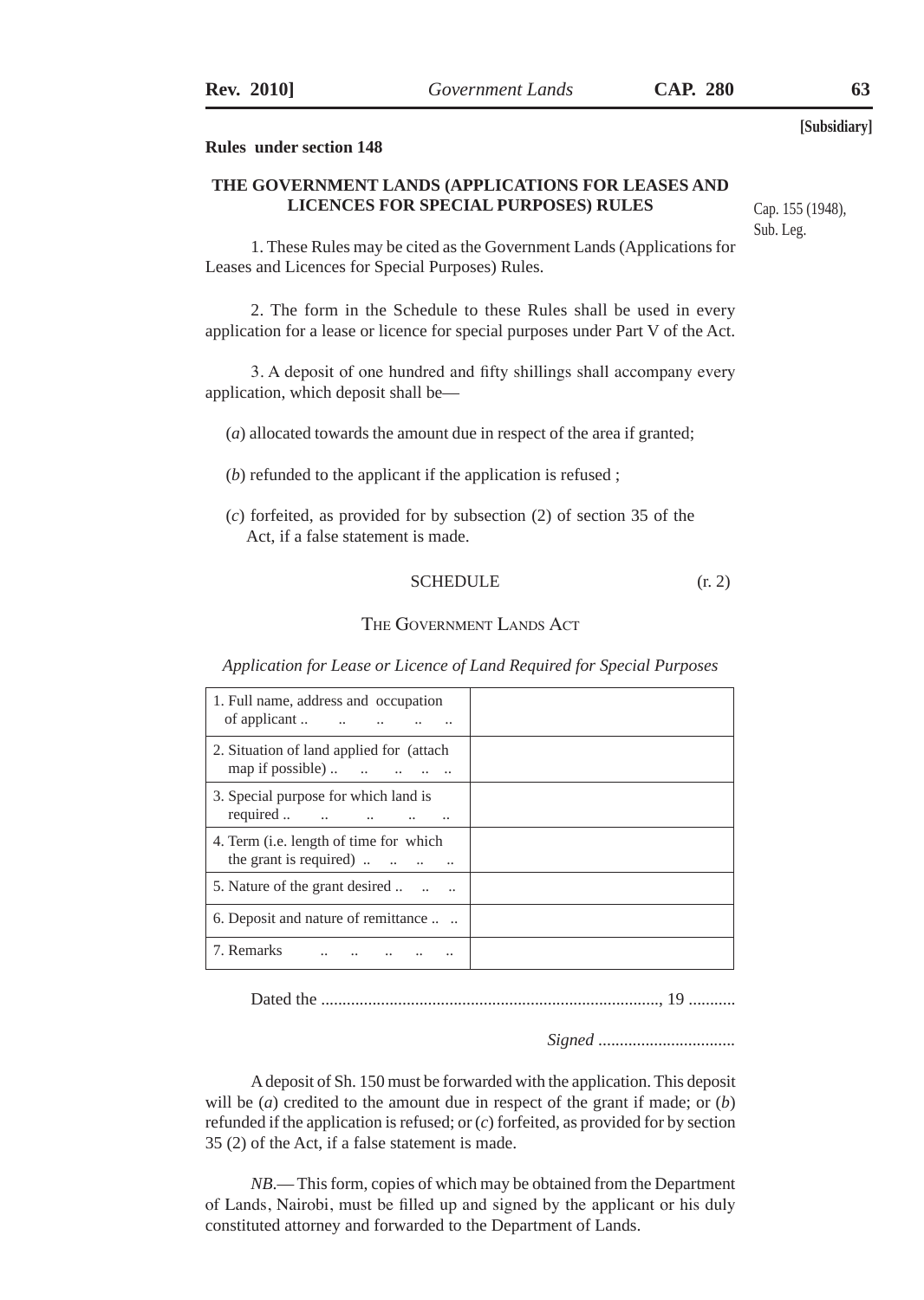**[Subsidiary]**

**Rules under section 148**

## THE GOVERNMENT LANDS (APPLICATIONS FOR LEASES AND LICENCES FOR SPECIAL PURPOSES) RULES

Cap. 155 (1948), Sub. Leg.

1. These Rules may be cited as the Government Lands (Applications for Leases and Licences for Special Purposes) Rules.

2. The form in the Schedule to these Rules shall be used in every application for a lease or licence for special purposes under Part V of the Act.

3. A deposit of one hundred and fifty shillings shall accompany every application, which deposit shall be—

(*a*) allocated towards the amount due in respect of the area if granted;

(*b*) refunded to the applicant if the application is refused ;

(*c*) forfeited, as provided for by subsection (2) of section 35 of the Act, if a false statement is made.

### SCHEDULE (r. 2)

THE GOVERNMENT LANDS ACT

*Application for Lease or Licence of Land Required for Special Purposes*

| | |
|---|---|
| 1. Full name, address and occupation of applicant .. .. .. .. .. | |
| 2. Situation of land applied for (attach map if possible) .. .. .. .. .. | |
| 3. Special purpose for which land is required .. .. .. .. .. | |
| 4. Term (i.e. length of time for which the grant is required) .. .. .. .. | |
| 5. Nature of the grant desired .. .. .. | |
| 6. Deposit and nature of remittance .. .. | |
| 7. Remarks .. .. .. .. .. | |

Dated the ..............................................................................., 19 ...........

*Signed* ................................

A deposit of Sh. 150 must be forwarded with the application. This deposit will be (*a*) credited to the amount due in respect of the grant if made; or (*b*) refunded if the application is refused; or (*c*) forfeited, as provided for by section 35 (2) of the Act, if a false statement is made.

*NB*.— This form, copies of which may be obtained from the Department of Lands, Nairobi, must be filled up and signed by the applicant or his duly constituted attorney and forwarded to the Department of Lands.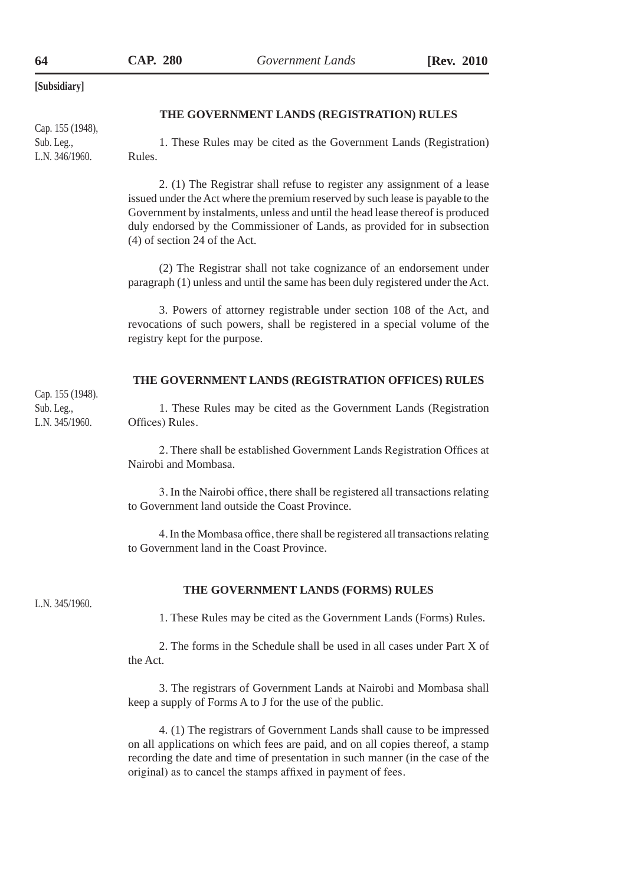[Subsidiary]

## THE GOVERNMENT LANDS (REGISTRATION) RULES

Cap. 155 (1948), Sub. Leg., L.N. 346/1960.

1. These Rules may be cited as the Government Lands (Registration) Rules.

2. (1) The Registrar shall refuse to register any assignment of a lease issued under the Act where the premium reserved by such lease is payable to the Government by instalments, unless and until the head lease thereof is produced duly endorsed by the Commissioner of Lands, as provided for in subsection (4) of section 24 of the Act.

(2) The Registrar shall not take cognizance of an endorsement under paragraph (1) unless and until the same has been duly registered under the Act.

3. Powers of attorney registrable under section 108 of the Act, and revocations of such powers, shall be registered in a special volume of the registry kept for the purpose.

## THE GOVERNMENT LANDS (REGISTRATION OFFICES) RULES

Cap. 155 (1948). Sub. Leg., L.N. 345/1960.

1. These Rules may be cited as the Government Lands (Registration Offices) Rules.

2. There shall be established Government Lands Registration Offices at Nairobi and Mombasa.

3. In the Nairobi office, there shall be registered all transactions relating to Government land outside the Coast Province.

4. In the Mombasa office, there shall be registered all transactions relating to Government land in the Coast Province.

## THE GOVERNMENT LANDS (FORMS) RULES

L.N. 345/1960.

1. These Rules may be cited as the Government Lands (Forms) Rules.

2. The forms in the Schedule shall be used in all cases under Part X of the Act.

3. The registrars of Government Lands at Nairobi and Mombasa shall keep a supply of Forms A to J for the use of the public.

4. (1) The registrars of Government Lands shall cause to be impressed on all applications on which fees are paid, and on all copies thereof, a stamp recording the date and time of presentation in such manner (in the case of the original) as to cancel the stamps affixed in payment of fees.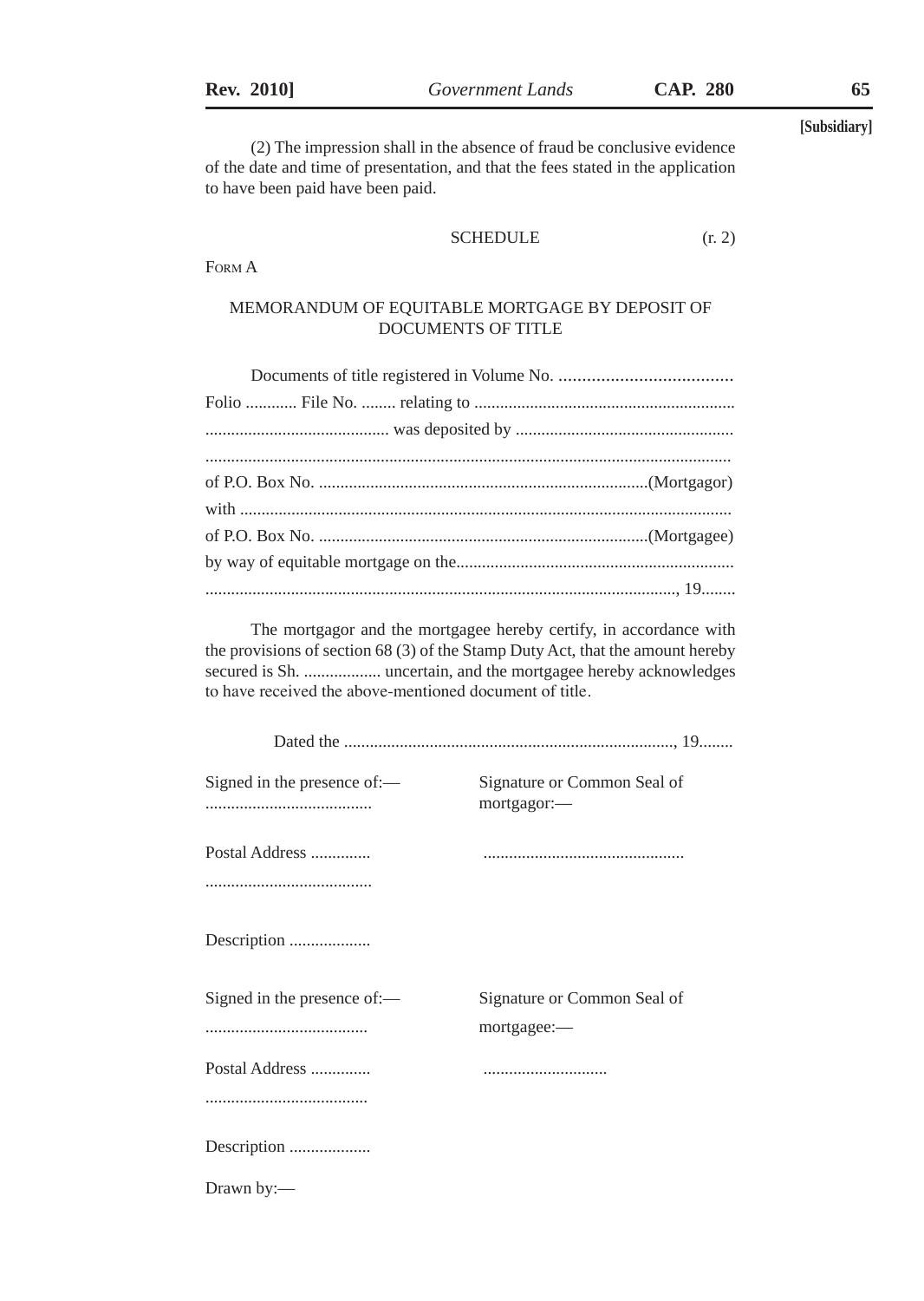(2) The impression shall in the absence of fraud be conclusive evidence of the date and time of presentation, and that the fees stated in the application to have been paid have been paid.

SCHEDULE (r. 2)

FORM A

MEMORANDUM OF EQUITABLE MORTGAGE BY DEPOSIT OF DOCUMENTS OF TITLE

Documents of title registered in Volume No. ......................................
Folio ............ File No. ........ relating to ............................................................
........................................... was deposited by ...................................................
..........................................................................................................................
of P.O. Box No. .............................................................................(Mortgagor)
with ..................................................................................................................
of P.O. Box No. .............................................................................(Mortgagee)
by way of equitable mortgage on the.................................................................
.............................................................................................................., 19........

The mortgagor and the mortgagee hereby certify, in accordance with the provisions of section 68 (3) of the Stamp Duty Act, that the amount hereby secured is Sh. .................. uncertain, and the mortgagee hereby acknowledges to have received the above-mentioned document of title.

Dated the ............................................................................., 19........

Signed in the presence of:—
.......................................

Postal Address ..............
.......................................

Description ...................

Signature or Common Seal of mortgagor:—
...............................................

Signed in the presence of:—
......................................

Postal Address ..............
......................................

Description ...................

Signature or Common Seal of mortgagee:—
.............................

Drawn by:—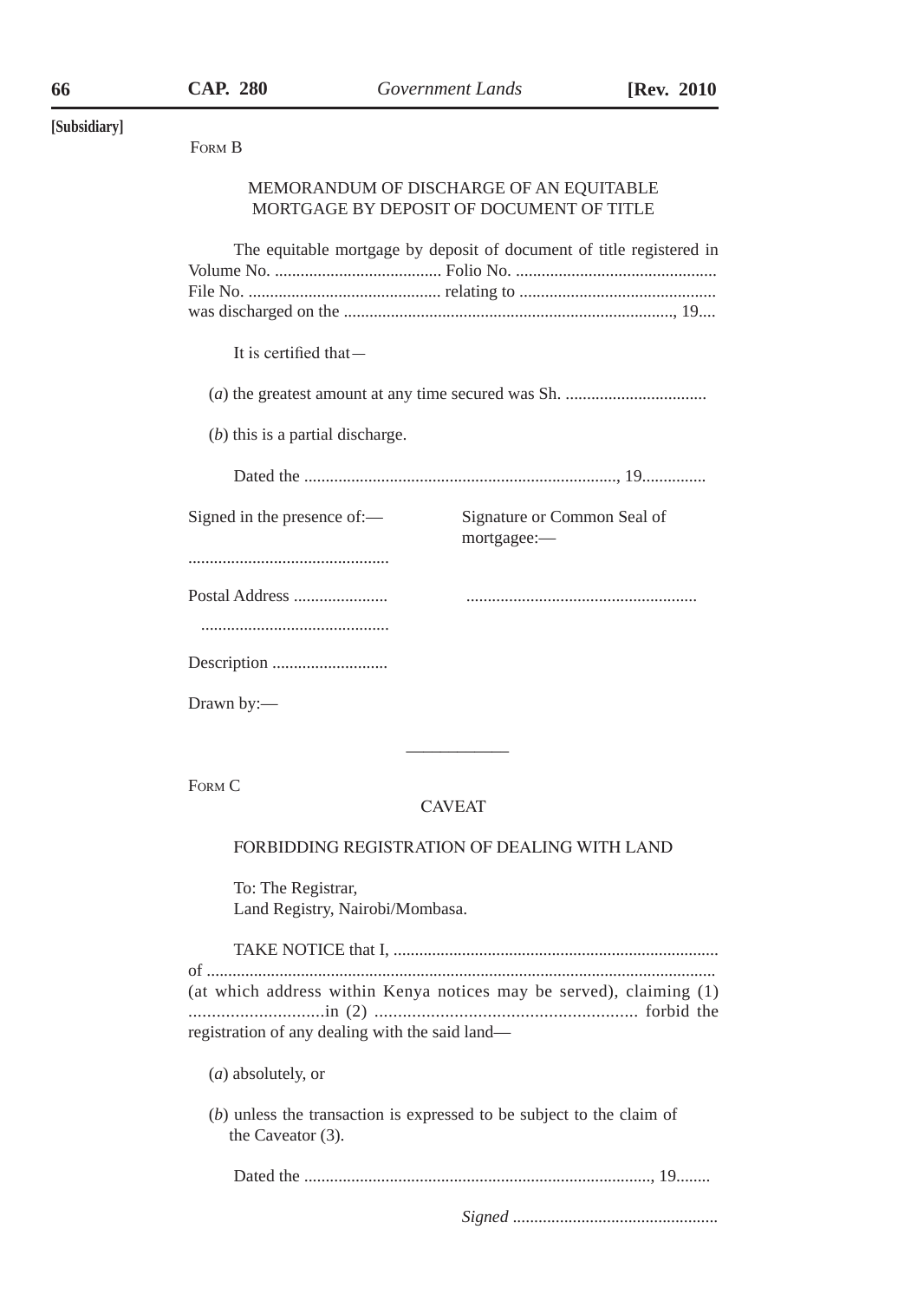[Subsidiary]

FORM B

MEMORANDUM OF DISCHARGE OF AN EQUITABLE MORTGAGE BY DEPOSIT OF DOCUMENT OF TITLE

The equitable mortgage by deposit of document of title registered in Volume No. ....................................... Folio No. ............................................... File No. ............................................. relating to .............................................. was discharged on the ............................................................................, 19....

It is certified that—

(*a*) the greatest amount at any time secured was Sh. .................................

(*b*) this is a partial discharge.

Dated the ........................................................................, 19...............

Signed in the presence of:—

...............................................

Postal Address ......................

............................................

Description ...........................

Drawn by:—

Signature or Common Seal of mortgagee:—

......................................................

---

FORM C

CAVEAT

FORBIDDING REGISTRATION OF DEALING WITH LAND

To: The Registrar,
Land Registry, Nairobi/Mombasa.

TAKE NOTICE that I, ........................................................................... of ..................................................................................................................... (at which address within Kenya notices may be served), claiming (1) .............................in (2) ........................................................ forbid the registration of any dealing with the said land—

(*a*) absolutely, or

(*b*) unless the transaction is expressed to be subject to the claim of the Caveator (3).

Dated the ................................................................................, 19........

*Signed* ................................................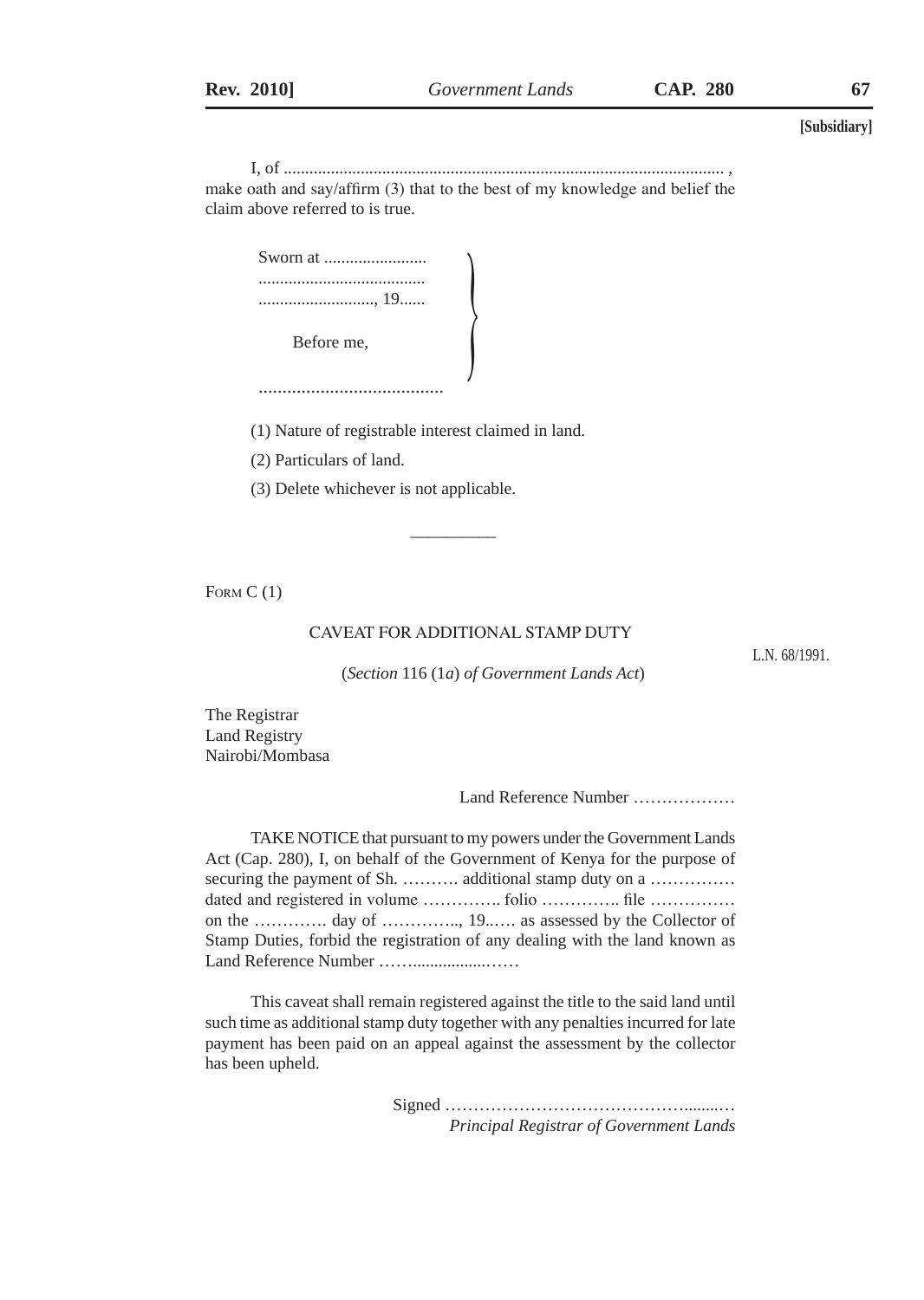I, of ...................................................................................................... , make oath and say/affirm (3) that to the best of my knowledge and belief the claim above referred to is true.

Sworn at ........................
.......................................
..........................., 19......

Before me,

.......................................

(1) Nature of registrable interest claimed in land.

(2) Particulars of land.

(3) Delete whichever is not applicable.

---

FORM C (1)

## CAVEAT FOR ADDITIONAL STAMP DUTY

L.N. 68/1991.

(*Section* 116 (1*a*) *of Government Lands Act*)

The Registrar
Land Registry
Nairobi/Mombasa

Land Reference Number ………………

TAKE NOTICE that pursuant to my powers under the Government Lands Act (Cap. 280), I, on behalf of the Government of Kenya for the purpose of securing the payment of Sh. ………. additional stamp duty on a …………… dated and registered in volume ………….. folio ………….. file …………… on the …………. day of ………….., 19..…. as assessed by the Collector of Stamp Duties, forbid the registration of any dealing with the land known as Land Reference Number ……................……

This caveat shall remain registered against the title to the said land until such time as additional stamp duty together with any penalties incurred for late payment has been paid on an appeal against the assessment by the collector has been upheld.

Signed …………………………………........…
*Principal Registrar of Government Lands*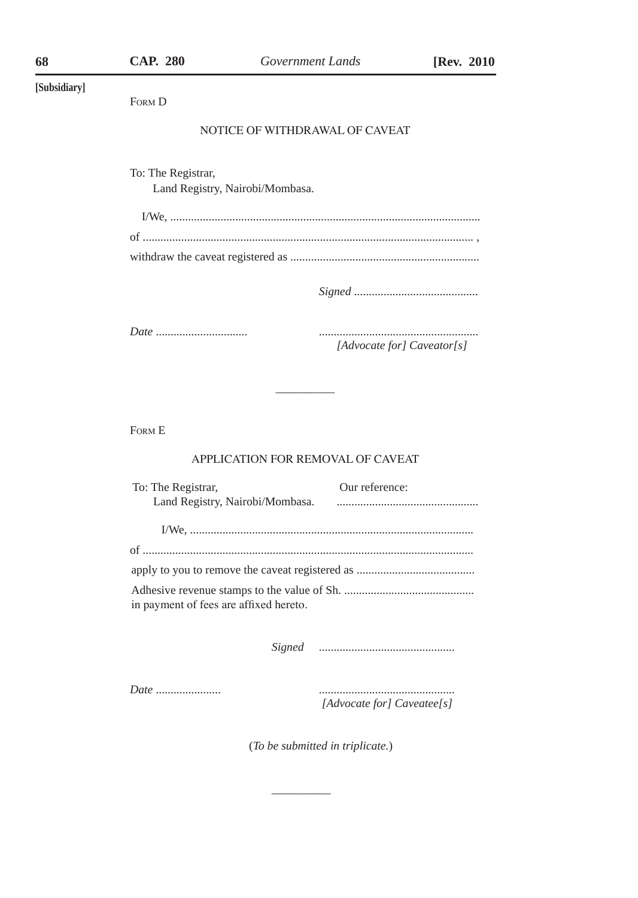[Subsidiary]

FORM D

## NOTICE OF WITHDRAWAL OF CAVEAT

To: The Registrar,
Land Registry, Nairobi/Mombasa.

I/We, ........................................................................................................

of ............................................................................................................... ,

withdraw the caveat registered as ................................................................

*Signed* ..........................................

*Date* ...............................

......................................................
*[Advocate for] Caveator[s]*

---

FORM E

## APPLICATION FOR REMOVAL OF CAVEAT

To: The Registrar,
Land Registry, Nairobi/Mombasa.

Our reference:
................................................

I/We, ...............................................................................................

of ...............................................................................................................

apply to you to remove the caveat registered as ........................................

Adhesive revenue stamps to the value of Sh. ............................................
in payment of fees are affixed hereto.

*Signed* ..............................................

*Date* ......................

..............................................
*[Advocate for] Caveatee[s]*

(*To be submitted in triplicate.*)

---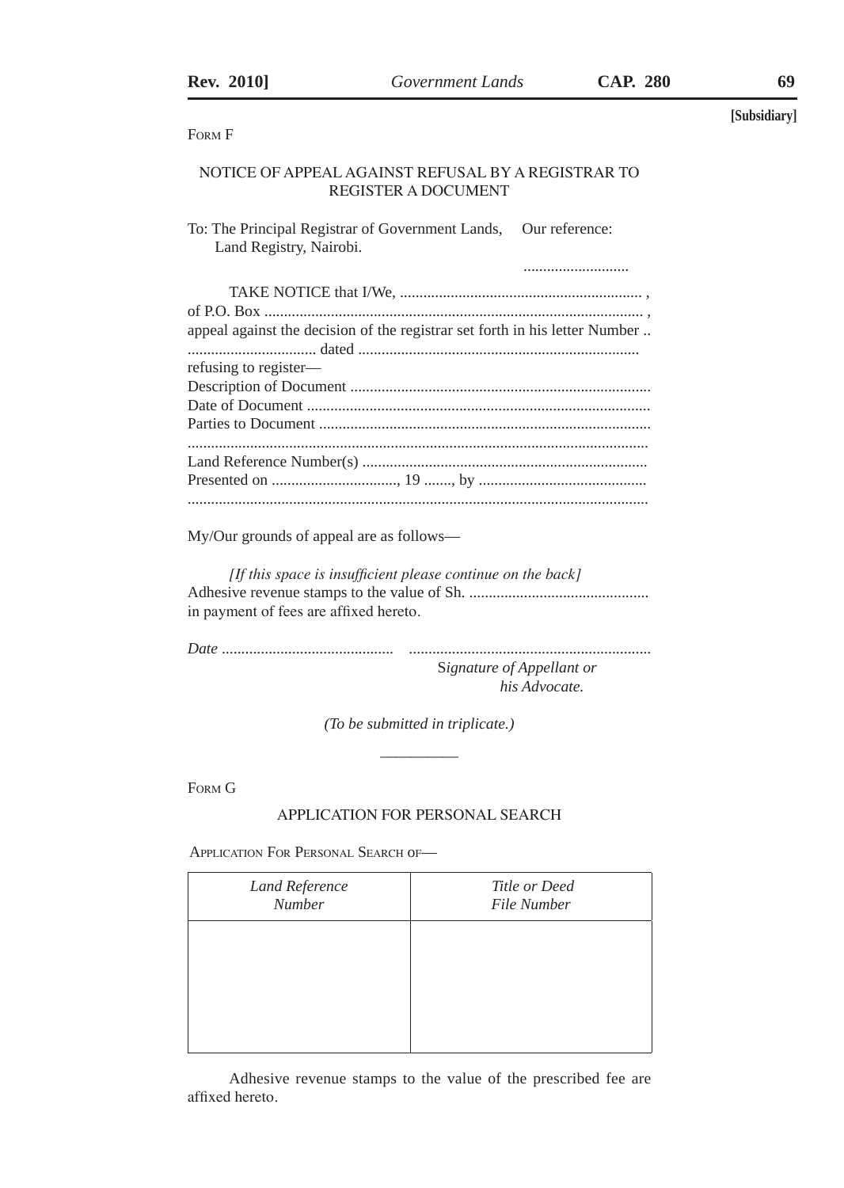[Subsidiary]

FORM F

NOTICE OF APPEAL AGAINST REFUSAL BY A REGISTRAR TO REGISTER A DOCUMENT

To: The Principal Registrar of Government Lands,
Land Registry, Nairobi.

Our reference:

..........................

TAKE NOTICE that I/We, ............................................................. ,
of P.O. Box ................................................................................................ ,
appeal against the decision of the registrar set forth in his letter Number ..
................................ dated .......................................................................
refusing to register—
Description of Document ............................................................................
Date of Document .......................................................................................
Parties to Document ....................................................................................
....................................................................................................................
Land Reference Number(s) .........................................................................
Presented on ................................, 19 ......., by ..........................................
....................................................................................................................

My/Our grounds of appeal are as follows—

*[If this space is insufficient please continue on the back]*
Adhesive revenue stamps to the value of Sh. .............................................
in payment of fees are affixed hereto.

*Date* ...........................................  .............................................................

*Signature of Appellant or his Advocate.*

*(To be submitted in triplicate.)*

---

FORM G

APPLICATION FOR PERSONAL SEARCH

APPLICATION FOR PERSONAL SEARCH OF—

| *Land Reference Number* | *Title or Deed File Number* |
|---|---|
| | |

Adhesive revenue stamps to the value of the prescribed fee are affixed hereto.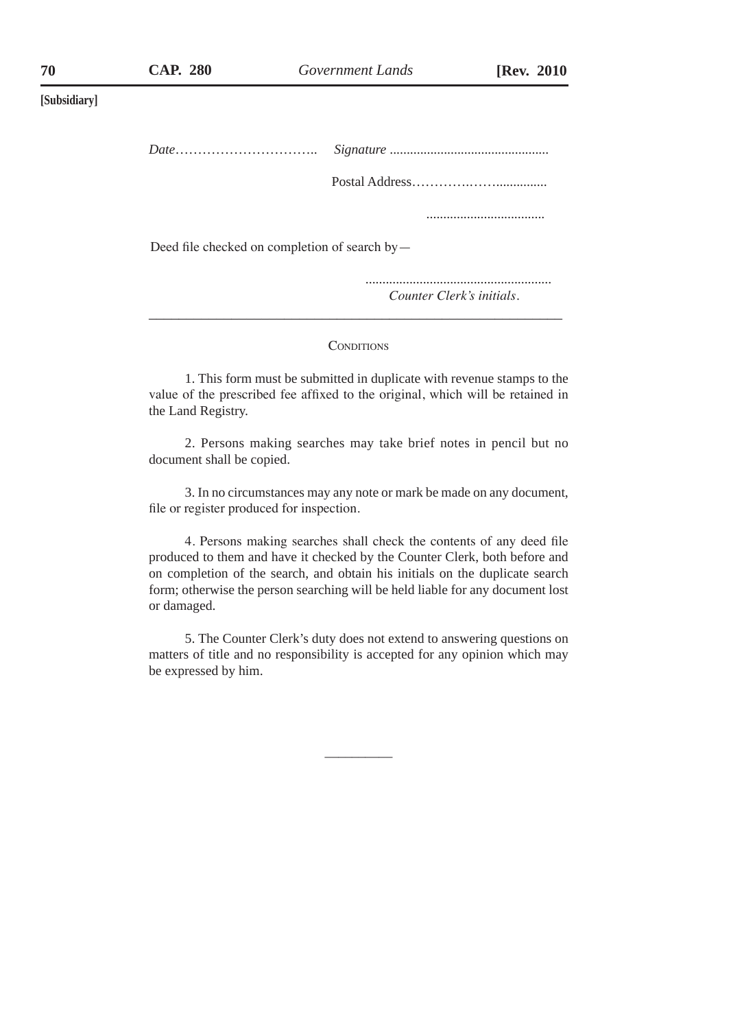*Date*………………………….. *Signature* ..............................................

Postal Address……………………..............

...................................

Deed file checked on completion of search by—

......................................................
*Counter Clerk's initials*.

---

CONDITIONS

1. This form must be submitted in duplicate with revenue stamps to the value of the prescribed fee affixed to the original, which will be retained in the Land Registry.

2. Persons making searches may take brief notes in pencil but no document shall be copied.

3. In no circumstances may any note or mark be made on any document, file or register produced for inspection.

4. Persons making searches shall check the contents of any deed file produced to them and have it checked by the Counter Clerk, both before and on completion of the search, and obtain his initials on the duplicate search form; otherwise the person searching will be held liable for any document lost or damaged.

5. The Counter Clerk's duty does not extend to answering questions on matters of title and no responsibility is accepted for any opinion which may be expressed by him.

---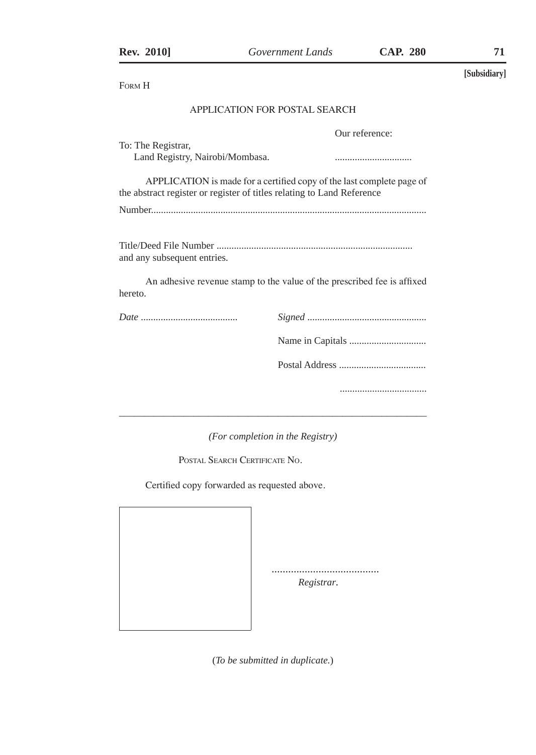[Subsidiary]

FORM H

## APPLICATION FOR POSTAL SEARCH

Our reference:

To: The Registrar,
Land Registry, Nairobi/Mombasa. ...............................

APPLICATION is made for a certified copy of the last complete page of the abstract register or register of titles relating to Land Reference

Number.............................................................................................................

Title/Deed File Number .............................................................................
and any subsequent entries.

An adhesive revenue stamp to the value of the prescribed fee is affixed hereto.

*Date* ....................................... *Signed* ...............................................

Name in Capitals ...............................

Postal Address ...................................

...................................

---

*(For completion in the Registry)*

POSTAL SEARCH CERTIFICATE NO.

Certified copy forwarded as requested above.

.......................................
*Registrar*.

(*To be submitted in duplicate.*)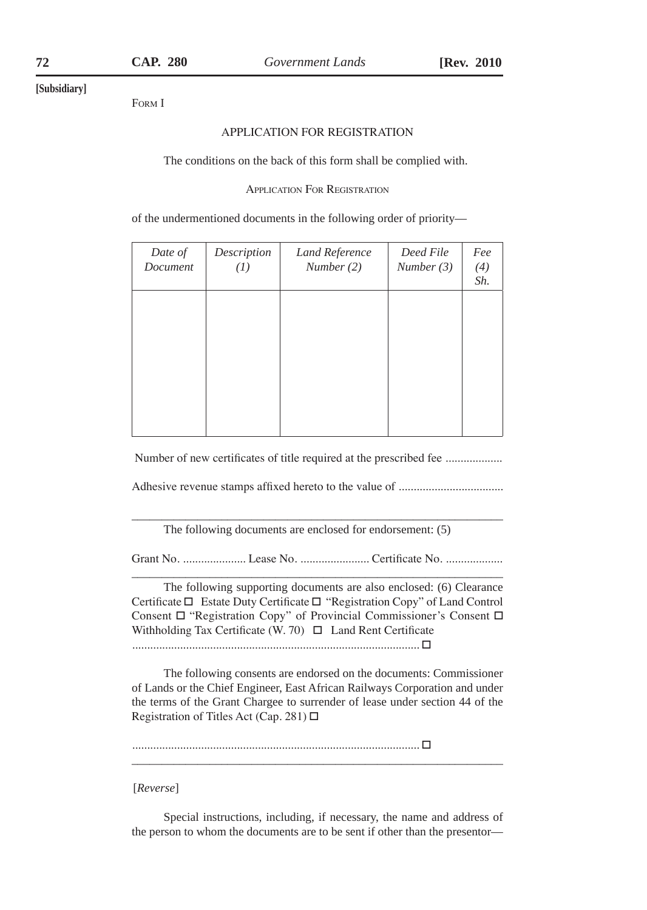[Subsidiary]

Form I

APPLICATION FOR REGISTRATION

The conditions on the back of this form shall be complied with.

Application For Registration

of the undermentioned documents in the following order of priority—

| *Date of Document* | *Description (1)* | *Land Reference Number (2)* | *Deed File Number (3)* | *Fee (4) Sh.* |
|---|---|---|---|---|
| | | | | |

Number of new certificates of title required at the prescribed fee ...................

Adhesive revenue stamps affixed hereto to the value of ...................................

---

The following documents are enclosed for endorsement: (5)

Grant No. ..................... Lease No. ....................... Certificate No. ...................

---

The following supporting documents are also enclosed: (6) Clearance Certificate ☐ Estate Duty Certificate ☐ "Registration Copy" of Land Control Consent ☐ "Registration Copy" of Provincial Commissioner's Consent ☐ Withholding Tax Certificate (W. 70) ☐ Land Rent Certificate ................................................................................................ ☐

The following consents are endorsed on the documents: Commissioner of Lands or the Chief Engineer, East African Railways Corporation and under the terms of the Grant Chargee to surrender of lease under section 44 of the Registration of Titles Act (Cap. 281) ☐

................................................................................................ ☐

---

[*Reverse*]

Special instructions, including, if necessary, the name and address of the person to whom the documents are to be sent if other than the presentor—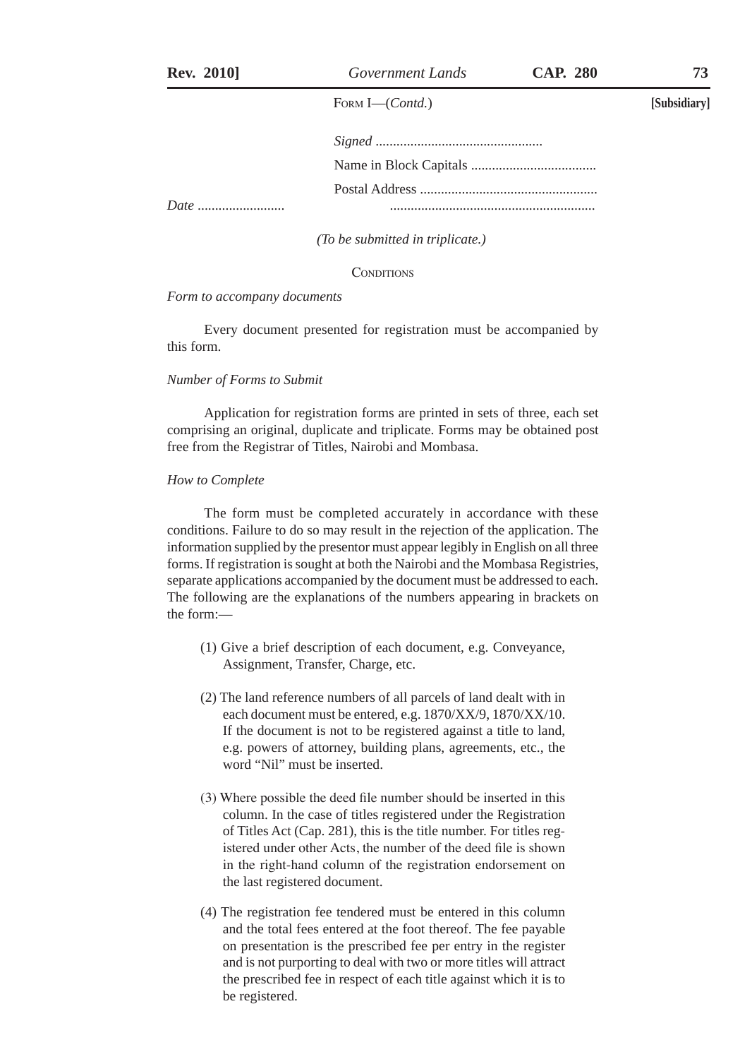FORM I—(*Contd.*)

*Signed* ................................................

Name in Block Capitals ....................................

Postal Address ...................................................

*Date* .........................           ...........................................................

*(To be submitted in triplicate.)*

CONDITIONS

*Form to accompany documents*

Every document presented for registration must be accompanied by this form.

*Number of Forms to Submit*

Application for registration forms are printed in sets of three, each set comprising an original, duplicate and triplicate. Forms may be obtained post free from the Registrar of Titles, Nairobi and Mombasa.

*How to Complete*

The form must be completed accurately in accordance with these conditions. Failure to do so may result in the rejection of the application. The information supplied by the presentor must appear legibly in English on all three forms. If registration is sought at both the Nairobi and the Mombasa Registries, separate applications accompanied by the document must be addressed to each. The following are the explanations of the numbers appearing in brackets on the form:—

(1) Give a brief description of each document, e.g. Conveyance, Assignment, Transfer, Charge, etc.

(2) The land reference numbers of all parcels of land dealt with in each document must be entered, e.g. 1870/XX/9, 1870/XX/10. If the document is not to be registered against a title to land, e.g. powers of attorney, building plans, agreements, etc., the word "Nil" must be inserted.

(3) Where possible the deed file number should be inserted in this column. In the case of titles registered under the Registration of Titles Act (Cap. 281), this is the title number. For titles registered under other Acts, the number of the deed file is shown in the right-hand column of the registration endorsement on the last registered document.

(4) The registration fee tendered must be entered in this column and the total fees entered at the foot thereof. The fee payable on presentation is the prescribed fee per entry in the register and is not purporting to deal with two or more titles will attract the prescribed fee in respect of each title against which it is to be registered.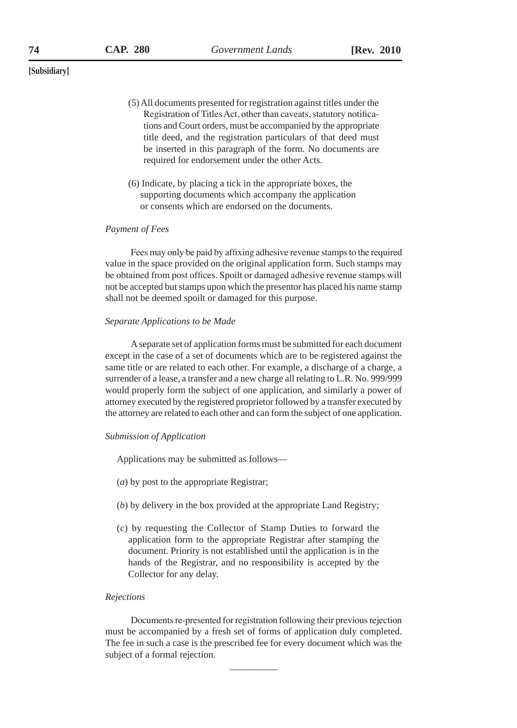[Subsidiary]

(5) All documents presented for registration against titles under the Registration of Titles Act, other than caveats, statutory notifications and Court orders, must be accompanied by the appropriate title deed, and the registration particulars of that deed must be inserted in this paragraph of the form. No documents are required for endorsement under the other Acts.

(6) Indicate, by placing a tick in the appropriate boxes, the supporting documents which accompany the application or consents which are endorsed on the documents.

*Payment of Fees*

Fees may only be paid by affixing adhesive revenue stamps to the required value in the space provided on the original application form. Such stamps may be obtained from post offices. Spoilt or damaged adhesive revenue stamps will not be accepted but stamps upon which the presentor has placed his name stamp shall not be deemed spoilt or damaged for this purpose.

*Separate Applications to be Made*

A separate set of application forms must be submitted for each document except in the case of a set of documents which are to be registered against the same title or are related to each other. For example, a discharge of a charge, a surrender of a lease, a transfer and a new charge all relating to L.R. No. 999/999 would properly form the subject of one application, and similarly a power of attorney executed by the registered proprietor followed by a transfer executed by the attorney are related to each other and can form the subject of one application.

*Submission of Application*

Applications may be submitted as follows—

(*a*) by post to the appropriate Registrar;

(*b*) by delivery in the box provided at the appropriate Land Registry;

(*c*) by requesting the Collector of Stamp Duties to forward the application form to the appropriate Registrar after stamping the document. Priority is not established until the application is in the hands of the Registrar, and no responsibility is accepted by the Collector for any delay.

*Rejections*

Documents re-presented for registration following their previous rejection must be accompanied by a fresh set of forms of application duly completed. The fee in such a case is the prescribed fee for every document which was the subject of a formal rejection.

---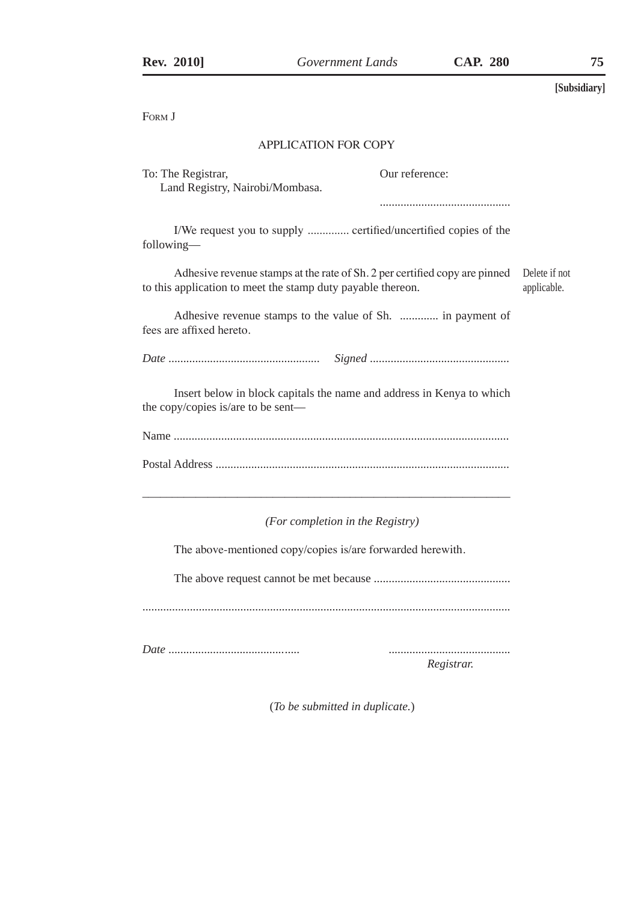[Subsidiary]

Form J

## APPLICATION FOR COPY

To: The Registrar,
Land Registry, Nairobi/Mombasa.

Our reference:

............................................

I/We request you to supply .............. certified/uncertified copies of the following—

Adhesive revenue stamps at the rate of Sh. 2 per certified copy are pinned to this application to meet the stamp duty payable thereon.

Delete if not applicable.

Adhesive revenue stamps to the value of Sh. ............. in payment of fees are affixed hereto.

*Date* ................................................... *Signed* ...............................................

Insert below in block capitals the name and address in Kenya to which the copy/copies is/are to be sent—

Name ................................................................................................................

Postal Address ..................................................................................................

---

*(For completion in the Registry)*

The above-mentioned copy/copies is/are forwarded herewith.

The above request cannot be met because ..............................................

..........................................................................................................................

*Date* ...........................................

.........................................
*Registrar.*

(*To be submitted in duplicate.*)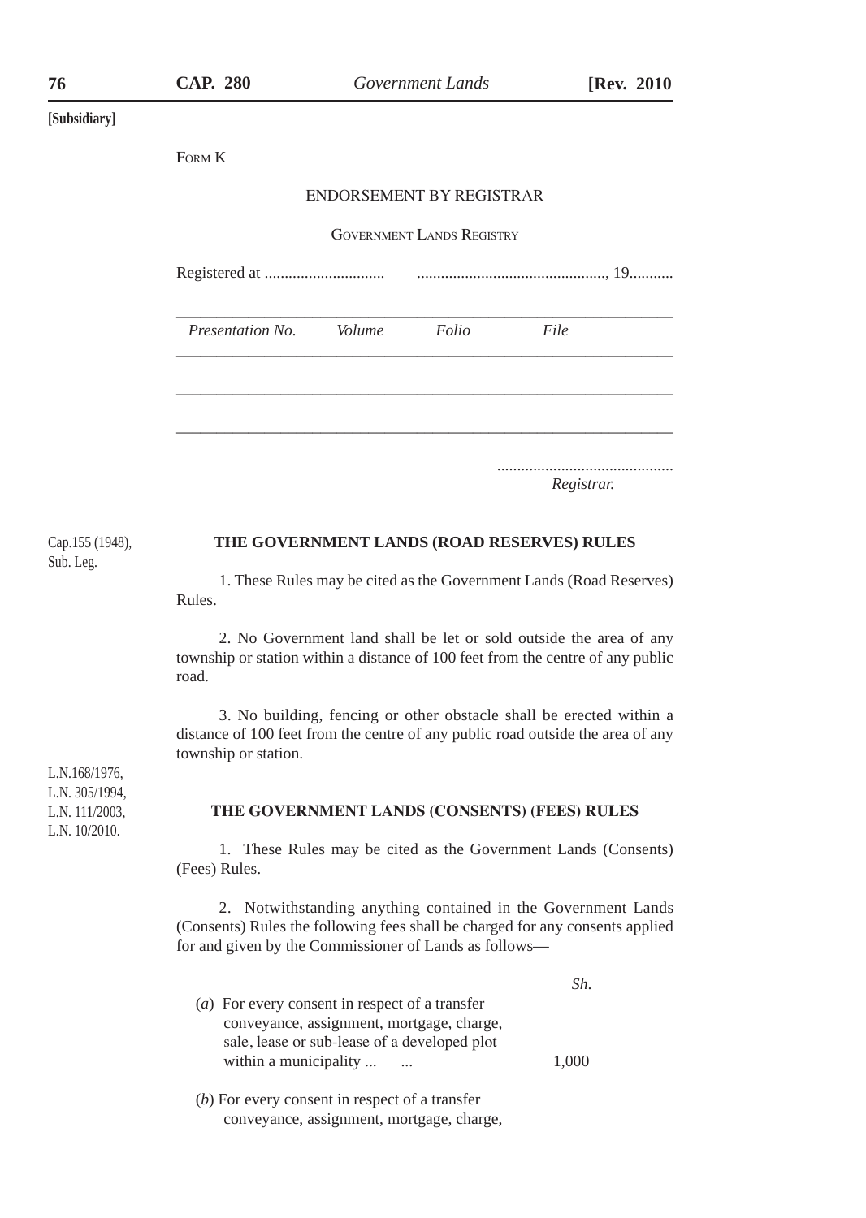[Subsidiary]

FORM K

ENDORSEMENT BY REGISTRAR

GOVERNMENT LANDS REGISTRY

Registered at .............................. ..............................................., 19...........

| *Presentation No.* | *Volume* | *Folio* | *File* |
|---|---|---|---|
| | | | |
| | | | |

...........................................
*Registrar.*

Cap.155 (1948), Sub. Leg.

## THE GOVERNMENT LANDS (ROAD RESERVES) RULES

1. These Rules may be cited as the Government Lands (Road Reserves) Rules.

2. No Government land shall be let or sold outside the area of any township or station within a distance of 100 feet from the centre of any public road.

3. No building, fencing or other obstacle shall be erected within a distance of 100 feet from the centre of any public road outside the area of any township or station.

L.N.168/1976, L.N. 305/1994, L.N. 111/2003, L.N. 10/2010.

## THE GOVERNMENT LANDS (CONSENTS) (FEES) RULES

1. These Rules may be cited as the Government Lands (Consents) (Fees) Rules.

2. Notwithstanding anything contained in the Government Lands (Consents) Rules the following fees shall be charged for any consents applied for and given by the Commissioner of Lands as follows—

| | *Sh.* |
|---|---|
| (*a*) For every consent in respect of a transfer conveyance, assignment, mortgage, charge, sale, lease or sub-lease of a developed plot within a municipality ... ... | 1,000 |
| (*b*) For every consent in respect of a transfer conveyance, assignment, mortgage, charge, | |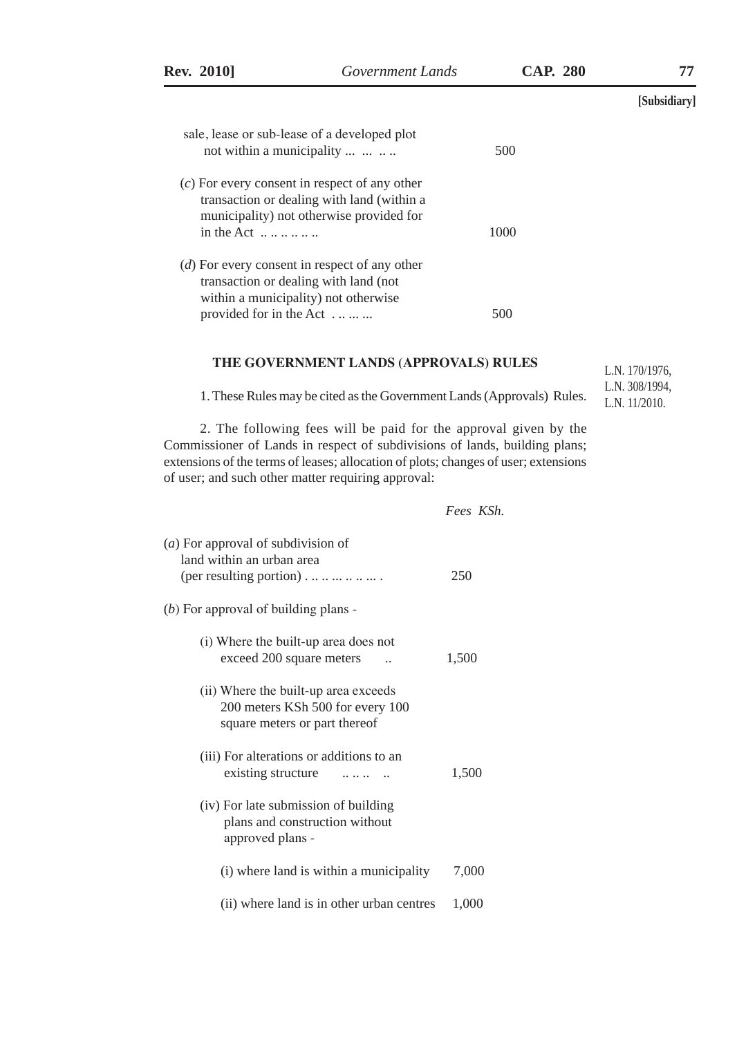**[Subsidiary]**

sale, lease or sub-lease of a developed plot not within a municipality ... ... .. .. 500

(*c*) For every consent in respect of any other transaction or dealing with land (within a municipality) not otherwise provided for in the Act .. .. .. .. .. .. 1000

(*d*) For every consent in respect of any other transaction or dealing with land (not within a municipality) not otherwise provided for in the Act . .. ... ... 500

## THE GOVERNMENT LANDS (APPROVALS) RULES

L.N. 170/1976,
L.N. 308/1994,
L.N. 11/2010.

1. These Rules may be cited as the Government Lands (Approvals) Rules.

2. The following fees will be paid for the approval given by the Commissioner of Lands in respect of subdivisions of lands, building plans; extensions of the terms of leases; allocation of plots; changes of user; extensions of user; and such other matter requiring approval:

| | *Fees KSh.* |
|---|---|
| (*a*) For approval of subdivision of land within an urban area (per resulting portion) . .. .. ... .. .. ... . | 250 |
| (*b*) For approval of building plans - | |
| (i) Where the built-up area does not exceed 200 square meters .. | 1,500 |
| (ii) Where the built-up area exceeds 200 meters KSh 500 for every 100 square meters or part thereof | |
| (iii) For alterations or additions to an existing structure .. .. .. .. | 1,500 |
| (iv) For late submission of building plans and construction without approved plans - | |
| (i) where land is within a municipality | 7,000 |
| (ii) where land is in other urban centres | 1,000 |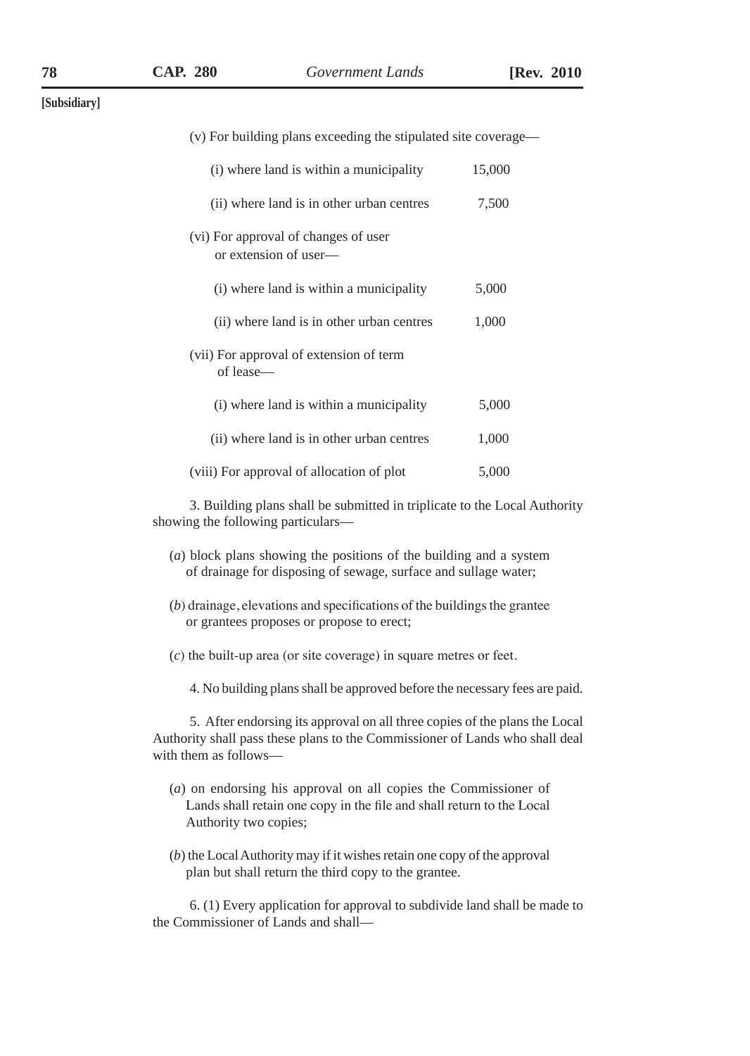(v) For building plans exceeding the stipulated site coverage—

| | |
|---|---|
| (i) where land is within a municipality | 15,000 |
| (ii) where land is in other urban centres | 7,500 |
| (vi) For approval of changes of user or extension of user— | |
| (i) where land is within a municipality | 5,000 |
| (ii) where land is in other urban centres | 1,000 |
| (vii) For approval of extension of term of lease— | |
| (i) where land is within a municipality | 5,000 |
| (ii) where land is in other urban centres | 1,000 |
| (viii) For approval of allocation of plot | 5,000 |

3. Building plans shall be submitted in triplicate to the Local Authority showing the following particulars—

(*a*) block plans showing the positions of the building and a system of drainage for disposing of sewage, surface and sullage water;

(*b*) drainage, elevations and specifications of the buildings the grantee or grantees proposes or propose to erect;

(*c*) the built-up area (or site coverage) in square metres or feet.

4. No building plans shall be approved before the necessary fees are paid.

5. After endorsing its approval on all three copies of the plans the Local Authority shall pass these plans to the Commissioner of Lands who shall deal with them as follows—

(*a*) on endorsing his approval on all copies the Commissioner of Lands shall retain one copy in the file and shall return to the Local Authority two copies;

(*b*) the Local Authority may if it wishes retain one copy of the approval plan but shall return the third copy to the grantee.

6. (1) Every application for approval to subdivide land shall be made to the Commissioner of Lands and shall—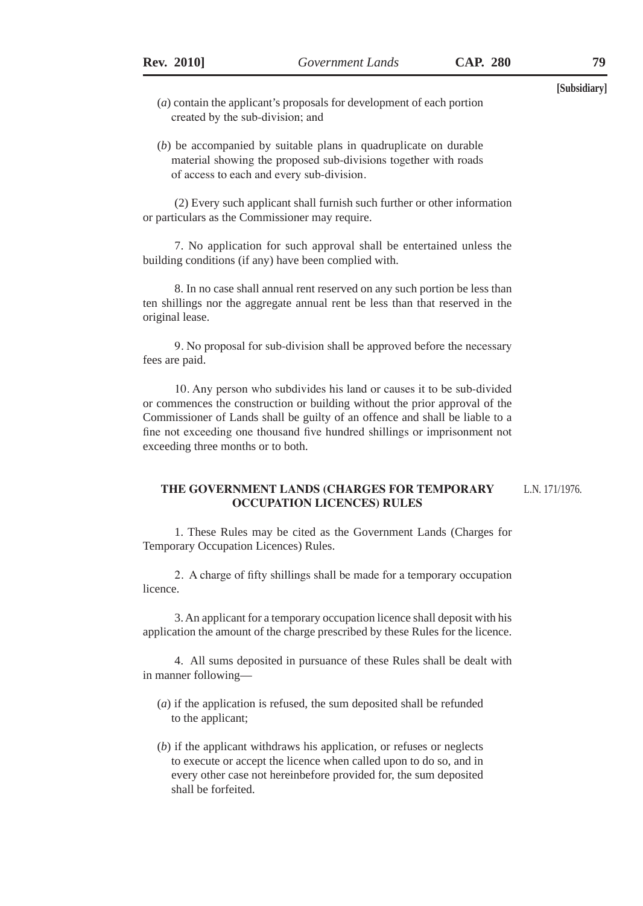(*a*) contain the applicant's proposals for development of each portion created by the sub-division; and

(*b*) be accompanied by suitable plans in quadruplicate on durable material showing the proposed sub-divisions together with roads of access to each and every sub-division.

(2) Every such applicant shall furnish such further or other information or particulars as the Commissioner may require.

7. No application for such approval shall be entertained unless the building conditions (if any) have been complied with.

8. In no case shall annual rent reserved on any such portion be less than ten shillings nor the aggregate annual rent be less than that reserved in the original lease.

9. No proposal for sub-division shall be approved before the necessary fees are paid.

10. Any person who subdivides his land or causes it to be sub-divided or commences the construction or building without the prior approval of the Commissioner of Lands shall be guilty of an offence and shall be liable to a fine not exceeding one thousand five hundred shillings or imprisonment not exceeding three months or to both.

## THE GOVERNMENT LANDS (CHARGES FOR TEMPORARY OCCUPATION LICENCES) RULES

L.N. 171/1976.

1. These Rules may be cited as the Government Lands (Charges for Temporary Occupation Licences) Rules.

2. A charge of fifty shillings shall be made for a temporary occupation licence.

3. An applicant for a temporary occupation licence shall deposit with his application the amount of the charge prescribed by these Rules for the licence.

4. All sums deposited in pursuance of these Rules shall be dealt with in manner following—

(*a*) if the application is refused, the sum deposited shall be refunded to the applicant;

(*b*) if the applicant withdraws his application, or refuses or neglects to execute or accept the licence when called upon to do so, and in every other case not hereinbefore provided for, the sum deposited shall be forfeited.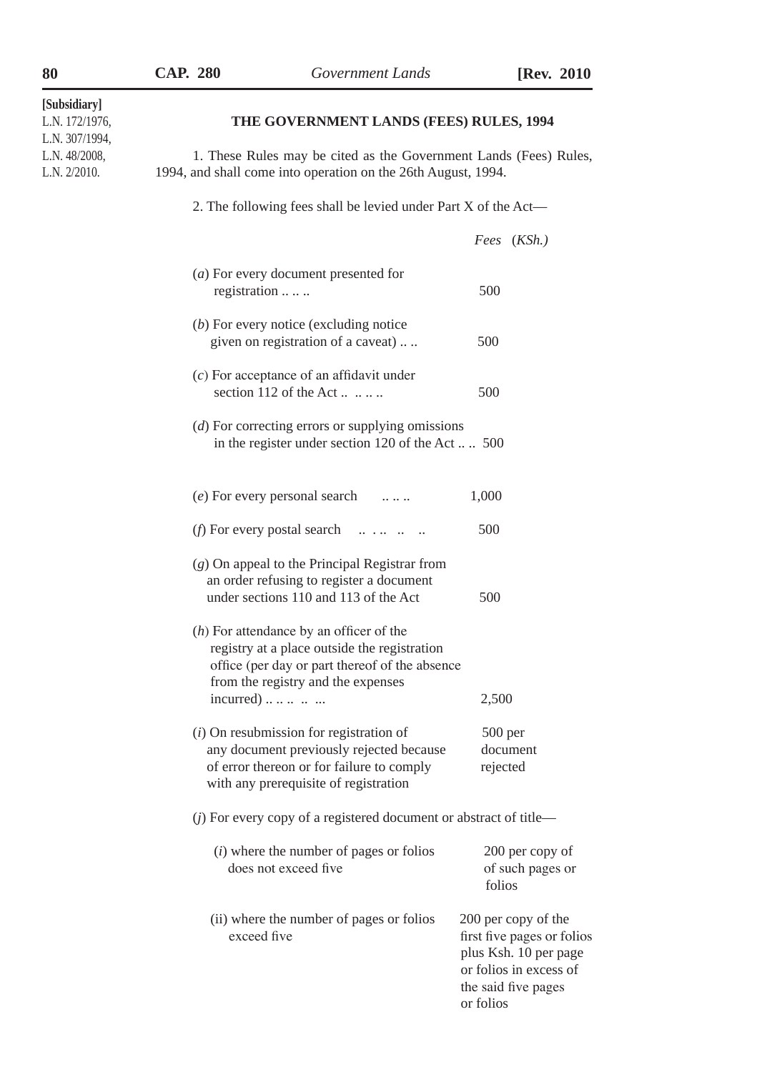[Subsidiary]
L.N. 172/1976,
L.N. 307/1994,
L.N. 48/2008,
L.N. 2/2010.

## THE GOVERNMENT LANDS (FEES) RULES, 1994

1. These Rules may be cited as the Government Lands (Fees) Rules, 1994, and shall come into operation on the 26th August, 1994.

2. The following fees shall be levied under Part X of the Act—

| | *Fees* (*KSh.*) |
|---|---|
| (*a*) For every document presented for registration .. .. .. | 500 |
| (*b*) For every notice (excluding notice given on registration of a caveat) .. .. | 500 |
| (*c*) For acceptance of an affidavit under section 112 of the Act .. .. .. .. | 500 |
| (*d*) For correcting errors or supplying omissions in the register under section 120 of the Act .. .. | 500 |
| (*e*) For every personal search .. .. .. | 1,000 |
| (*f*) For every postal search .. . .. .. .. | 500 |
| (*g*) On appeal to the Principal Registrar from an order refusing to register a document under sections 110 and 113 of the Act | 500 |
| (*h*) For attendance by an officer of the registry at a place outside the registration office (per day or part thereof of the absence from the registry and the expenses incurred) .. .. .. .. ... | 2,500 |
| (*i*) On resubmission for registration of any document previously rejected because of error thereon or for failure to comply with any prerequisite of registration | 500 per document rejected |
| (*j*) For every copy of a registered document or abstract of title— | |
| (*i*) where the number of pages or folios does not exceed five | 200 per copy of of such pages or folios |
| (ii) where the number of pages or folios exceed five | 200 per copy of the first five pages or folios plus Ksh. 10 per page or folios in excess of the said five pages or folios |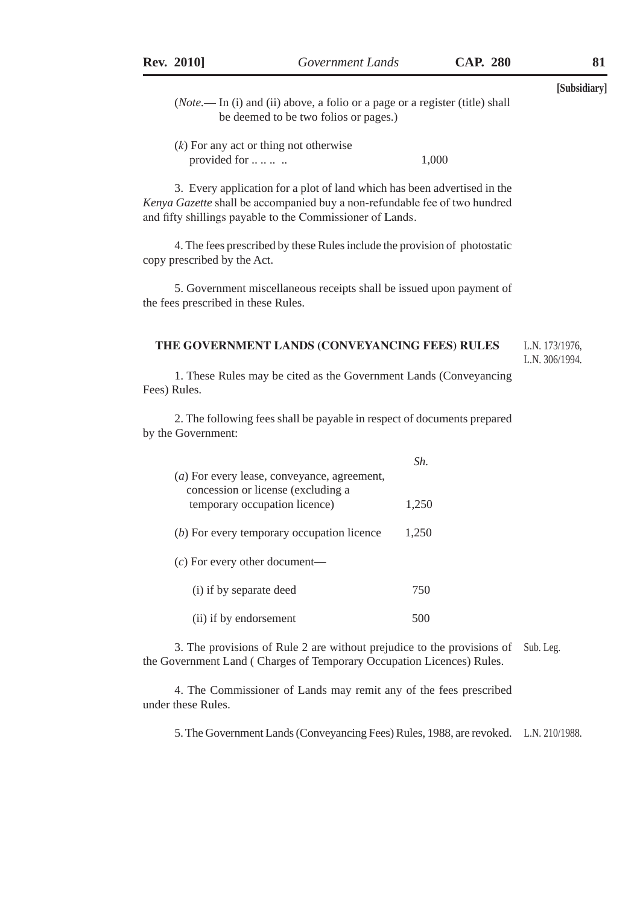[Subsidiary]

(*Note.*— In (i) and (ii) above, a folio or a page or a register (title) shall be deemed to be two folios or pages.)

| | |
|---|---|
| (*k*) For any act or thing not otherwise provided for .. .. .. .. | 1,000 |

3. Every application for a plot of land which has been advertised in the *Kenya Gazette* shall be accompanied buy a non-refundable fee of two hundred and fifty shillings payable to the Commissioner of Lands.

4. The fees prescribed by these Rules include the provision of photostatic copy prescribed by the Act.

5. Government miscellaneous receipts shall be issued upon payment of the fees prescribed in these Rules.

## THE GOVERNMENT LANDS (CONVEYANCING FEES) RULES

L.N. 173/1976, L.N. 306/1994.

1. These Rules may be cited as the Government Lands (Conveyancing Fees) Rules.

2. The following fees shall be payable in respect of documents prepared by the Government:

| | *Sh.* |
|---|---|
| (*a*) For every lease, conveyance, agreement, concession or license (excluding a temporary occupation licence) | 1,250 |
| (*b*) For every temporary occupation licence | 1,250 |
| (*c*) For every other document— | |
| (i) if by separate deed | 750 |
| (ii) if by endorsement | 500 |

3. The provisions of Rule 2 are without prejudice to the provisions of the Government Land ( Charges of Temporary Occupation Licences) Rules. Sub. Leg.

4. The Commissioner of Lands may remit any of the fees prescribed under these Rules.

5. The Government Lands (Conveyancing Fees) Rules, 1988, are revoked. L.N. 210/1988.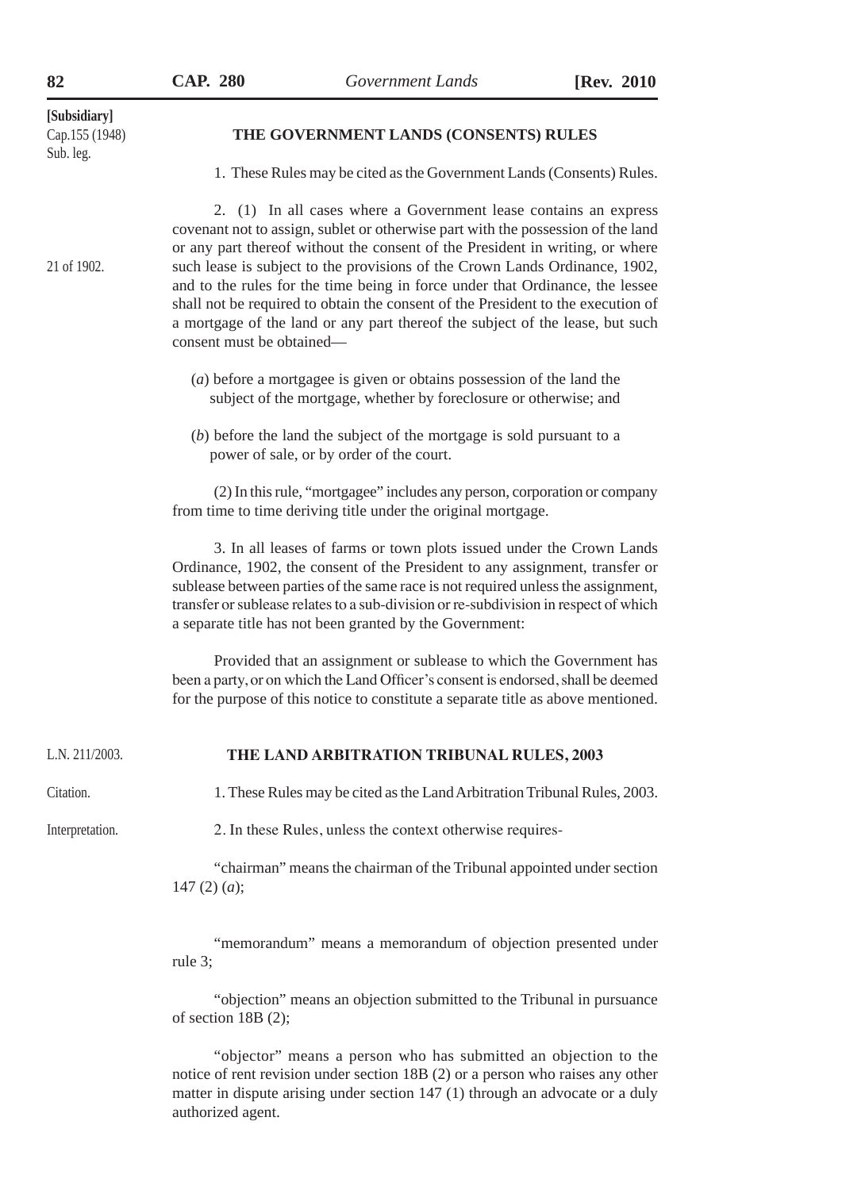[Subsidiary]

Cap.155 (1948)
Sub. leg.

## THE GOVERNMENT LANDS (CONSENTS) RULES

1. These Rules may be cited as the Government Lands (Consents) Rules.

2. (1) In all cases where a Government lease contains an express covenant not to assign, sublet or otherwise part with the possession of the land or any part thereof without the consent of the President in writing, or where such lease is subject to the provisions of the Crown Lands Ordinance, 1902, and to the rules for the time being in force under that Ordinance, the lessee shall not be required to obtain the consent of the President to the execution of a mortgage of the land or any part thereof the subject of the lease, but such consent must be obtained—

21 of 1902.

(*a*) before a mortgagee is given or obtains possession of the land the subject of the mortgage, whether by foreclosure or otherwise; and

(*b*) before the land the subject of the mortgage is sold pursuant to a power of sale, or by order of the court.

(2) In this rule, "mortgagee" includes any person, corporation or company from time to time deriving title under the original mortgage.

3. In all leases of farms or town plots issued under the Crown Lands Ordinance, 1902, the consent of the President to any assignment, transfer or sublease between parties of the same race is not required unless the assignment, transfer or sublease relates to a sub-division or re-subdivision in respect of which a separate title has not been granted by the Government:

Provided that an assignment or sublease to which the Government has been a party, or on which the Land Officer's consent is endorsed, shall be deemed for the purpose of this notice to constitute a separate title as above mentioned.

L.N. 211/2003.

## THE LAND ARBITRATION TRIBUNAL RULES, 2003

Citation.

1. These Rules may be cited as the Land Arbitration Tribunal Rules, 2003.

Interpretation.

2. In these Rules, unless the context otherwise requires-

"chairman" means the chairman of the Tribunal appointed under section 147 (2) (*a*);

"memorandum" means a memorandum of objection presented under rule 3;

"objection" means an objection submitted to the Tribunal in pursuance of section 18B (2);

"objector" means a person who has submitted an objection to the notice of rent revision under section 18B (2) or a person who raises any other matter in dispute arising under section 147 (1) through an advocate or a duly authorized agent.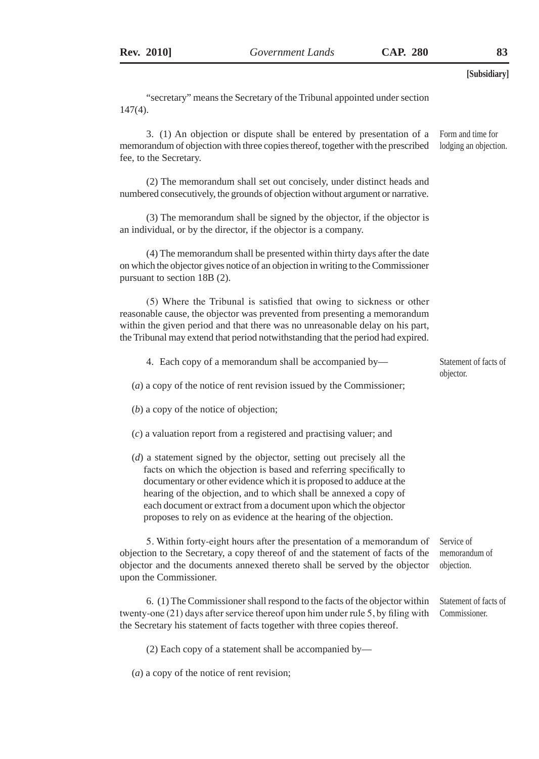"secretary" means the Secretary of the Tribunal appointed under section 147(4).

**Form and time for lodging an objection.**

3. (1) An objection or dispute shall be entered by presentation of a memorandum of objection with three copies thereof, together with the prescribed fee, to the Secretary.

(2) The memorandum shall set out concisely, under distinct heads and numbered consecutively, the grounds of objection without argument or narrative.

(3) The memorandum shall be signed by the objector, if the objector is an individual, or by the director, if the objector is a company.

(4) The memorandum shall be presented within thirty days after the date on which the objector gives notice of an objection in writing to the Commissioner pursuant to section 18B (2).

(5) Where the Tribunal is satisfied that owing to sickness or other reasonable cause, the objector was prevented from presenting a memorandum within the given period and that there was no unreasonable delay on his part, the Tribunal may extend that period notwithstanding that the period had expired.

**Statement of facts of objector.**

4. Each copy of a memorandum shall be accompanied by—

(*a*) a copy of the notice of rent revision issued by the Commissioner;

(*b*) a copy of the notice of objection;

(*c*) a valuation report from a registered and practising valuer; and

(*d*) a statement signed by the objector, setting out precisely all the facts on which the objection is based and referring specifically to documentary or other evidence which it is proposed to adduce at the hearing of the objection, and to which shall be annexed a copy of each document or extract from a document upon which the objector proposes to rely on as evidence at the hearing of the objection.

**Service of memorandum of objection.**

5. Within forty-eight hours after the presentation of a memorandum of objection to the Secretary, a copy thereof of and the statement of facts of the objector and the documents annexed thereto shall be served by the objector upon the Commissioner.

**Statement of facts of Commissioner.**

6. (1) The Commissioner shall respond to the facts of the objector within twenty-one (21) days after service thereof upon him under rule 5, by filing with the Secretary his statement of facts together with three copies thereof.

(2) Each copy of a statement shall be accompanied by—

(*a*) a copy of the notice of rent revision;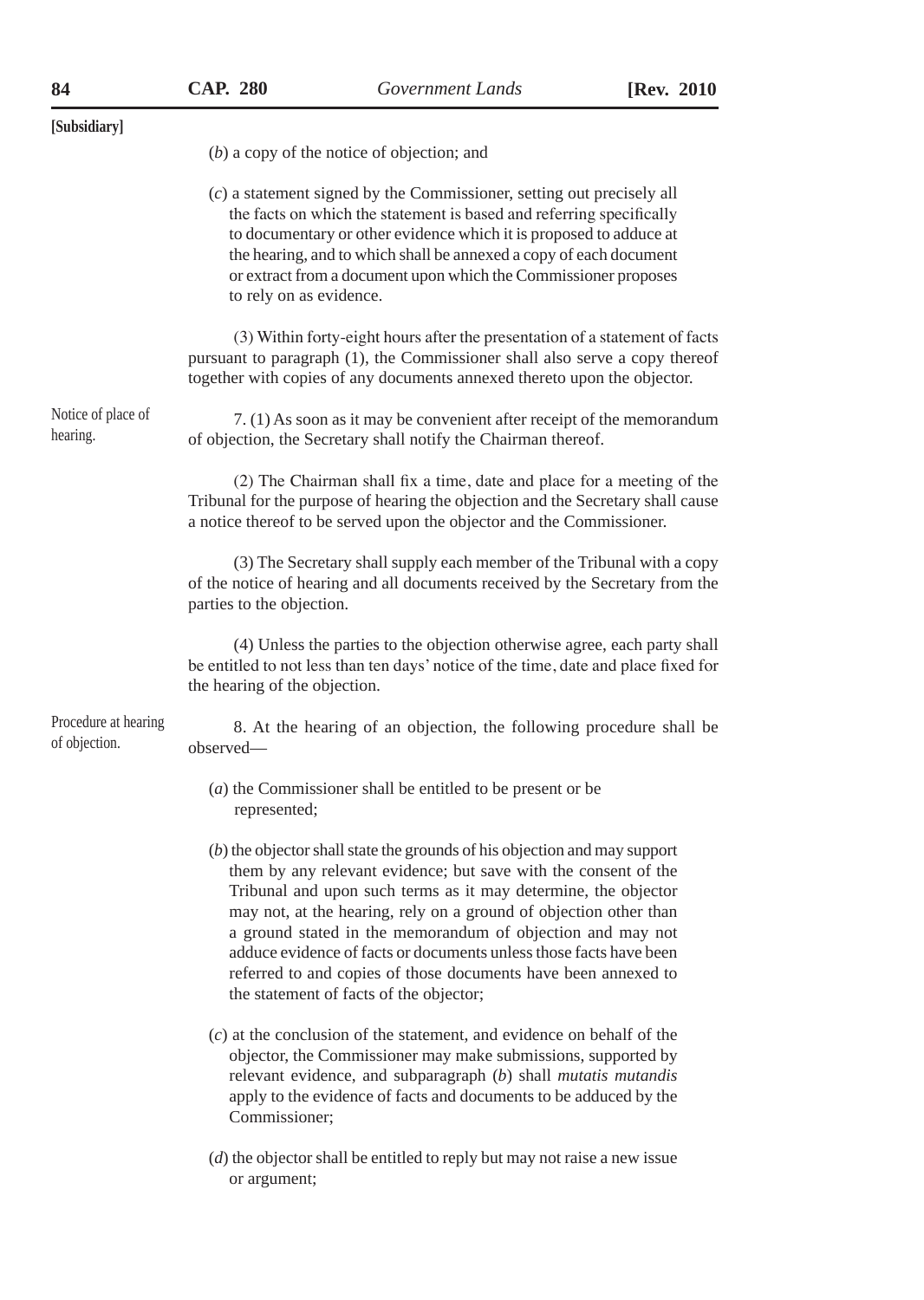[Subsidiary]

(*b*) a copy of the notice of objection; and

(*c*) a statement signed by the Commissioner, setting out precisely all the facts on which the statement is based and referring specifically to documentary or other evidence which it is proposed to adduce at the hearing, and to which shall be annexed a copy of each document or extract from a document upon which the Commissioner proposes to rely on as evidence.

(3) Within forty-eight hours after the presentation of a statement of facts pursuant to paragraph (1), the Commissioner shall also serve a copy thereof together with copies of any documents annexed thereto upon the objector.

Notice of place of hearing.

7. (1) As soon as it may be convenient after receipt of the memorandum of objection, the Secretary shall notify the Chairman thereof.

(2) The Chairman shall fix a time, date and place for a meeting of the Tribunal for the purpose of hearing the objection and the Secretary shall cause a notice thereof to be served upon the objector and the Commissioner.

(3) The Secretary shall supply each member of the Tribunal with a copy of the notice of hearing and all documents received by the Secretary from the parties to the objection.

(4) Unless the parties to the objection otherwise agree, each party shall be entitled to not less than ten days' notice of the time, date and place fixed for the hearing of the objection.

Procedure at hearing of objection.

8. At the hearing of an objection, the following procedure shall be observed—

(*a*) the Commissioner shall be entitled to be present or be represented;

(*b*) the objector shall state the grounds of his objection and may support them by any relevant evidence; but save with the consent of the Tribunal and upon such terms as it may determine, the objector may not, at the hearing, rely on a ground of objection other than a ground stated in the memorandum of objection and may not adduce evidence of facts or documents unless those facts have been referred to and copies of those documents have been annexed to the statement of facts of the objector;

(*c*) at the conclusion of the statement, and evidence on behalf of the objector, the Commissioner may make submissions, supported by relevant evidence, and subparagraph (*b*) shall *mutatis mutandis* apply to the evidence of facts and documents to be adduced by the Commissioner;

(*d*) the objector shall be entitled to reply but may not raise a new issue or argument;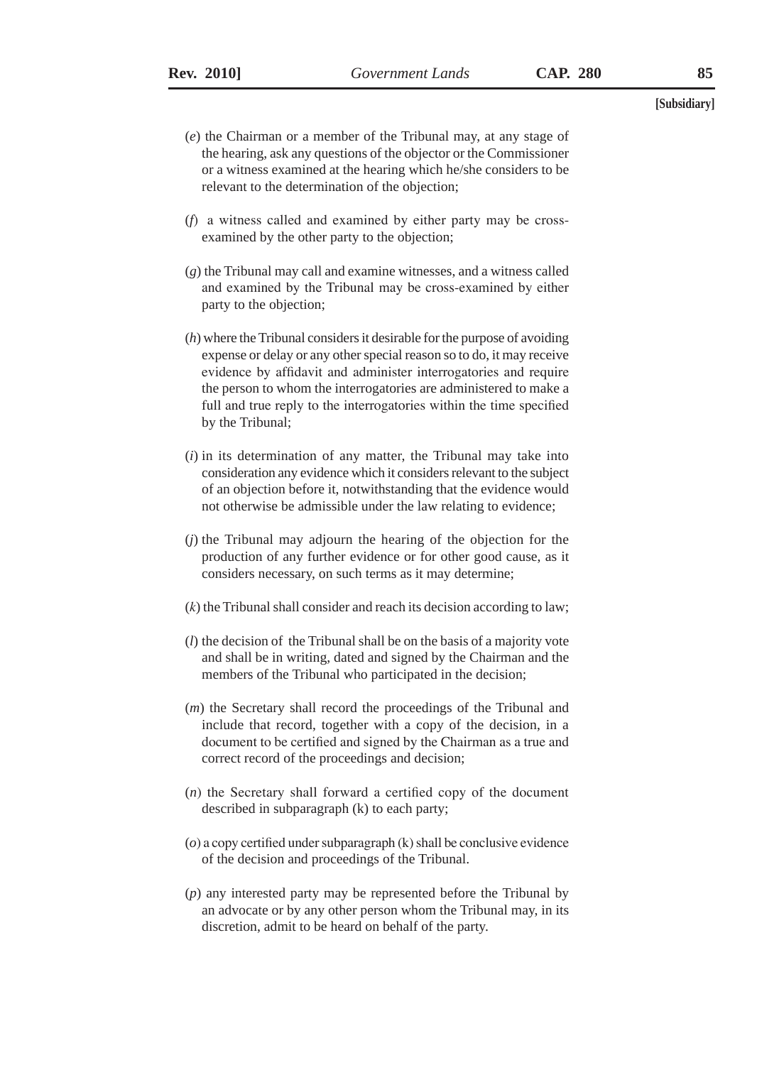(*e*) the Chairman or a member of the Tribunal may, at any stage of the hearing, ask any questions of the objector or the Commissioner or a witness examined at the hearing which he/she considers to be relevant to the determination of the objection;

(*f*) a witness called and examined by either party may be cross-examined by the other party to the objection;

(*g*) the Tribunal may call and examine witnesses, and a witness called and examined by the Tribunal may be cross-examined by either party to the objection;

(*h*) where the Tribunal considers it desirable for the purpose of avoiding expense or delay or any other special reason so to do, it may receive evidence by affidavit and administer interrogatories and require the person to whom the interrogatories are administered to make a full and true reply to the interrogatories within the time specified by the Tribunal;

(*i*) in its determination of any matter, the Tribunal may take into consideration any evidence which it considers relevant to the subject of an objection before it, notwithstanding that the evidence would not otherwise be admissible under the law relating to evidence;

(*j*) the Tribunal may adjourn the hearing of the objection for the production of any further evidence or for other good cause, as it considers necessary, on such terms as it may determine;

(*k*) the Tribunal shall consider and reach its decision according to law;

(*l*) the decision of the Tribunal shall be on the basis of a majority vote and shall be in writing, dated and signed by the Chairman and the members of the Tribunal who participated in the decision;

(*m*) the Secretary shall record the proceedings of the Tribunal and include that record, together with a copy of the decision, in a document to be certified and signed by the Chairman as a true and correct record of the proceedings and decision;

(*n*) the Secretary shall forward a certified copy of the document described in subparagraph (k) to each party;

(*o*) a copy certified under subparagraph (k) shall be conclusive evidence of the decision and proceedings of the Tribunal.

(*p*) any interested party may be represented before the Tribunal by an advocate or by any other person whom the Tribunal may, in its discretion, admit to be heard on behalf of the party.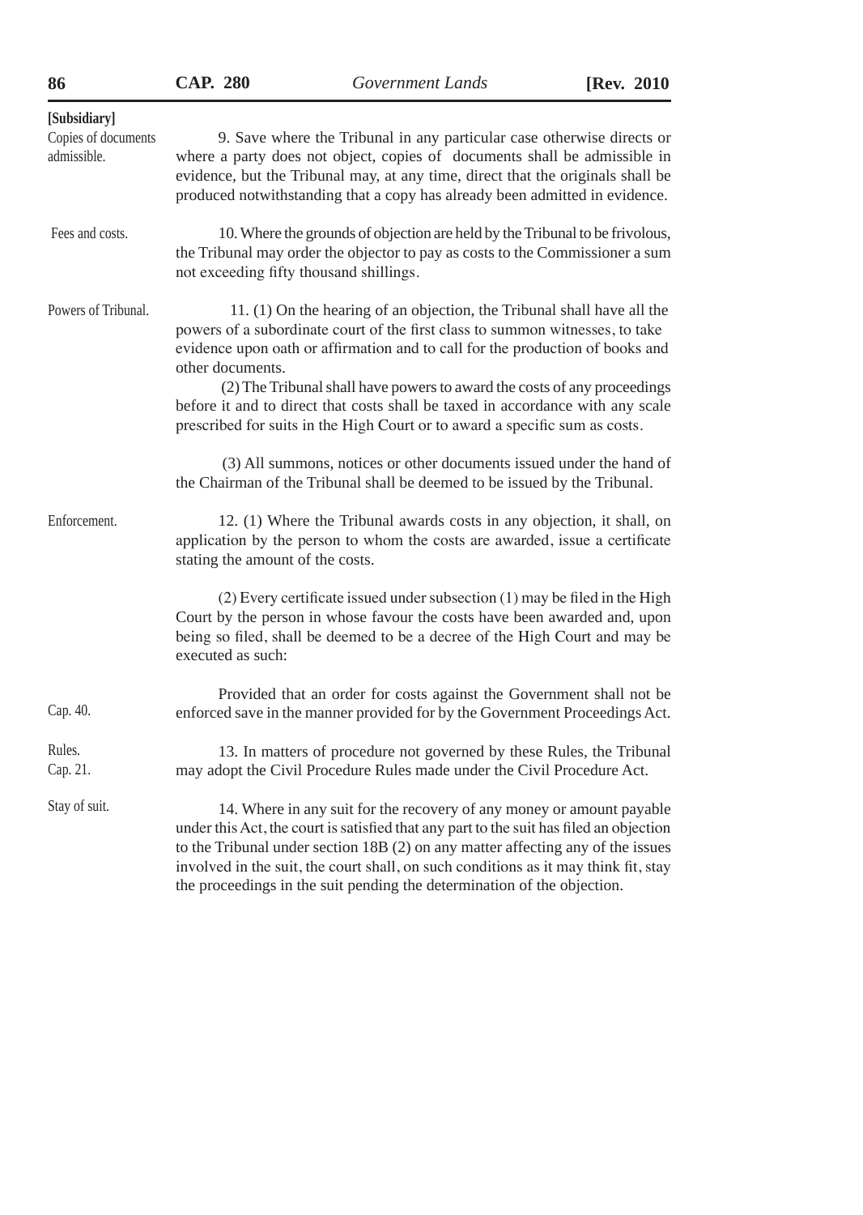[Subsidiary]

**Copies of documents admissible.**

9. Save where the Tribunal in any particular case otherwise directs or where a party does not object, copies of documents shall be admissible in evidence, but the Tribunal may, at any time, direct that the originals shall be produced notwithstanding that a copy has already been admitted in evidence.

**Fees and costs.**

10. Where the grounds of objection are held by the Tribunal to be frivolous, the Tribunal may order the objector to pay as costs to the Commissioner a sum not exceeding fifty thousand shillings.

**Powers of Tribunal.**

11. (1) On the hearing of an objection, the Tribunal shall have all the powers of a subordinate court of the first class to summon witnesses, to take evidence upon oath or affirmation and to call for the production of books and other documents.

(2) The Tribunal shall have powers to award the costs of any proceedings before it and to direct that costs shall be taxed in accordance with any scale prescribed for suits in the High Court or to award a specific sum as costs.

(3) All summons, notices or other documents issued under the hand of the Chairman of the Tribunal shall be deemed to be issued by the Tribunal.

**Enforcement.**

12. (1) Where the Tribunal awards costs in any objection, it shall, on application by the person to whom the costs are awarded, issue a certificate stating the amount of the costs.

(2) Every certificate issued under subsection (1) may be filed in the High Court by the person in whose favour the costs have been awarded and, upon being so filed, shall be deemed to be a decree of the High Court and may be executed as such:

Cap. 40.

Provided that an order for costs against the Government shall not be enforced save in the manner provided for by the Government Proceedings Act.

**Rules.**
Cap. 21.

13. In matters of procedure not governed by these Rules, the Tribunal may adopt the Civil Procedure Rules made under the Civil Procedure Act.

**Stay of suit.**

14. Where in any suit for the recovery of any money or amount payable under this Act, the court is satisfied that any part to the suit has filed an objection to the Tribunal under section 18B (2) on any matter affecting any of the issues involved in the suit, the court shall, on such conditions as it may think fit, stay the proceedings in the suit pending the determination of the objection.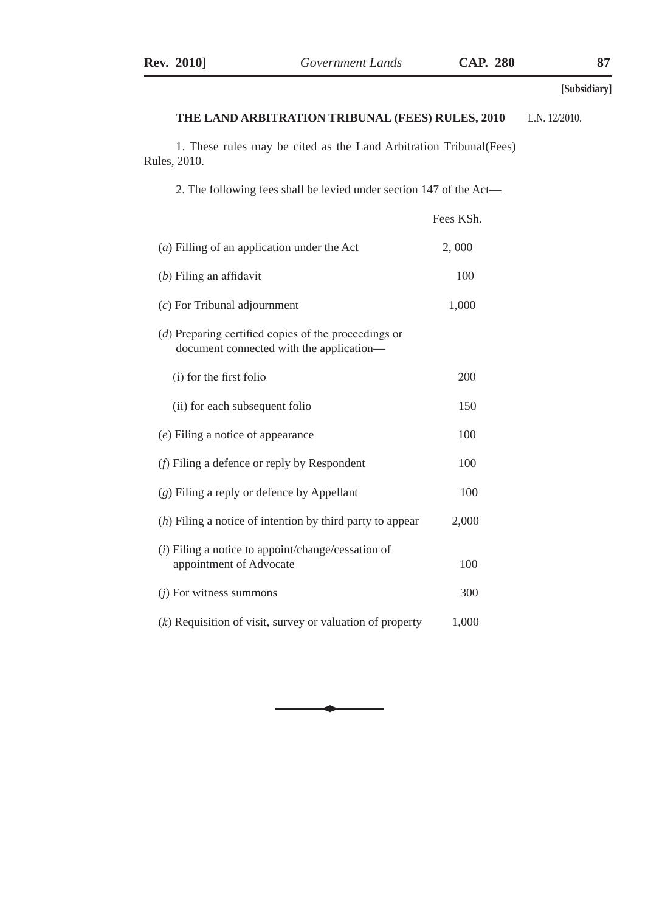[Subsidiary]

## THE LAND ARBITRATION TRIBUNAL (FEES) RULES, 2010

L.N. 12/2010.

1. These rules may be cited as the Land Arbitration Tribunal(Fees) Rules, 2010.

2. The following fees shall be levied under section 147 of the Act—

| | Fees KSh. |
|---|---|
| (*a*) Filling of an application under the Act | 2, 000 |
| (*b*) Filing an affidavit | 100 |
| (*c*) For Tribunal adjournment | 1,000 |
| (*d*) Preparing certified copies of the proceedings or document connected with the application— | |
| (i) for the first folio | 200 |
| (ii) for each subsequent folio | 150 |
| (*e*) Filing a notice of appearance | 100 |
| (*f*) Filing a defence or reply by Respondent | 100 |
| (*g*) Filing a reply or defence by Appellant | 100 |
| (*h*) Filing a notice of intention by third party to appear | 2,000 |
| (*i*) Filing a notice to appoint/change/cessation of appointment of Advocate | 100 |
| (*j*) For witness summons | 300 |
| (*k*) Requisition of visit, survey or valuation of property | 1,000 |